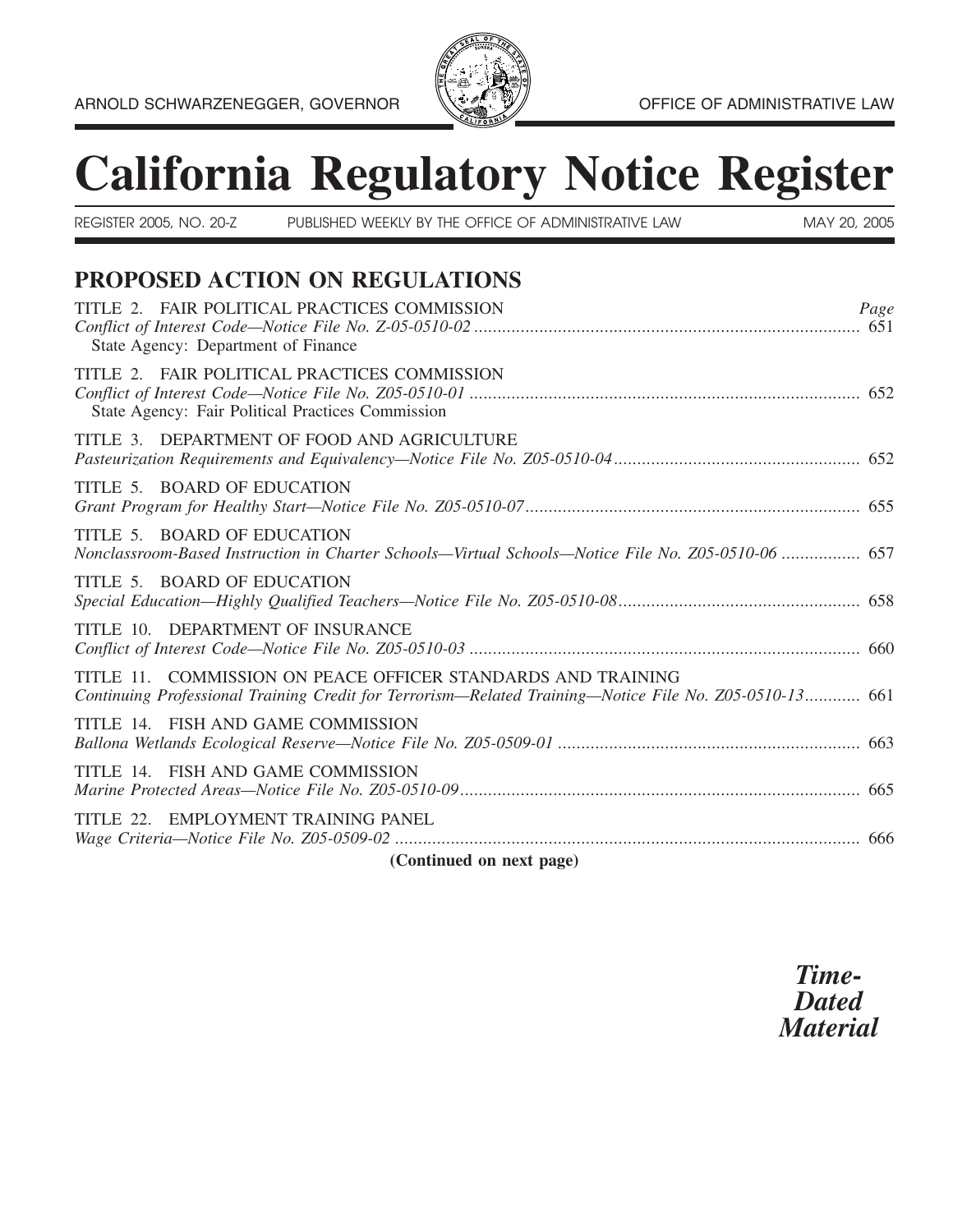ARNOLD SCHWARZENEGGER, GOVERNOR OFFICE OF ADMINISTRATIVE LAW

# California Regulatory Notice Register

REGISTER 2005, NO. 20-Z PUBLISHED WEEKLY BY THE OFFICE OF ADMINISTRATIVE LAW MAY 20, 2005

## PROPOSED ACTION ON REGULATIONS

| | *Page* |
|---|---|
| TITLE 2. FAIR POLITICAL PRACTICES COMMISSION<br>*Conflict of Interest Code—Notice File No. Z-05-0510-02*<br>State Agency: Department of Finance | 651 |
| TITLE 2. FAIR POLITICAL PRACTICES COMMISSION<br>*Conflict of Interest Code—Notice File No. Z05-0510-01*<br>State Agency: Fair Political Practices Commission | 652 |
| TITLE 3. DEPARTMENT OF FOOD AND AGRICULTURE<br>*Pasteurization Requirements and Equivalency—Notice File No. Z05-0510-04* | 652 |
| TITLE 5. BOARD OF EDUCATION<br>*Grant Program for Healthy Start—Notice File No. Z05-0510-07* | 655 |
| TITLE 5. BOARD OF EDUCATION<br>*Nonclassroom-Based Instruction in Charter Schools—Virtual Schools—Notice File No. Z05-0510-06* | 657 |
| TITLE 5. BOARD OF EDUCATION<br>*Special Education—Highly Qualified Teachers—Notice File No. Z05-0510-08* | 658 |
| TITLE 10. DEPARTMENT OF INSURANCE<br>*Conflict of Interest Code—Notice File No. Z05-0510-03* | 660 |
| TITLE 11. COMMISSION ON PEACE OFFICER STANDARDS AND TRAINING<br>*Continuing Professional Training Credit for Terrorism—Related Training—Notice File No. Z05-0510-13* | 661 |
| TITLE 14. FISH AND GAME COMMISSION<br>*Ballona Wetlands Ecological Reserve—Notice File No. Z05-0509-01* | 663 |
| TITLE 14. FISH AND GAME COMMISSION<br>*Marine Protected Areas—Notice File No. Z05-0510-09* | 665 |
| TITLE 22. EMPLOYMENT TRAINING PANEL<br>*Wage Criteria—Notice File No. Z05-0509-02* | 666 |

**(Continued on next page)**

***Time-Dated Material***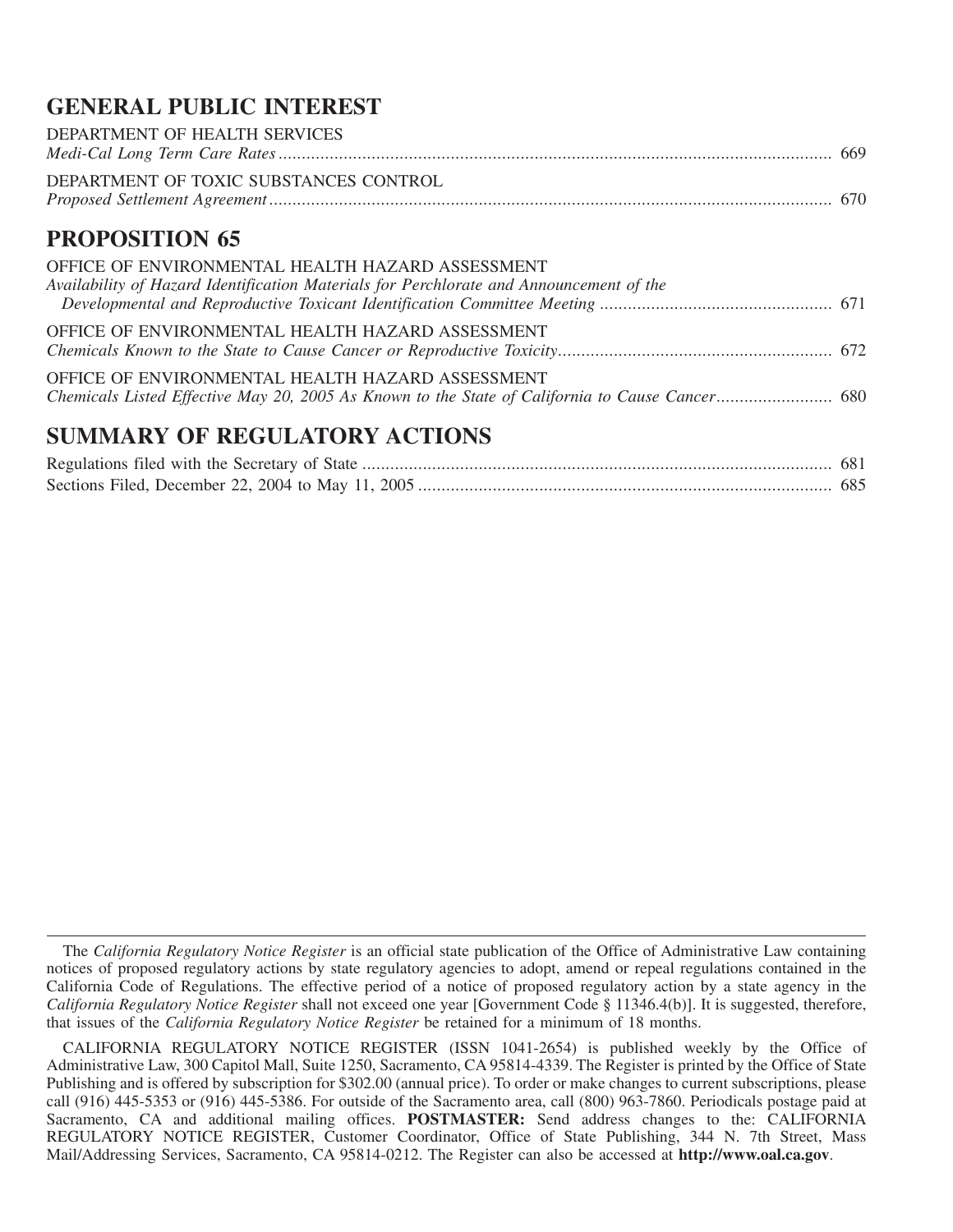## GENERAL PUBLIC INTEREST

DEPARTMENT OF HEALTH SERVICES
*Medi-Cal Long Term Care Rates* ........................................................................................................................ 669

DEPARTMENT OF TOXIC SUBSTANCES CONTROL
*Proposed Settlement Agreement* ......................................................................................................................... 670

## PROPOSITION 65

OFFICE OF ENVIRONMENTAL HEALTH HAZARD ASSESSMENT
*Availability of Hazard Identification Materials for Perchlorate and Announcement of the Developmental and Reproductive Toxicant Identification Committee Meeting* .................................................. 671

OFFICE OF ENVIRONMENTAL HEALTH HAZARD ASSESSMENT
*Chemicals Known to the State to Cause Cancer or Reproductive Toxicity*........................................................... 672

OFFICE OF ENVIRONMENTAL HEALTH HAZARD ASSESSMENT
*Chemicals Listed Effective May 20, 2005 As Known to the State of California to Cause Cancer*......................... 680

## SUMMARY OF REGULATORY ACTIONS

Regulations filed with the Secretary of State ..................................................................................................... 681
Sections Filed, December 22, 2004 to May 11, 2005 ......................................................................................... 685

---

The *California Regulatory Notice Register* is an official state publication of the Office of Administrative Law containing notices of proposed regulatory actions by state regulatory agencies to adopt, amend or repeal regulations contained in the California Code of Regulations. The effective period of a notice of proposed regulatory action by a state agency in the *California Regulatory Notice Register* shall not exceed one year [Government Code § 11346.4(b)]. It is suggested, therefore, that issues of the *California Regulatory Notice Register* be retained for a minimum of 18 months.

CALIFORNIA REGULATORY NOTICE REGISTER (ISSN 1041-2654) is published weekly by the Office of Administrative Law, 300 Capitol Mall, Suite 1250, Sacramento, CA 95814-4339. The Register is printed by the Office of State Publishing and is offered by subscription for $302.00 (annual price). To order or make changes to current subscriptions, please call (916) 445-5353 or (916) 445-5386. For outside of the Sacramento area, call (800) 963-7860. Periodicals postage paid at Sacramento, CA and additional mailing offices. **POSTMASTER:** Send address changes to the: CALIFORNIA REGULATORY NOTICE REGISTER, Customer Coordinator, Office of State Publishing, 344 N. 7th Street, Mass Mail/Addressing Services, Sacramento, CA 95814-0212. The Register can also be accessed at **http://www.oal.ca.gov**.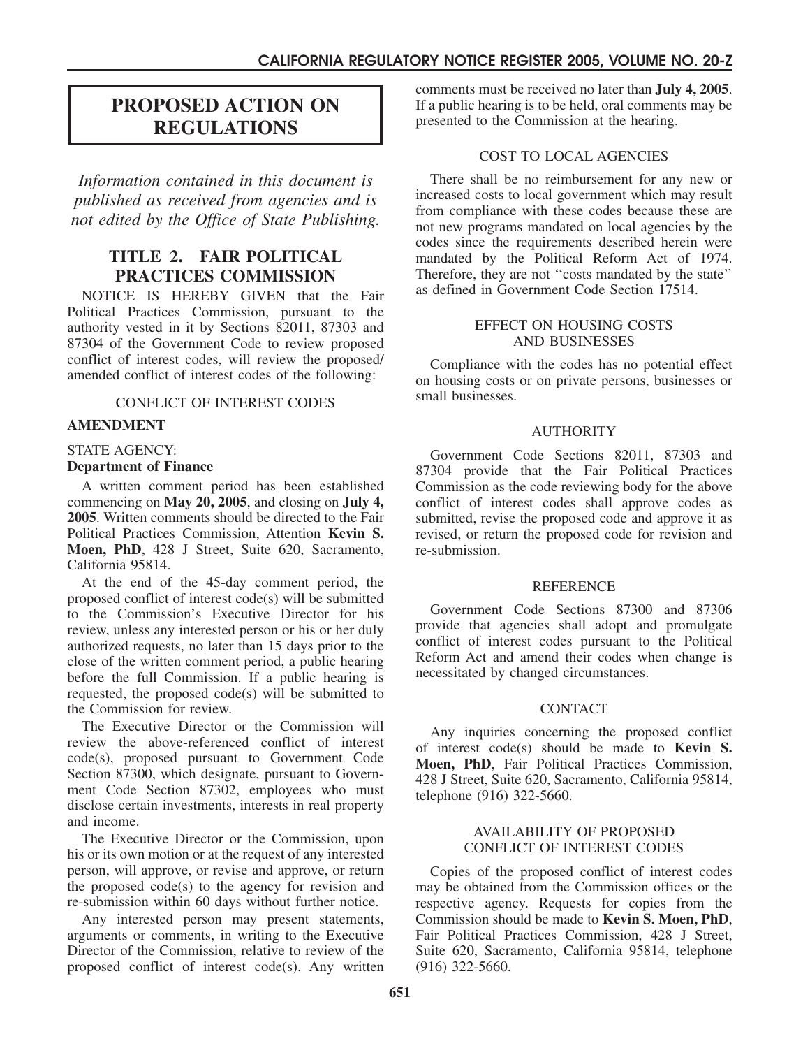# PROPOSED ACTION ON REGULATIONS

*Information contained in this document is published as received from agencies and is not edited by the Office of State Publishing.*

## TITLE 2. FAIR POLITICAL PRACTICES COMMISSION

NOTICE IS HEREBY GIVEN that the Fair Political Practices Commission, pursuant to the authority vested in it by Sections 82011, 87303 and 87304 of the Government Code to review proposed conflict of interest codes, will review the proposed/ amended conflict of interest codes of the following:

CONFLICT OF INTEREST CODES

**AMENDMENT**

STATE AGENCY:
**Department of Finance**

A written comment period has been established commencing on **May 20, 2005**, and closing on **July 4, 2005**. Written comments should be directed to the Fair Political Practices Commission, Attention **Kevin S. Moen, PhD**, 428 J Street, Suite 620, Sacramento, California 95814.

At the end of the 45-day comment period, the proposed conflict of interest code(s) will be submitted to the Commission's Executive Director for his review, unless any interested person or his or her duly authorized requests, no later than 15 days prior to the close of the written comment period, a public hearing before the full Commission. If a public hearing is requested, the proposed code(s) will be submitted to the Commission for review.

The Executive Director or the Commission will review the above-referenced conflict of interest code(s), proposed pursuant to Government Code Section 87300, which designate, pursuant to Government Code Section 87302, employees who must disclose certain investments, interests in real property and income.

The Executive Director or the Commission, upon his or its own motion or at the request of any interested person, will approve, or revise and approve, or return the proposed code(s) to the agency for revision and re-submission within 60 days without further notice.

Any interested person may present statements, arguments or comments, in writing to the Executive Director of the Commission, relative to review of the proposed conflict of interest code(s). Any written comments must be received no later than **July 4, 2005**. If a public hearing is to be held, oral comments may be presented to the Commission at the hearing.

COST TO LOCAL AGENCIES

There shall be no reimbursement for any new or increased costs to local government which may result from compliance with these codes because these are not new programs mandated on local agencies by the codes since the requirements described herein were mandated by the Political Reform Act of 1974. Therefore, they are not "costs mandated by the state" as defined in Government Code Section 17514.

EFFECT ON HOUSING COSTS AND BUSINESSES

Compliance with the codes has no potential effect on housing costs or on private persons, businesses or small businesses.

AUTHORITY

Government Code Sections 82011, 87303 and 87304 provide that the Fair Political Practices Commission as the code reviewing body for the above conflict of interest codes shall approve codes as submitted, revise the proposed code and approve it as revised, or return the proposed code for revision and re-submission.

REFERENCE

Government Code Sections 87300 and 87306 provide that agencies shall adopt and promulgate conflict of interest codes pursuant to the Political Reform Act and amend their codes when change is necessitated by changed circumstances.

CONTACT

Any inquiries concerning the proposed conflict of interest code(s) should be made to **Kevin S. Moen, PhD**, Fair Political Practices Commission, 428 J Street, Suite 620, Sacramento, California 95814, telephone (916) 322-5660.

AVAILABILITY OF PROPOSED CONFLICT OF INTEREST CODES

Copies of the proposed conflict of interest codes may be obtained from the Commission offices or the respective agency. Requests for copies from the Commission should be made to **Kevin S. Moen, PhD**, Fair Political Practices Commission, 428 J Street, Suite 620, Sacramento, California 95814, telephone (916) 322-5660.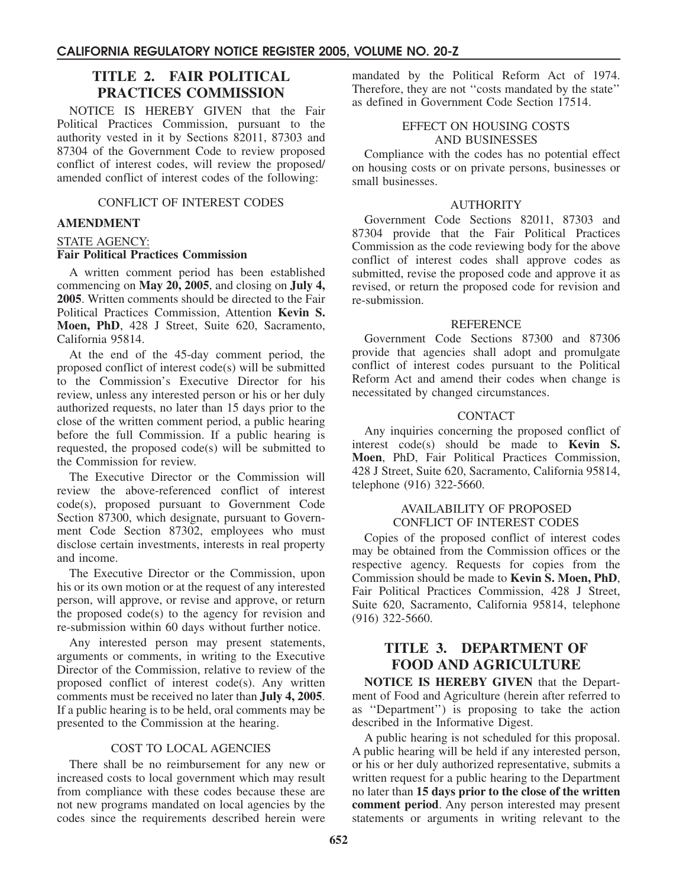## TITLE 2. FAIR POLITICAL PRACTICES COMMISSION

NOTICE IS HEREBY GIVEN that the Fair Political Practices Commission, pursuant to the authority vested in it by Sections 82011, 87303 and 87304 of the Government Code to review proposed conflict of interest codes, will review the proposed/amended conflict of interest codes of the following:

CONFLICT OF INTEREST CODES

**AMENDMENT**

STATE AGENCY:
**Fair Political Practices Commission**

A written comment period has been established commencing on **May 20, 2005**, and closing on **July 4, 2005**. Written comments should be directed to the Fair Political Practices Commission, Attention **Kevin S. Moen, PhD**, 428 J Street, Suite 620, Sacramento, California 95814.

At the end of the 45-day comment period, the proposed conflict of interest code(s) will be submitted to the Commission's Executive Director for his review, unless any interested person or his or her duly authorized requests, no later than 15 days prior to the close of the written comment period, a public hearing before the full Commission. If a public hearing is requested, the proposed code(s) will be submitted to the Commission for review.

The Executive Director or the Commission will review the above-referenced conflict of interest code(s), proposed pursuant to Government Code Section 87300, which designate, pursuant to Government Code Section 87302, employees who must disclose certain investments, interests in real property and income.

The Executive Director or the Commission, upon his or its own motion or at the request of any interested person, will approve, or revise and approve, or return the proposed code(s) to the agency for revision and re-submission within 60 days without further notice.

Any interested person may present statements, arguments or comments, in writing to the Executive Director of the Commission, relative to review of the proposed conflict of interest code(s). Any written comments must be received no later than **July 4, 2005**. If a public hearing is to be held, oral comments may be presented to the Commission at the hearing.

COST TO LOCAL AGENCIES

There shall be no reimbursement for any new or increased costs to local government which may result from compliance with these codes because these are not new programs mandated on local agencies by the codes since the requirements described herein were mandated by the Political Reform Act of 1974. Therefore, they are not "costs mandated by the state" as defined in Government Code Section 17514.

EFFECT ON HOUSING COSTS AND BUSINESSES

Compliance with the codes has no potential effect on housing costs or on private persons, businesses or small businesses.

AUTHORITY

Government Code Sections 82011, 87303 and 87304 provide that the Fair Political Practices Commission as the code reviewing body for the above conflict of interest codes shall approve codes as submitted, revise the proposed code and approve it as revised, or return the proposed code for revision and re-submission.

REFERENCE

Government Code Sections 87300 and 87306 provide that agencies shall adopt and promulgate conflict of interest codes pursuant to the Political Reform Act and amend their codes when change is necessitated by changed circumstances.

CONTACT

Any inquiries concerning the proposed conflict of interest code(s) should be made to **Kevin S. Moen**, PhD, Fair Political Practices Commission, 428 J Street, Suite 620, Sacramento, California 95814, telephone (916) 322-5660.

AVAILABILITY OF PROPOSED CONFLICT OF INTEREST CODES

Copies of the proposed conflict of interest codes may be obtained from the Commission offices or the respective agency. Requests for copies from the Commission should be made to **Kevin S. Moen, PhD**, Fair Political Practices Commission, 428 J Street, Suite 620, Sacramento, California 95814, telephone (916) 322-5660.

## TITLE 3. DEPARTMENT OF FOOD AND AGRICULTURE

**NOTICE IS HEREBY GIVEN** that the Department of Food and Agriculture (herein after referred to as "Department") is proposing to take the action described in the Informative Digest.

A public hearing is not scheduled for this proposal. A public hearing will be held if any interested person, or his or her duly authorized representative, submits a written request for a public hearing to the Department no later than **15 days prior to the close of the written comment period**. Any person interested may present statements or arguments in writing relevant to the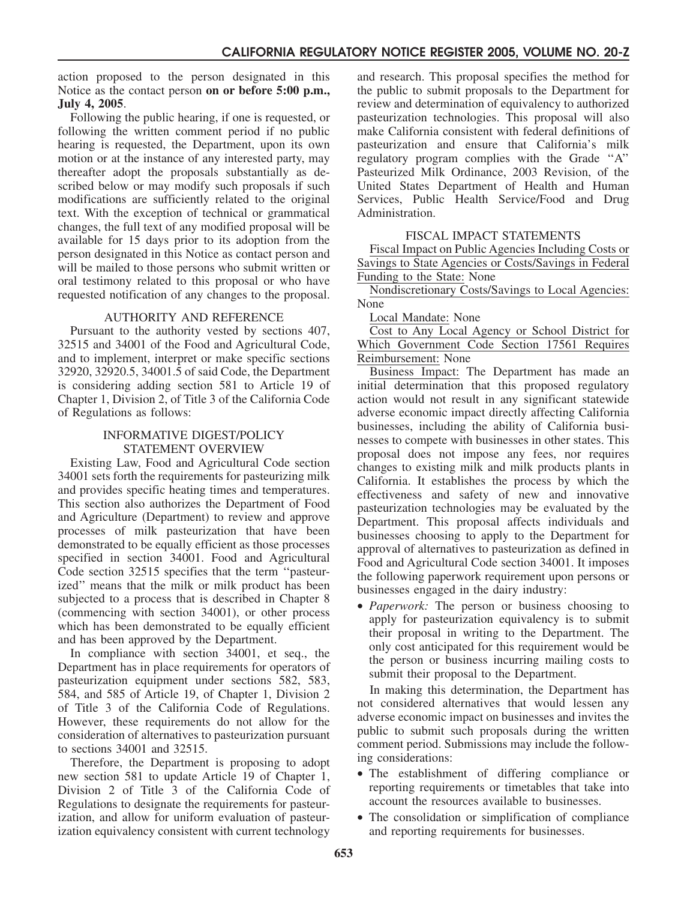action proposed to the person designated in this Notice as the contact person **on or before 5:00 p.m., July 4, 2005**.

Following the public hearing, if one is requested, or following the written comment period if no public hearing is requested, the Department, upon its own motion or at the instance of any interested party, may thereafter adopt the proposals substantially as described below or may modify such proposals if such modifications are sufficiently related to the original text. With the exception of technical or grammatical changes, the full text of any modified proposal will be available for 15 days prior to its adoption from the person designated in this Notice as contact person and will be mailed to those persons who submit written or oral testimony related to this proposal or who have requested notification of any changes to the proposal.

### AUTHORITY AND REFERENCE

Pursuant to the authority vested by sections 407, 32515 and 34001 of the Food and Agricultural Code, and to implement, interpret or make specific sections 32920, 32920.5, 34001.5 of said Code, the Department is considering adding section 581 to Article 19 of Chapter 1, Division 2, of Title 3 of the California Code of Regulations as follows:

### INFORMATIVE DIGEST/POLICY STATEMENT OVERVIEW

Existing Law, Food and Agricultural Code section 34001 sets forth the requirements for pasteurizing milk and provides specific heating times and temperatures. This section also authorizes the Department of Food and Agriculture (Department) to review and approve processes of milk pasteurization that have been demonstrated to be equally efficient as those processes specified in section 34001. Food and Agricultural Code section 32515 specifies that the term "pasteurized" means that the milk or milk product has been subjected to a process that is described in Chapter 8 (commencing with section 34001), or other process which has been demonstrated to be equally efficient and has been approved by the Department.

In compliance with section 34001, et seq., the Department has in place requirements for operators of pasteurization equipment under sections 582, 583, 584, and 585 of Article 19, of Chapter 1, Division 2 of Title 3 of the California Code of Regulations. However, these requirements do not allow for the consideration of alternatives to pasteurization pursuant to sections 34001 and 32515.

Therefore, the Department is proposing to adopt new section 581 to update Article 19 of Chapter 1, Division 2 of Title 3 of the California Code of Regulations to designate the requirements for pasteurization, and allow for uniform evaluation of pasteurization equivalency consistent with current technology and research. This proposal specifies the method for the public to submit proposals to the Department for review and determination of equivalency to authorized pasteurization technologies. This proposal will also make California consistent with federal definitions of pasteurization and ensure that California's milk regulatory program complies with the Grade "A" Pasteurized Milk Ordinance, 2003 Revision, of the United States Department of Health and Human Services, Public Health Service/Food and Drug Administration.

### FISCAL IMPACT STATEMENTS

Fiscal Impact on Public Agencies Including Costs or Savings to State Agencies or Costs/Savings in Federal Funding to the State: None

Nondiscretionary Costs/Savings to Local Agencies: None

Local Mandate: None

Cost to Any Local Agency or School District for Which Government Code Section 17561 Requires Reimbursement: None

Business Impact: The Department has made an initial determination that this proposed regulatory action would not result in any significant statewide adverse economic impact directly affecting California businesses, including the ability of California businesses to compete with businesses in other states. This proposal does not impose any fees, nor requires changes to existing milk and milk products plants in California. It establishes the process by which the effectiveness and safety of new and innovative pasteurization technologies may be evaluated by the Department. This proposal affects individuals and businesses choosing to apply to the Department for approval of alternatives to pasteurization as defined in Food and Agricultural Code section 34001. It imposes the following paperwork requirement upon persons or businesses engaged in the dairy industry:

- *Paperwork:* The person or business choosing to apply for pasteurization equivalency is to submit their proposal in writing to the Department. The only cost anticipated for this requirement would be the person or business incurring mailing costs to submit their proposal to the Department.

In making this determination, the Department has not considered alternatives that would lessen any adverse economic impact on businesses and invites the public to submit such proposals during the written comment period. Submissions may include the following considerations:

- The establishment of differing compliance or reporting requirements or timetables that take into account the resources available to businesses.
- The consolidation or simplification of compliance and reporting requirements for businesses.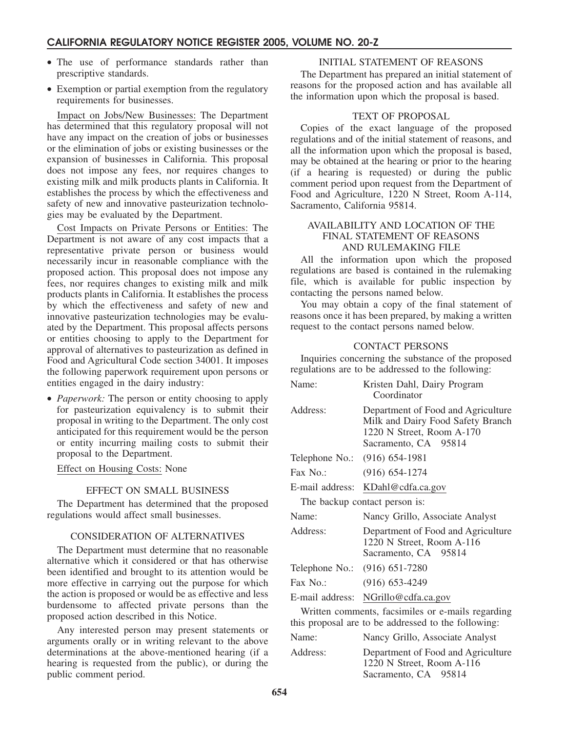- The use of performance standards rather than prescriptive standards.
- Exemption or partial exemption from the regulatory requirements for businesses.

Impact on Jobs/New Businesses: The Department has determined that this regulatory proposal will not have any impact on the creation of jobs or businesses or the elimination of jobs or existing businesses or the expansion of businesses in California. This proposal does not impose any fees, nor requires changes to existing milk and milk products plants in California. It establishes the process by which the effectiveness and safety of new and innovative pasteurization technologies may be evaluated by the Department.

Cost Impacts on Private Persons or Entities: The Department is not aware of any cost impacts that a representative private person or business would necessarily incur in reasonable compliance with the proposed action. This proposal does not impose any fees, nor requires changes to existing milk and milk products plants in California. It establishes the process by which the effectiveness and safety of new and innovative pasteurization technologies may be evaluated by the Department. This proposal affects persons or entities choosing to apply to the Department for approval of alternatives to pasteurization as defined in Food and Agricultural Code section 34001. It imposes the following paperwork requirement upon persons or entities engaged in the dairy industry:

- *Paperwork:* The person or entity choosing to apply for pasteurization equivalency is to submit their proposal in writing to the Department. The only cost anticipated for this requirement would be the person or entity incurring mailing costs to submit their proposal to the Department.

Effect on Housing Costs: None

## EFFECT ON SMALL BUSINESS

The Department has determined that the proposed regulations would affect small businesses.

## CONSIDERATION OF ALTERNATIVES

The Department must determine that no reasonable alternative which it considered or that has otherwise been identified and brought to its attention would be more effective in carrying out the purpose for which the action is proposed or would be as effective and less burdensome to affected private persons than the proposed action described in this Notice.

Any interested person may present statements or arguments orally or in writing relevant to the above determinations at the above-mentioned hearing (if a hearing is requested from the public), or during the public comment period.

## INITIAL STATEMENT OF REASONS

The Department has prepared an initial statement of reasons for the proposed action and has available all the information upon which the proposal is based.

## TEXT OF PROPOSAL

Copies of the exact language of the proposed regulations and of the initial statement of reasons, and all the information upon which the proposal is based, may be obtained at the hearing or prior to the hearing (if a hearing is requested) or during the public comment period upon request from the Department of Food and Agriculture, 1220 N Street, Room A-114, Sacramento, California 95814.

## AVAILABILITY AND LOCATION OF THE FINAL STATEMENT OF REASONS AND RULEMAKING FILE

All the information upon which the proposed regulations are based is contained in the rulemaking file, which is available for public inspection by contacting the persons named below.

You may obtain a copy of the final statement of reasons once it has been prepared, by making a written request to the contact persons named below.

## CONTACT PERSONS

Inquiries concerning the substance of the proposed regulations are to be addressed to the following:

| | |
|---|---|
| Name: | Kristen Dahl, Dairy Program Coordinator |
| Address: | Department of Food and Agriculture<br>Milk and Dairy Food Safety Branch<br>1220 N Street, Room A-170<br>Sacramento, CA 95814 |
| Telephone No.: | (916) 654-1981 |
| Fax No.: | (916) 654-1274 |
| E-mail address: | KDahl@cdfa.ca.gov |

The backup contact person is:

| | |
|---|---|
| Name: | Nancy Grillo, Associate Analyst |
| Address: | Department of Food and Agriculture<br>1220 N Street, Room A-116<br>Sacramento, CA 95814 |
| Telephone No.: | (916) 651-7280 |
| Fax No.: | (916) 653-4249 |
| E-mail address: | NGrillo@cdfa.ca.gov |

Written comments, facsimiles or e-mails regarding this proposal are to be addressed to the following:

| | |
|---|---|
| Name: | Nancy Grillo, Associate Analyst |
| Address: | Department of Food and Agriculture<br>1220 N Street, Room A-116<br>Sacramento, CA 95814 |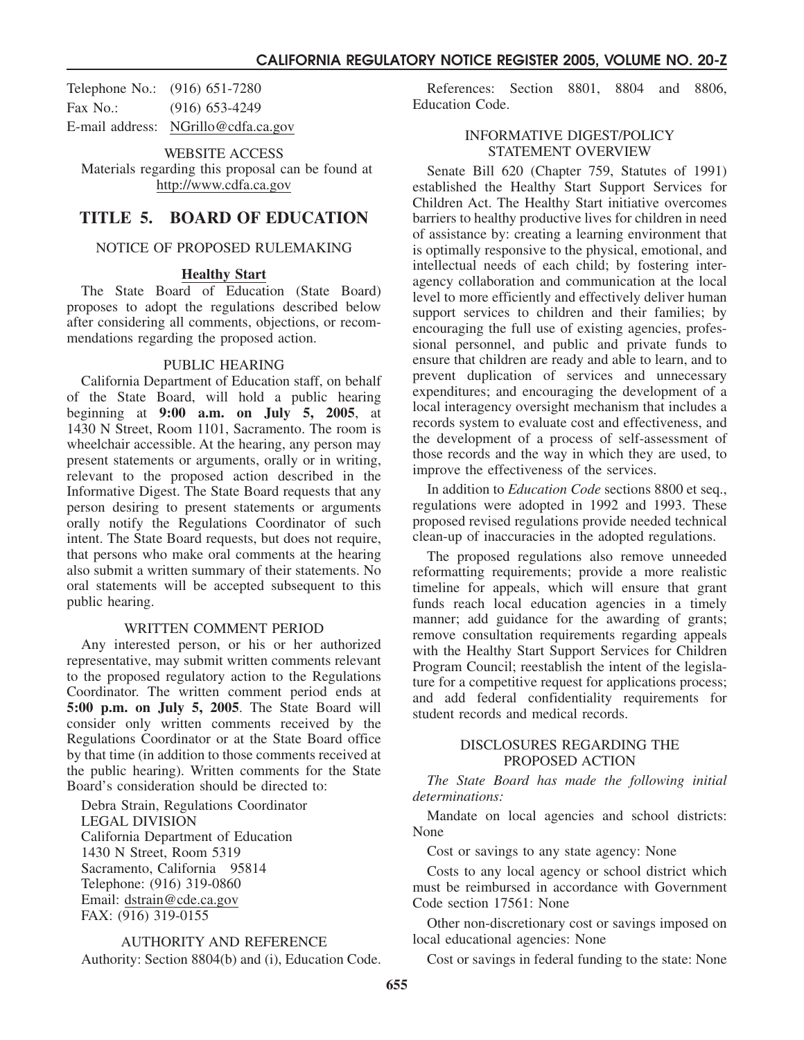Telephone No.: (916) 651-7280
Fax No.: (916) 653-4249
E-mail address: NGrillo@cdfa.ca.gov

WEBSITE ACCESS

Materials regarding this proposal can be found at http://www.cdfa.ca.gov

# TITLE 5. BOARD OF EDUCATION

NOTICE OF PROPOSED RULEMAKING

**Healthy Start**

The State Board of Education (State Board) proposes to adopt the regulations described below after considering all comments, objections, or recommendations regarding the proposed action.

PUBLIC HEARING

California Department of Education staff, on behalf of the State Board, will hold a public hearing beginning at **9:00 a.m. on July 5, 2005**, at 1430 N Street, Room 1101, Sacramento. The room is wheelchair accessible. At the hearing, any person may present statements or arguments, orally or in writing, relevant to the proposed action described in the Informative Digest. The State Board requests that any person desiring to present statements or arguments orally notify the Regulations Coordinator of such intent. The State Board requests, but does not require, that persons who make oral comments at the hearing also submit a written summary of their statements. No oral statements will be accepted subsequent to this public hearing.

WRITTEN COMMENT PERIOD

Any interested person, or his or her authorized representative, may submit written comments relevant to the proposed regulatory action to the Regulations Coordinator. The written comment period ends at **5:00 p.m. on July 5, 2005**. The State Board will consider only written comments received by the Regulations Coordinator or at the State Board office by that time (in addition to those comments received at the public hearing). Written comments for the State Board's consideration should be directed to:

Debra Strain, Regulations Coordinator
LEGAL DIVISION
California Department of Education
1430 N Street, Room 5319
Sacramento, California 95814
Telephone: (916) 319-0860
Email: dstrain@cde.ca.gov
FAX: (916) 319-0155

AUTHORITY AND REFERENCE

Authority: Section 8804(b) and (i), Education Code.

References: Section 8801, 8804 and 8806, Education Code.

INFORMATIVE DIGEST/POLICY STATEMENT OVERVIEW

Senate Bill 620 (Chapter 759, Statutes of 1991) established the Healthy Start Support Services for Children Act. The Healthy Start initiative overcomes barriers to healthy productive lives for children in need of assistance by: creating a learning environment that is optimally responsive to the physical, emotional, and intellectual needs of each child; by fostering interagency collaboration and communication at the local level to more efficiently and effectively deliver human support services to children and their families; by encouraging the full use of existing agencies, professional personnel, and public and private funds to ensure that children are ready and able to learn, and to prevent duplication of services and unnecessary expenditures; and encouraging the development of a local interagency oversight mechanism that includes a records system to evaluate cost and effectiveness, and the development of a process of self-assessment of those records and the way in which they are used, to improve the effectiveness of the services.

In addition to *Education Code* sections 8800 et seq., regulations were adopted in 1992 and 1993. These proposed revised regulations provide needed technical clean-up of inaccuracies in the adopted regulations.

The proposed regulations also remove unneeded reformatting requirements; provide a more realistic timeline for appeals, which will ensure that grant funds reach local education agencies in a timely manner; add guidance for the awarding of grants; remove consultation requirements regarding appeals with the Healthy Start Support Services for Children Program Council; reestablish the intent of the legislature for a competitive request for applications process; and add federal confidentiality requirements for student records and medical records.

DISCLOSURES REGARDING THE PROPOSED ACTION

*The State Board has made the following initial determinations:*

Mandate on local agencies and school districts: None

Cost or savings to any state agency: None

Costs to any local agency or school district which must be reimbursed in accordance with Government Code section 17561: None

Other non-discretionary cost or savings imposed on local educational agencies: None

Cost or savings in federal funding to the state: None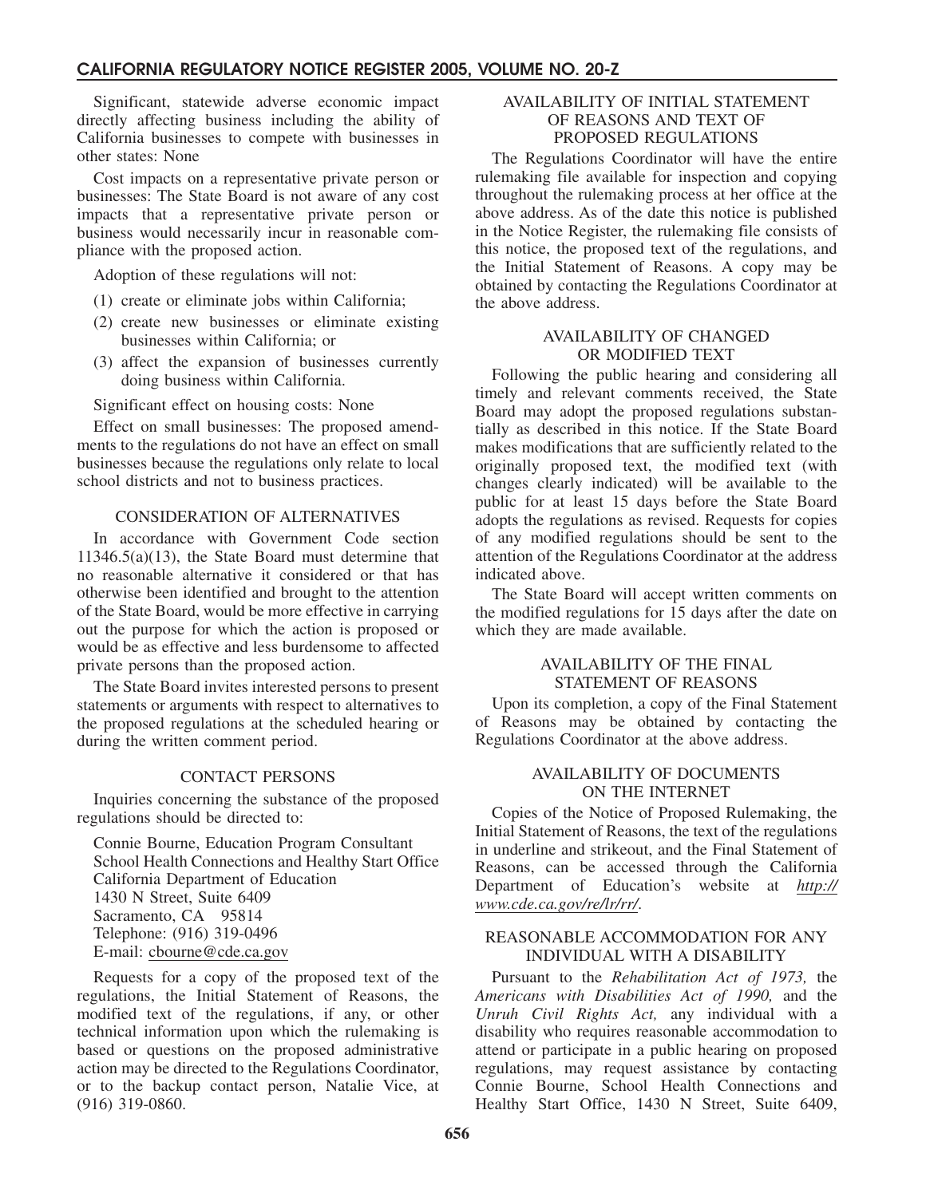Significant, statewide adverse economic impact directly affecting business including the ability of California businesses to compete with businesses in other states: None

Cost impacts on a representative private person or businesses: The State Board is not aware of any cost impacts that a representative private person or business would necessarily incur in reasonable compliance with the proposed action.

Adoption of these regulations will not:

(1) create or eliminate jobs within California;

(2) create new businesses or eliminate existing businesses within California; or

(3) affect the expansion of businesses currently doing business within California.

Significant effect on housing costs: None

Effect on small businesses: The proposed amendments to the regulations do not have an effect on small businesses because the regulations only relate to local school districts and not to business practices.

## CONSIDERATION OF ALTERNATIVES

In accordance with Government Code section 11346.5(a)(13), the State Board must determine that no reasonable alternative it considered or that has otherwise been identified and brought to the attention of the State Board, would be more effective in carrying out the purpose for which the action is proposed or would be as effective and less burdensome to affected private persons than the proposed action.

The State Board invites interested persons to present statements or arguments with respect to alternatives to the proposed regulations at the scheduled hearing or during the written comment period.

## CONTACT PERSONS

Inquiries concerning the substance of the proposed regulations should be directed to:

Connie Bourne, Education Program Consultant
School Health Connections and Healthy Start Office
California Department of Education
1430 N Street, Suite 6409
Sacramento, CA 95814
Telephone: (916) 319-0496
E-mail: cbourne@cde.ca.gov

Requests for a copy of the proposed text of the regulations, the Initial Statement of Reasons, the modified text of the regulations, if any, or other technical information upon which the rulemaking is based or questions on the proposed administrative action may be directed to the Regulations Coordinator, or to the backup contact person, Natalie Vice, at (916) 319-0860.

## AVAILABILITY OF INITIAL STATEMENT OF REASONS AND TEXT OF PROPOSED REGULATIONS

The Regulations Coordinator will have the entire rulemaking file available for inspection and copying throughout the rulemaking process at her office at the above address. As of the date this notice is published in the Notice Register, the rulemaking file consists of this notice, the proposed text of the regulations, and the Initial Statement of Reasons. A copy may be obtained by contacting the Regulations Coordinator at the above address.

## AVAILABILITY OF CHANGED OR MODIFIED TEXT

Following the public hearing and considering all timely and relevant comments received, the State Board may adopt the proposed regulations substantially as described in this notice. If the State Board makes modifications that are sufficiently related to the originally proposed text, the modified text (with changes clearly indicated) will be available to the public for at least 15 days before the State Board adopts the regulations as revised. Requests for copies of any modified regulations should be sent to the attention of the Regulations Coordinator at the address indicated above.

The State Board will accept written comments on the modified regulations for 15 days after the date on which they are made available.

## AVAILABILITY OF THE FINAL STATEMENT OF REASONS

Upon its completion, a copy of the Final Statement of Reasons may be obtained by contacting the Regulations Coordinator at the above address.

## AVAILABILITY OF DOCUMENTS ON THE INTERNET

Copies of the Notice of Proposed Rulemaking, the Initial Statement of Reasons, the text of the regulations in underline and strikeout, and the Final Statement of Reasons, can be accessed through the California Department of Education's website at *http://www.cde.ca.gov/re/lr/rr/*.

## REASONABLE ACCOMMODATION FOR ANY INDIVIDUAL WITH A DISABILITY

Pursuant to the *Rehabilitation Act of 1973,* the *Americans with Disabilities Act of 1990,* and the *Unruh Civil Rights Act,* any individual with a disability who requires reasonable accommodation to attend or participate in a public hearing on proposed regulations, may request assistance by contacting Connie Bourne, School Health Connections and Healthy Start Office, 1430 N Street, Suite 6409,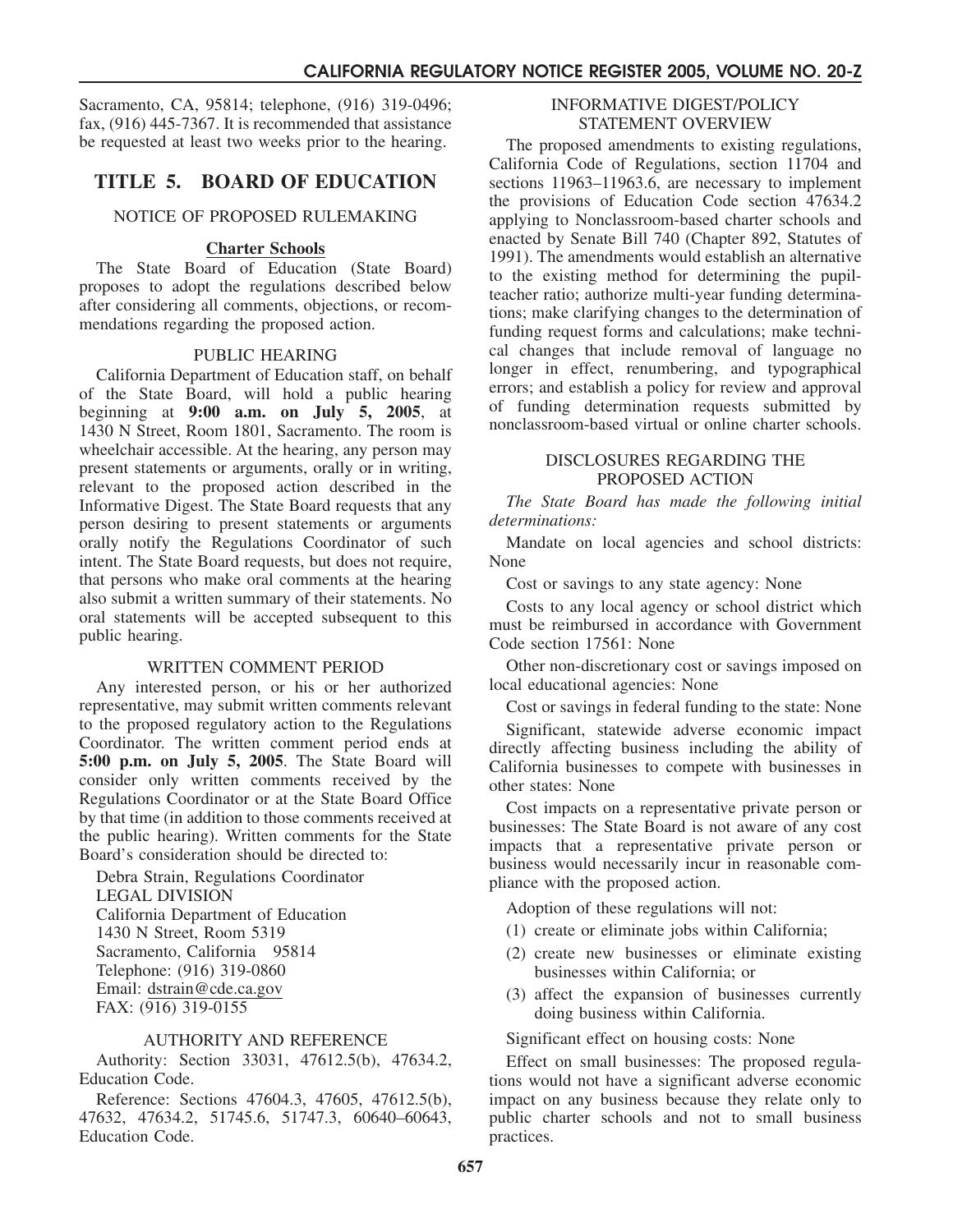Sacramento, CA, 95814; telephone, (916) 319-0496; fax, (916) 445-7367. It is recommended that assistance be requested at least two weeks prior to the hearing.

# TITLE 5. BOARD OF EDUCATION

NOTICE OF PROPOSED RULEMAKING

**Charter Schools**

The State Board of Education (State Board) proposes to adopt the regulations described below after considering all comments, objections, or recommendations regarding the proposed action.

PUBLIC HEARING

California Department of Education staff, on behalf of the State Board, will hold a public hearing beginning at **9:00 a.m. on July 5, 2005**, at 1430 N Street, Room 1801, Sacramento. The room is wheelchair accessible. At the hearing, any person may present statements or arguments, orally or in writing, relevant to the proposed action described in the Informative Digest. The State Board requests that any person desiring to present statements or arguments orally notify the Regulations Coordinator of such intent. The State Board requests, but does not require, that persons who make oral comments at the hearing also submit a written summary of their statements. No oral statements will be accepted subsequent to this public hearing.

WRITTEN COMMENT PERIOD

Any interested person, or his or her authorized representative, may submit written comments relevant to the proposed regulatory action to the Regulations Coordinator. The written comment period ends at **5:00 p.m. on July 5, 2005**. The State Board will consider only written comments received by the Regulations Coordinator or at the State Board Office by that time (in addition to those comments received at the public hearing). Written comments for the State Board's consideration should be directed to:

Debra Strain, Regulations Coordinator
LEGAL DIVISION
California Department of Education
1430 N Street, Room 5319
Sacramento, California 95814
Telephone: (916) 319-0860
Email: dstrain@cde.ca.gov
FAX: (916) 319-0155

AUTHORITY AND REFERENCE

Authority: Section 33031, 47612.5(b), 47634.2, Education Code.

Reference: Sections 47604.3, 47605, 47612.5(b), 47632, 47634.2, 51745.6, 51747.3, 60640–60643, Education Code.

INFORMATIVE DIGEST/POLICY STATEMENT OVERVIEW

The proposed amendments to existing regulations, California Code of Regulations, section 11704 and sections 11963–11963.6, are necessary to implement the provisions of Education Code section 47634.2 applying to Nonclassroom-based charter schools and enacted by Senate Bill 740 (Chapter 892, Statutes of 1991). The amendments would establish an alternative to the existing method for determining the pupil-teacher ratio; authorize multi-year funding determinations; make clarifying changes to the determination of funding request forms and calculations; make technical changes that include removal of language no longer in effect, renumbering, and typographical errors; and establish a policy for review and approval of funding determination requests submitted by nonclassroom-based virtual or online charter schools.

DISCLOSURES REGARDING THE PROPOSED ACTION

*The State Board has made the following initial determinations:*

Mandate on local agencies and school districts: None

Cost or savings to any state agency: None

Costs to any local agency or school district which must be reimbursed in accordance with Government Code section 17561: None

Other non-discretionary cost or savings imposed on local educational agencies: None

Cost or savings in federal funding to the state: None

Significant, statewide adverse economic impact directly affecting business including the ability of California businesses to compete with businesses in other states: None

Cost impacts on a representative private person or businesses: The State Board is not aware of any cost impacts that a representative private person or business would necessarily incur in reasonable compliance with the proposed action.

Adoption of these regulations will not:

(1) create or eliminate jobs within California;
(2) create new businesses or eliminate existing businesses within California; or
(3) affect the expansion of businesses currently doing business within California.

Significant effect on housing costs: None

Effect on small businesses: The proposed regulations would not have a significant adverse economic impact on any business because they relate only to public charter schools and not to small business practices.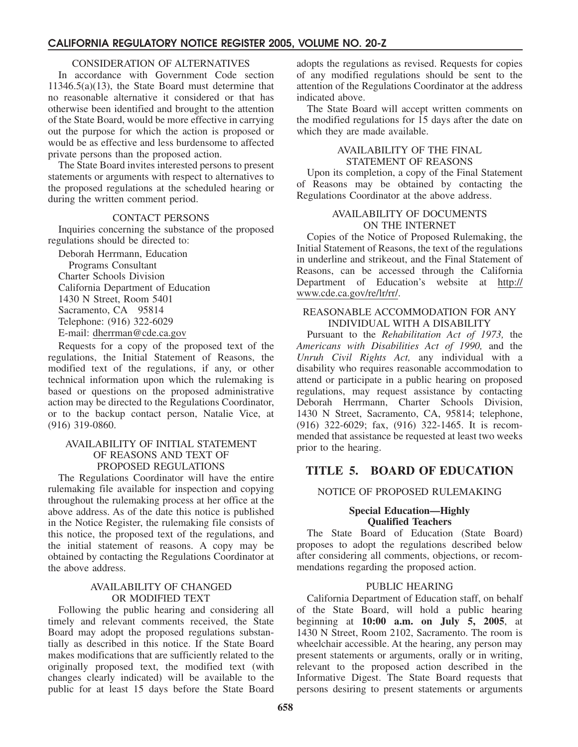CONSIDERATION OF ALTERNATIVES

In accordance with Government Code section 11346.5(a)(13), the State Board must determine that no reasonable alternative it considered or that has otherwise been identified and brought to the attention of the State Board, would be more effective in carrying out the purpose for which the action is proposed or would be as effective and less burdensome to affected private persons than the proposed action.

The State Board invites interested persons to present statements or arguments with respect to alternatives to the proposed regulations at the scheduled hearing or during the written comment period.

CONTACT PERSONS

Inquiries concerning the substance of the proposed regulations should be directed to:

Deborah Herrmann, Education Programs Consultant
Charter Schools Division
California Department of Education
1430 N Street, Room 5401
Sacramento, CA 95814
Telephone: (916) 322-6029
E-mail: dherrman@cde.ca.gov

Requests for a copy of the proposed text of the regulations, the Initial Statement of Reasons, the modified text of the regulations, if any, or other technical information upon which the rulemaking is based or questions on the proposed administrative action may be directed to the Regulations Coordinator, or to the backup contact person, Natalie Vice, at (916) 319-0860.

AVAILABILITY OF INITIAL STATEMENT OF REASONS AND TEXT OF PROPOSED REGULATIONS

The Regulations Coordinator will have the entire rulemaking file available for inspection and copying throughout the rulemaking process at her office at the above address. As of the date this notice is published in the Notice Register, the rulemaking file consists of this notice, the proposed text of the regulations, and the initial statement of reasons. A copy may be obtained by contacting the Regulations Coordinator at the above address.

AVAILABILITY OF CHANGED OR MODIFIED TEXT

Following the public hearing and considering all timely and relevant comments received, the State Board may adopt the proposed regulations substantially as described in this notice. If the State Board makes modifications that are sufficiently related to the originally proposed text, the modified text (with changes clearly indicated) will be available to the public for at least 15 days before the State Board adopts the regulations as revised. Requests for copies of any modified regulations should be sent to the attention of the Regulations Coordinator at the address indicated above.

The State Board will accept written comments on the modified regulations for 15 days after the date on which they are made available.

AVAILABILITY OF THE FINAL STATEMENT OF REASONS

Upon its completion, a copy of the Final Statement of Reasons may be obtained by contacting the Regulations Coordinator at the above address.

AVAILABILITY OF DOCUMENTS ON THE INTERNET

Copies of the Notice of Proposed Rulemaking, the Initial Statement of Reasons, the text of the regulations in underline and strikeout, and the Final Statement of Reasons, can be accessed through the California Department of Education's website at http://www.cde.ca.gov/re/lr/rr/.

REASONABLE ACCOMMODATION FOR ANY INDIVIDUAL WITH A DISABILITY

Pursuant to the *Rehabilitation Act of 1973,* the *Americans with Disabilities Act of 1990,* and the *Unruh Civil Rights Act,* any individual with a disability who requires reasonable accommodation to attend or participate in a public hearing on proposed regulations, may request assistance by contacting Deborah Herrmann, Charter Schools Division, 1430 N Street, Sacramento, CA, 95814; telephone, (916) 322-6029; fax, (916) 322-1465. It is recommended that assistance be requested at least two weeks prior to the hearing.

# TITLE 5. BOARD OF EDUCATION

NOTICE OF PROPOSED RULEMAKING

**Special Education—Highly Qualified Teachers**

The State Board of Education (State Board) proposes to adopt the regulations described below after considering all comments, objections, or recommendations regarding the proposed action.

PUBLIC HEARING

California Department of Education staff, on behalf of the State Board, will hold a public hearing beginning at **10:00 a.m. on July 5, 2005**, at 1430 N Street, Room 2102, Sacramento. The room is wheelchair accessible. At the hearing, any person may present statements or arguments, orally or in writing, relevant to the proposed action described in the Informative Digest. The State Board requests that persons desiring to present statements or arguments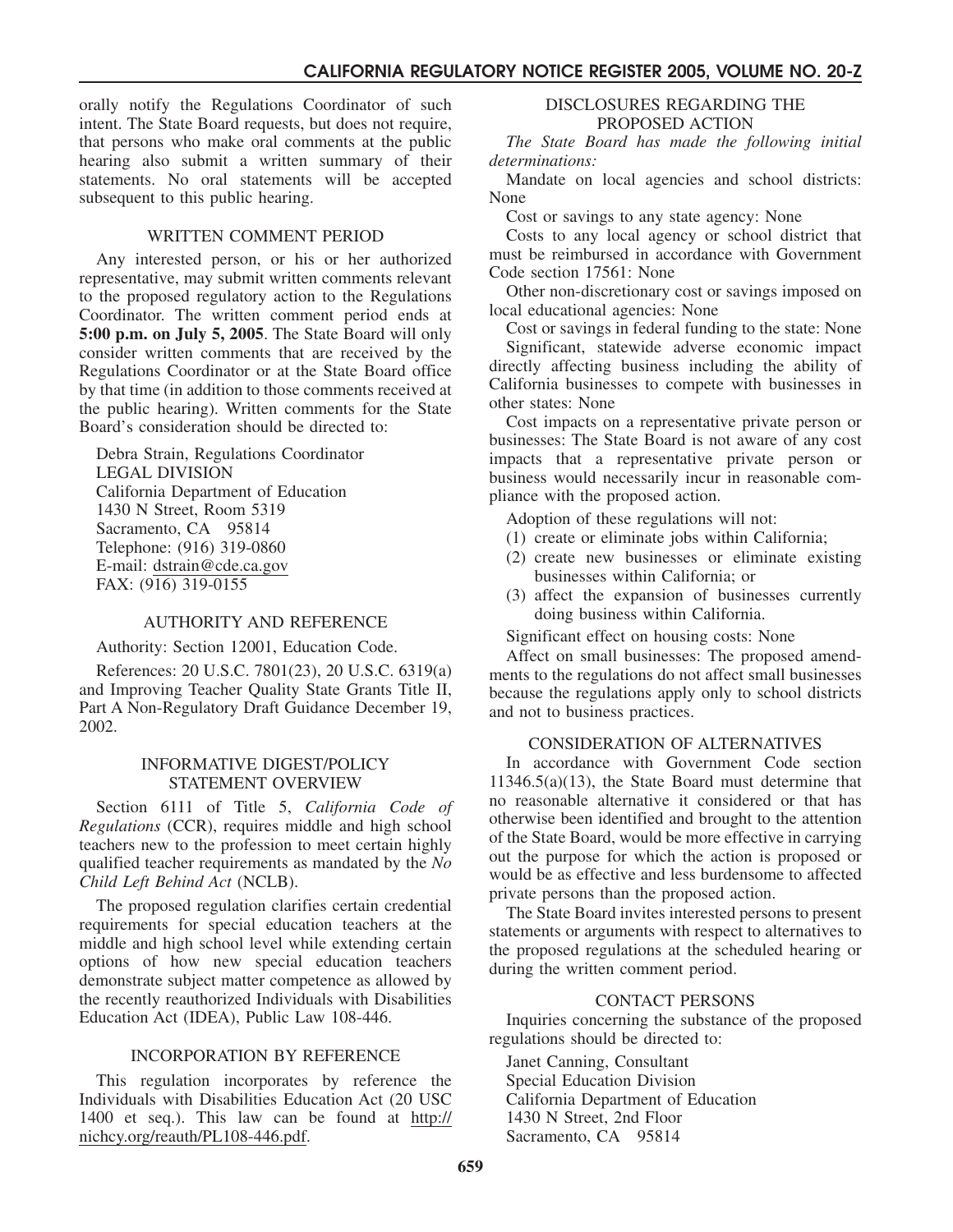orally notify the Regulations Coordinator of such intent. The State Board requests, but does not require, that persons who make oral comments at the public hearing also submit a written summary of their statements. No oral statements will be accepted subsequent to this public hearing.

## WRITTEN COMMENT PERIOD

Any interested person, or his or her authorized representative, may submit written comments relevant to the proposed regulatory action to the Regulations Coordinator. The written comment period ends at **5:00 p.m. on July 5, 2005**. The State Board will only consider written comments that are received by the Regulations Coordinator or at the State Board office by that time (in addition to those comments received at the public hearing). Written comments for the State Board's consideration should be directed to:

Debra Strain, Regulations Coordinator
LEGAL DIVISION
California Department of Education
1430 N Street, Room 5319
Sacramento, CA 95814
Telephone: (916) 319-0860
E-mail: dstrain@cde.ca.gov
FAX: (916) 319-0155

## AUTHORITY AND REFERENCE

Authority: Section 12001, Education Code.

References: 20 U.S.C. 7801(23), 20 U.S.C. 6319(a) and Improving Teacher Quality State Grants Title II, Part A Non-Regulatory Draft Guidance December 19, 2002.

## INFORMATIVE DIGEST/POLICY STATEMENT OVERVIEW

Section 6111 of Title 5, *California Code of Regulations* (CCR), requires middle and high school teachers new to the profession to meet certain highly qualified teacher requirements as mandated by the *No Child Left Behind Act* (NCLB).

The proposed regulation clarifies certain credential requirements for special education teachers at the middle and high school level while extending certain options of how new special education teachers demonstrate subject matter competence as allowed by the recently reauthorized Individuals with Disabilities Education Act (IDEA), Public Law 108-446.

## INCORPORATION BY REFERENCE

This regulation incorporates by reference the Individuals with Disabilities Education Act (20 USC 1400 et seq.). This law can be found at http://nichcy.org/reauth/PL108-446.pdf.

## DISCLOSURES REGARDING THE PROPOSED ACTION

*The State Board has made the following initial determinations:*

Mandate on local agencies and school districts: None

Cost or savings to any state agency: None

Costs to any local agency or school district that must be reimbursed in accordance with Government Code section 17561: None

Other non-discretionary cost or savings imposed on local educational agencies: None

Cost or savings in federal funding to the state: None

Significant, statewide adverse economic impact directly affecting business including the ability of California businesses to compete with businesses in other states: None

Cost impacts on a representative private person or businesses: The State Board is not aware of any cost impacts that a representative private person or business would necessarily incur in reasonable compliance with the proposed action.

Adoption of these regulations will not:

(1) create or eliminate jobs within California;
(2) create new businesses or eliminate existing businesses within California; or
(3) affect the expansion of businesses currently doing business within California.

Significant effect on housing costs: None

Affect on small businesses: The proposed amendments to the regulations do not affect small businesses because the regulations apply only to school districts and not to business practices.

## CONSIDERATION OF ALTERNATIVES

In accordance with Government Code section 11346.5(a)(13), the State Board must determine that no reasonable alternative it considered or that has otherwise been identified and brought to the attention of the State Board, would be more effective in carrying out the purpose for which the action is proposed or would be as effective and less burdensome to affected private persons than the proposed action.

The State Board invites interested persons to present statements or arguments with respect to alternatives to the proposed regulations at the scheduled hearing or during the written comment period.

## CONTACT PERSONS

Inquiries concerning the substance of the proposed regulations should be directed to:

Janet Canning, Consultant
Special Education Division
California Department of Education
1430 N Street, 2nd Floor
Sacramento, CA 95814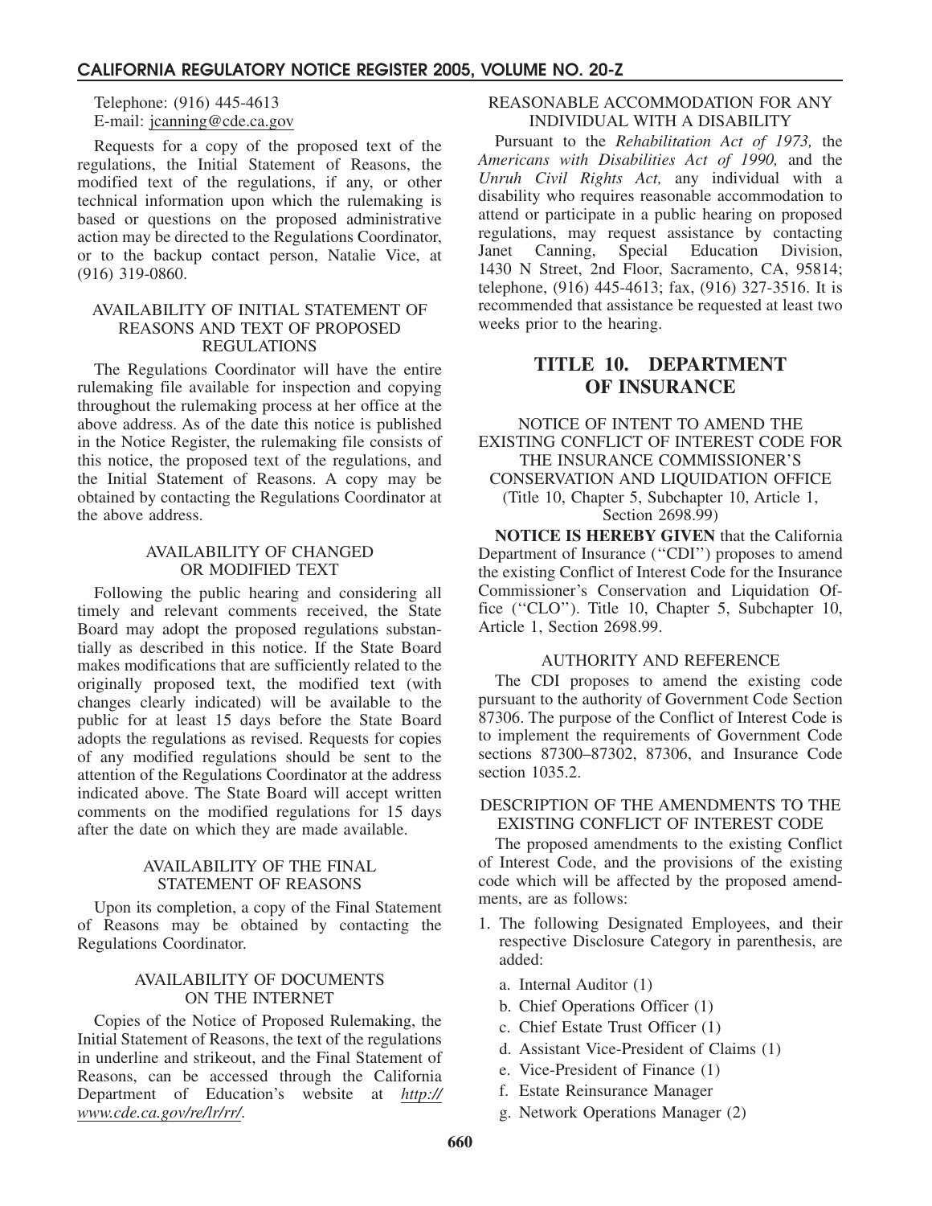Telephone: (916) 445-4613
E-mail: jcanning@cde.ca.gov

Requests for a copy of the proposed text of the regulations, the Initial Statement of Reasons, the modified text of the regulations, if any, or other technical information upon which the rulemaking is based or questions on the proposed administrative action may be directed to the Regulations Coordinator, or to the backup contact person, Natalie Vice, at (916) 319-0860.

AVAILABILITY OF INITIAL STATEMENT OF REASONS AND TEXT OF PROPOSED REGULATIONS

The Regulations Coordinator will have the entire rulemaking file available for inspection and copying throughout the rulemaking process at her office at the above address. As of the date this notice is published in the Notice Register, the rulemaking file consists of this notice, the proposed text of the regulations, and the Initial Statement of Reasons. A copy may be obtained by contacting the Regulations Coordinator at the above address.

AVAILABILITY OF CHANGED OR MODIFIED TEXT

Following the public hearing and considering all timely and relevant comments received, the State Board may adopt the proposed regulations substantially as described in this notice. If the State Board makes modifications that are sufficiently related to the originally proposed text, the modified text (with changes clearly indicated) will be available to the public for at least 15 days before the State Board adopts the regulations as revised. Requests for copies of any modified regulations should be sent to the attention of the Regulations Coordinator at the address indicated above. The State Board will accept written comments on the modified regulations for 15 days after the date on which they are made available.

AVAILABILITY OF THE FINAL STATEMENT OF REASONS

Upon its completion, a copy of the Final Statement of Reasons may be obtained by contacting the Regulations Coordinator.

AVAILABILITY OF DOCUMENTS ON THE INTERNET

Copies of the Notice of Proposed Rulemaking, the Initial Statement of Reasons, the text of the regulations in underline and strikeout, and the Final Statement of Reasons, can be accessed through the California Department of Education's website at http://www.cde.ca.gov/re/lr/rr/.

REASONABLE ACCOMMODATION FOR ANY INDIVIDUAL WITH A DISABILITY

Pursuant to the *Rehabilitation Act of 1973,* the *Americans with Disabilities Act of 1990,* and the *Unruh Civil Rights Act,* any individual with a disability who requires reasonable accommodation to attend or participate in a public hearing on proposed regulations, may request assistance by contacting Janet Canning, Special Education Division, 1430 N Street, 2nd Floor, Sacramento, CA, 95814; telephone, (916) 445-4613; fax, (916) 327-3516. It is recommended that assistance be requested at least two weeks prior to the hearing.

# TITLE 10. DEPARTMENT OF INSURANCE

NOTICE OF INTENT TO AMEND THE EXISTING CONFLICT OF INTEREST CODE FOR THE INSURANCE COMMISSIONER'S CONSERVATION AND LIQUIDATION OFFICE
(Title 10, Chapter 5, Subchapter 10, Article 1, Section 2698.99)

**NOTICE IS HEREBY GIVEN** that the California Department of Insurance ("CDI") proposes to amend the existing Conflict of Interest Code for the Insurance Commissioner's Conservation and Liquidation Office ("CLO"). Title 10, Chapter 5, Subchapter 10, Article 1, Section 2698.99.

AUTHORITY AND REFERENCE

The CDI proposes to amend the existing code pursuant to the authority of Government Code Section 87306. The purpose of the Conflict of Interest Code is to implement the requirements of Government Code sections 87300–87302, 87306, and Insurance Code section 1035.2.

DESCRIPTION OF THE AMENDMENTS TO THE EXISTING CONFLICT OF INTEREST CODE

The proposed amendments to the existing Conflict of Interest Code, and the provisions of the existing code which will be affected by the proposed amendments, are as follows:

1. The following Designated Employees, and their respective Disclosure Category in parenthesis, are added:
   a. Internal Auditor (1)
   b. Chief Operations Officer (1)
   c. Chief Estate Trust Officer (1)
   d. Assistant Vice-President of Claims (1)
   e. Vice-President of Finance (1)
   f. Estate Reinsurance Manager
   g. Network Operations Manager (2)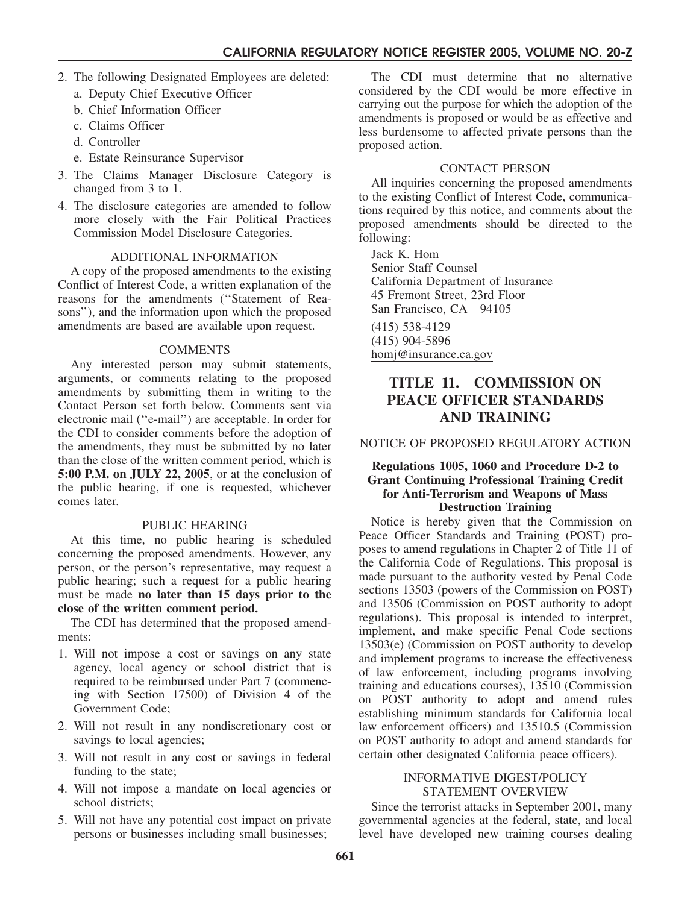2. The following Designated Employees are deleted:
   a. Deputy Chief Executive Officer
   b. Chief Information Officer
   c. Claims Officer
   d. Controller
   e. Estate Reinsurance Supervisor
3. The Claims Manager Disclosure Category is changed from 3 to 1.
4. The disclosure categories are amended to follow more closely with the Fair Political Practices Commission Model Disclosure Categories.

ADDITIONAL INFORMATION

A copy of the proposed amendments to the existing Conflict of Interest Code, a written explanation of the reasons for the amendments (''Statement of Reasons''), and the information upon which the proposed amendments are based are available upon request.

COMMENTS

Any interested person may submit statements, arguments, or comments relating to the proposed amendments by submitting them in writing to the Contact Person set forth below. Comments sent via electronic mail (''e-mail'') are acceptable. In order for the CDI to consider comments before the adoption of the amendments, they must be submitted by no later than the close of the written comment period, which is **5:00 P.M. on JULY 22, 2005**, or at the conclusion of the public hearing, if one is requested, whichever comes later.

PUBLIC HEARING

At this time, no public hearing is scheduled concerning the proposed amendments. However, any person, or the person's representative, may request a public hearing; such a request for a public hearing must be made **no later than 15 days prior to the close of the written comment period.**

The CDI has determined that the proposed amendments:

1. Will not impose a cost or savings on any state agency, local agency or school district that is required to be reimbursed under Part 7 (commencing with Section 17500) of Division 4 of the Government Code;
2. Will not result in any nondiscretionary cost or savings to local agencies;
3. Will not result in any cost or savings in federal funding to the state;
4. Will not impose a mandate on local agencies or school districts;
5. Will not have any potential cost impact on private persons or businesses including small businesses;

The CDI must determine that no alternative considered by the CDI would be more effective in carrying out the purpose for which the adoption of the amendments is proposed or would be as effective and less burdensome to affected private persons than the proposed action.

CONTACT PERSON

All inquiries concerning the proposed amendments to the existing Conflict of Interest Code, communications required by this notice, and comments about the proposed amendments should be directed to the following:

Jack K. Hom
Senior Staff Counsel
California Department of Insurance
45 Fremont Street, 23rd Floor
San Francisco, CA 94105

(415) 538-4129
(415) 904-5896
homj@insurance.ca.gov

# TITLE 11. COMMISSION ON PEACE OFFICER STANDARDS AND TRAINING

NOTICE OF PROPOSED REGULATORY ACTION

**Regulations 1005, 1060 and Procedure D-2 to Grant Continuing Professional Training Credit for Anti-Terrorism and Weapons of Mass Destruction Training**

Notice is hereby given that the Commission on Peace Officer Standards and Training (POST) proposes to amend regulations in Chapter 2 of Title 11 of the California Code of Regulations. This proposal is made pursuant to the authority vested by Penal Code sections 13503 (powers of the Commission on POST) and 13506 (Commission on POST authority to adopt regulations). This proposal is intended to interpret, implement, and make specific Penal Code sections 13503(e) (Commission on POST authority to develop and implement programs to increase the effectiveness of law enforcement, including programs involving training and educations courses), 13510 (Commission on POST authority to adopt and amend rules establishing minimum standards for California local law enforcement officers) and 13510.5 (Commission on POST authority to adopt and amend standards for certain other designated California peace officers).

INFORMATIVE DIGEST/POLICY STATEMENT OVERVIEW

Since the terrorist attacks in September 2001, many governmental agencies at the federal, state, and local level have developed new training courses dealing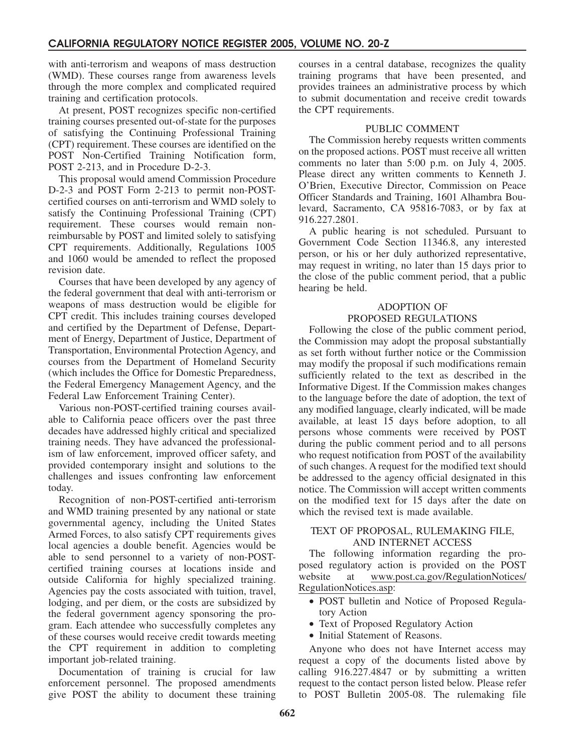with anti-terrorism and weapons of mass destruction (WMD). These courses range from awareness levels through the more complex and complicated required training and certification protocols.

At present, POST recognizes specific non-certified training courses presented out-of-state for the purposes of satisfying the Continuing Professional Training (CPT) requirement. These courses are identified on the POST Non-Certified Training Notification form, POST 2-213, and in Procedure D-2-3.

This proposal would amend Commission Procedure D-2-3 and POST Form 2-213 to permit non-POST-certified courses on anti-terrorism and WMD solely to satisfy the Continuing Professional Training (CPT) requirement. These courses would remain non-reimbursable by POST and limited solely to satisfying CPT requirements. Additionally, Regulations 1005 and 1060 would be amended to reflect the proposed revision date.

Courses that have been developed by any agency of the federal government that deal with anti-terrorism or weapons of mass destruction would be eligible for CPT credit. This includes training courses developed and certified by the Department of Defense, Department of Energy, Department of Justice, Department of Transportation, Environmental Protection Agency, and courses from the Department of Homeland Security (which includes the Office for Domestic Preparedness, the Federal Emergency Management Agency, and the Federal Law Enforcement Training Center).

Various non-POST-certified training courses available to California peace officers over the past three decades have addressed highly critical and specialized training needs. They have advanced the professionalism of law enforcement, improved officer safety, and provided contemporary insight and solutions to the challenges and issues confronting law enforcement today.

Recognition of non-POST-certified anti-terrorism and WMD training presented by any national or state governmental agency, including the United States Armed Forces, to also satisfy CPT requirements gives local agencies a double benefit. Agencies would be able to send personnel to a variety of non-POST-certified training courses at locations inside and outside California for highly specialized training. Agencies pay the costs associated with tuition, travel, lodging, and per diem, or the costs are subsidized by the federal government agency sponsoring the program. Each attendee who successfully completes any of these courses would receive credit towards meeting the CPT requirement in addition to completing important job-related training.

Documentation of training is crucial for law enforcement personnel. The proposed amendments give POST the ability to document these training courses in a central database, recognizes the quality training programs that have been presented, and provides trainees an administrative process by which to submit documentation and receive credit towards the CPT requirements.

## PUBLIC COMMENT

The Commission hereby requests written comments on the proposed actions. POST must receive all written comments no later than 5:00 p.m. on July 4, 2005. Please direct any written comments to Kenneth J. O'Brien, Executive Director, Commission on Peace Officer Standards and Training, 1601 Alhambra Boulevard, Sacramento, CA 95816-7083, or by fax at 916.227.2801.

A public hearing is not scheduled. Pursuant to Government Code Section 11346.8, any interested person, or his or her duly authorized representative, may request in writing, no later than 15 days prior to the close of the public comment period, that a public hearing be held.

## ADOPTION OF PROPOSED REGULATIONS

Following the close of the public comment period, the Commission may adopt the proposal substantially as set forth without further notice or the Commission may modify the proposal if such modifications remain sufficiently related to the text as described in the Informative Digest. If the Commission makes changes to the language before the date of adoption, the text of any modified language, clearly indicated, will be made available, at least 15 days before adoption, to all persons whose comments were received by POST during the public comment period and to all persons who request notification from POST of the availability of such changes. A request for the modified text should be addressed to the agency official designated in this notice. The Commission will accept written comments on the modified text for 15 days after the date on which the revised text is made available.

## TEXT OF PROPOSAL, RULEMAKING FILE, AND INTERNET ACCESS

The following information regarding the proposed regulatory action is provided on the POST website at www.post.ca.gov/RegulationNotices/RegulationNotices.asp:

- POST bulletin and Notice of Proposed Regulatory Action
- Text of Proposed Regulatory Action
- Initial Statement of Reasons.

Anyone who does not have Internet access may request a copy of the documents listed above by calling 916.227.4847 or by submitting a written request to the contact person listed below. Please refer to POST Bulletin 2005-08. The rulemaking file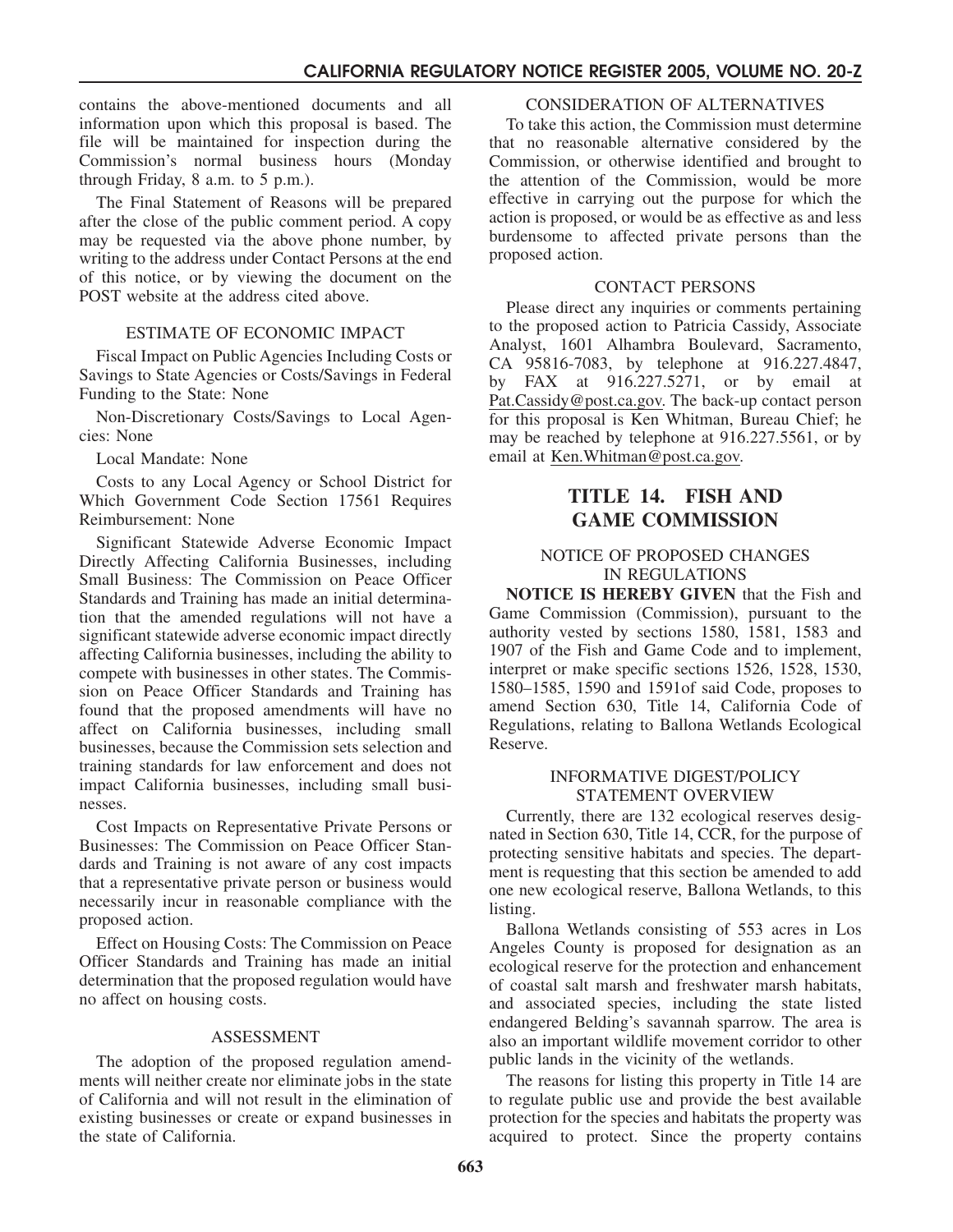contains the above-mentioned documents and all information upon which this proposal is based. The file will be maintained for inspection during the Commission's normal business hours (Monday through Friday, 8 a.m. to 5 p.m.).

The Final Statement of Reasons will be prepared after the close of the public comment period. A copy may be requested via the above phone number, by writing to the address under Contact Persons at the end of this notice, or by viewing the document on the POST website at the address cited above.

ESTIMATE OF ECONOMIC IMPACT

Fiscal Impact on Public Agencies Including Costs or Savings to State Agencies or Costs/Savings in Federal Funding to the State: None

Non-Discretionary Costs/Savings to Local Agencies: None

Local Mandate: None

Costs to any Local Agency or School District for Which Government Code Section 17561 Requires Reimbursement: None

Significant Statewide Adverse Economic Impact Directly Affecting California Businesses, including Small Business: The Commission on Peace Officer Standards and Training has made an initial determination that the amended regulations will not have a significant statewide adverse economic impact directly affecting California businesses, including the ability to compete with businesses in other states. The Commission on Peace Officer Standards and Training has found that the proposed amendments will have no affect on California businesses, including small businesses, because the Commission sets selection and training standards for law enforcement and does not impact California businesses, including small businesses.

Cost Impacts on Representative Private Persons or Businesses: The Commission on Peace Officer Standards and Training is not aware of any cost impacts that a representative private person or business would necessarily incur in reasonable compliance with the proposed action.

Effect on Housing Costs: The Commission on Peace Officer Standards and Training has made an initial determination that the proposed regulation would have no affect on housing costs.

ASSESSMENT

The adoption of the proposed regulation amendments will neither create nor eliminate jobs in the state of California and will not result in the elimination of existing businesses or create or expand businesses in the state of California.

CONSIDERATION OF ALTERNATIVES

To take this action, the Commission must determine that no reasonable alternative considered by the Commission, or otherwise identified and brought to the attention of the Commission, would be more effective in carrying out the purpose for which the action is proposed, or would be as effective as and less burdensome to affected private persons than the proposed action.

CONTACT PERSONS

Please direct any inquiries or comments pertaining to the proposed action to Patricia Cassidy, Associate Analyst, 1601 Alhambra Boulevard, Sacramento, CA 95816-7083, by telephone at 916.227.4847, by FAX at 916.227.5271, or by email at Pat.Cassidy@post.ca.gov. The back-up contact person for this proposal is Ken Whitman, Bureau Chief; he may be reached by telephone at 916.227.5561, or by email at Ken.Whitman@post.ca.gov.

# TITLE 14. FISH AND GAME COMMISSION

NOTICE OF PROPOSED CHANGES IN REGULATIONS

**NOTICE IS HEREBY GIVEN** that the Fish and Game Commission (Commission), pursuant to the authority vested by sections 1580, 1581, 1583 and 1907 of the Fish and Game Code and to implement, interpret or make specific sections 1526, 1528, 1530, 1580–1585, 1590 and 1591of said Code, proposes to amend Section 630, Title 14, California Code of Regulations, relating to Ballona Wetlands Ecological Reserve.

INFORMATIVE DIGEST/POLICY STATEMENT OVERVIEW

Currently, there are 132 ecological reserves designated in Section 630, Title 14, CCR, for the purpose of protecting sensitive habitats and species. The department is requesting that this section be amended to add one new ecological reserve, Ballona Wetlands, to this listing.

Ballona Wetlands consisting of 553 acres in Los Angeles County is proposed for designation as an ecological reserve for the protection and enhancement of coastal salt marsh and freshwater marsh habitats, and associated species, including the state listed endangered Belding's savannah sparrow. The area is also an important wildlife movement corridor to other public lands in the vicinity of the wetlands.

The reasons for listing this property in Title 14 are to regulate public use and provide the best available protection for the species and habitats the property was acquired to protect. Since the property contains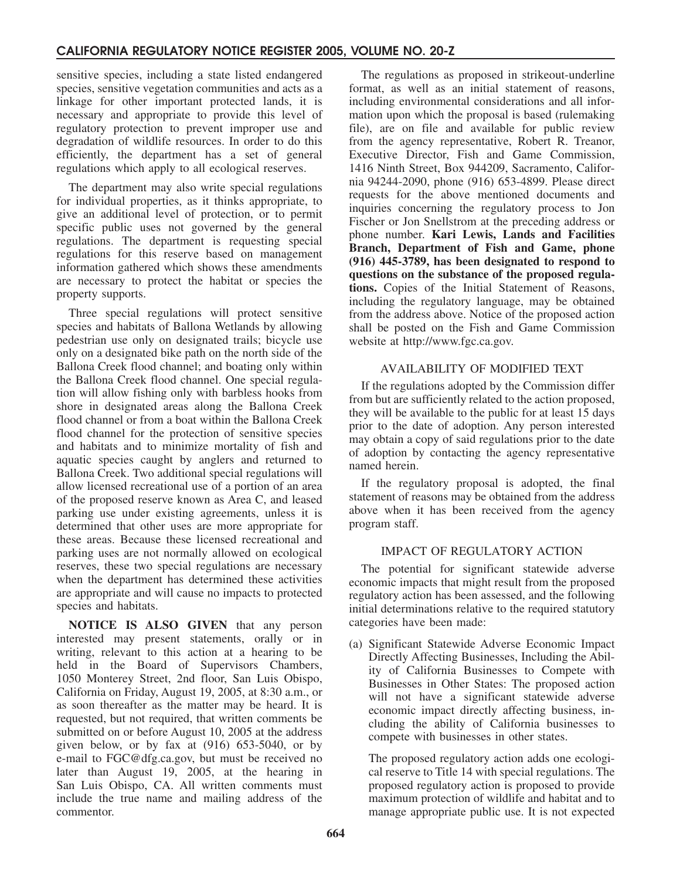sensitive species, including a state listed endangered species, sensitive vegetation communities and acts as a linkage for other important protected lands, it is necessary and appropriate to provide this level of regulatory protection to prevent improper use and degradation of wildlife resources. In order to do this efficiently, the department has a set of general regulations which apply to all ecological reserves.

The department may also write special regulations for individual properties, as it thinks appropriate, to give an additional level of protection, or to permit specific public uses not governed by the general regulations. The department is requesting special regulations for this reserve based on management information gathered which shows these amendments are necessary to protect the habitat or species the property supports.

Three special regulations will protect sensitive species and habitats of Ballona Wetlands by allowing pedestrian use only on designated trails; bicycle use only on a designated bike path on the north side of the Ballona Creek flood channel; and boating only within the Ballona Creek flood channel. One special regulation will allow fishing only with barbless hooks from shore in designated areas along the Ballona Creek flood channel or from a boat within the Ballona Creek flood channel for the protection of sensitive species and habitats and to minimize mortality of fish and aquatic species caught by anglers and returned to Ballona Creek. Two additional special regulations will allow licensed recreational use of a portion of an area of the proposed reserve known as Area C, and leased parking use under existing agreements, unless it is determined that other uses are more appropriate for these areas. Because these licensed recreational and parking uses are not normally allowed on ecological reserves, these two special regulations are necessary when the department has determined these activities are appropriate and will cause no impacts to protected species and habitats.

**NOTICE IS ALSO GIVEN** that any person interested may present statements, orally or in writing, relevant to this action at a hearing to be held in the Board of Supervisors Chambers, 1050 Monterey Street, 2nd floor, San Luis Obispo, California on Friday, August 19, 2005, at 8:30 a.m., or as soon thereafter as the matter may be heard. It is requested, but not required, that written comments be submitted on or before August 10, 2005 at the address given below, or by fax at (916) 653-5040, or by e-mail to FGC@dfg.ca.gov, but must be received no later than August 19, 2005, at the hearing in San Luis Obispo, CA. All written comments must include the true name and mailing address of the commentor.

The regulations as proposed in strikeout-underline format, as well as an initial statement of reasons, including environmental considerations and all information upon which the proposal is based (rulemaking file), are on file and available for public review from the agency representative, Robert R. Treanor, Executive Director, Fish and Game Commission, 1416 Ninth Street, Box 944209, Sacramento, California 94244-2090, phone (916) 653-4899. Please direct requests for the above mentioned documents and inquiries concerning the regulatory process to Jon Fischer or Jon Snellstrom at the preceding address or phone number. **Kari Lewis, Lands and Facilities Branch, Department of Fish and Game, phone (916) 445-3789, has been designated to respond to questions on the substance of the proposed regulations.** Copies of the Initial Statement of Reasons, including the regulatory language, may be obtained from the address above. Notice of the proposed action shall be posted on the Fish and Game Commission website at http://www.fgc.ca.gov.

## AVAILABILITY OF MODIFIED TEXT

If the regulations adopted by the Commission differ from but are sufficiently related to the action proposed, they will be available to the public for at least 15 days prior to the date of adoption. Any person interested may obtain a copy of said regulations prior to the date of adoption by contacting the agency representative named herein.

If the regulatory proposal is adopted, the final statement of reasons may be obtained from the address above when it has been received from the agency program staff.

## IMPACT OF REGULATORY ACTION

The potential for significant statewide adverse economic impacts that might result from the proposed regulatory action has been assessed, and the following initial determinations relative to the required statutory categories have been made:

(a) Significant Statewide Adverse Economic Impact Directly Affecting Businesses, Including the Ability of California Businesses to Compete with Businesses in Other States: The proposed action will not have a significant statewide adverse economic impact directly affecting business, including the ability of California businesses to compete with businesses in other states.

The proposed regulatory action adds one ecological reserve to Title 14 with special regulations. The proposed regulatory action is proposed to provide maximum protection of wildlife and habitat and to manage appropriate public use. It is not expected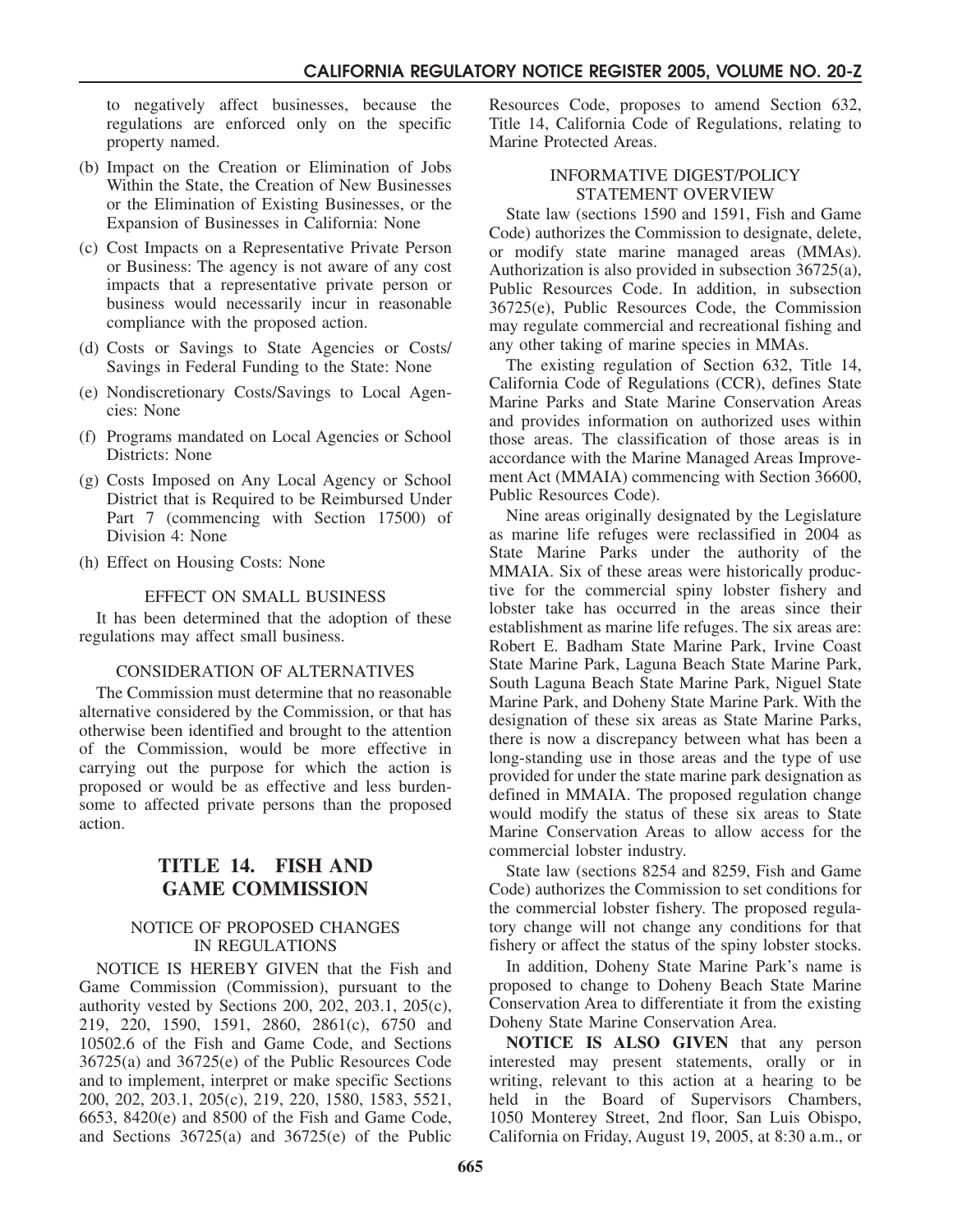to negatively affect businesses, because the regulations are enforced only on the specific property named.

(b) Impact on the Creation or Elimination of Jobs Within the State, the Creation of New Businesses or the Elimination of Existing Businesses, or the Expansion of Businesses in California: None

(c) Cost Impacts on a Representative Private Person or Business: The agency is not aware of any cost impacts that a representative private person or business would necessarily incur in reasonable compliance with the proposed action.

(d) Costs or Savings to State Agencies or Costs/Savings in Federal Funding to the State: None

(e) Nondiscretionary Costs/Savings to Local Agencies: None

(f) Programs mandated on Local Agencies or School Districts: None

(g) Costs Imposed on Any Local Agency or School District that is Required to be Reimbursed Under Part 7 (commencing with Section 17500) of Division 4: None

(h) Effect on Housing Costs: None

### EFFECT ON SMALL BUSINESS

It has been determined that the adoption of these regulations may affect small business.

### CONSIDERATION OF ALTERNATIVES

The Commission must determine that no reasonable alternative considered by the Commission, or that has otherwise been identified and brought to the attention of the Commission, would be more effective in carrying out the purpose for which the action is proposed or would be as effective and less burdensome to affected private persons than the proposed action.

## TITLE 14. FISH AND GAME COMMISSION

### NOTICE OF PROPOSED CHANGES IN REGULATIONS

NOTICE IS HEREBY GIVEN that the Fish and Game Commission (Commission), pursuant to the authority vested by Sections 200, 202, 203.1, 205(c), 219, 220, 1590, 1591, 2860, 2861(c), 6750 and 10502.6 of the Fish and Game Code, and Sections 36725(a) and 36725(e) of the Public Resources Code and to implement, interpret or make specific Sections 200, 202, 203.1, 205(c), 219, 220, 1580, 1583, 5521, 6653, 8420(e) and 8500 of the Fish and Game Code, and Sections 36725(a) and 36725(e) of the Public Resources Code, proposes to amend Section 632, Title 14, California Code of Regulations, relating to Marine Protected Areas.

### INFORMATIVE DIGEST/POLICY STATEMENT OVERVIEW

State law (sections 1590 and 1591, Fish and Game Code) authorizes the Commission to designate, delete, or modify state marine managed areas (MMAs). Authorization is also provided in subsection 36725(a), Public Resources Code. In addition, in subsection 36725(e), Public Resources Code, the Commission may regulate commercial and recreational fishing and any other taking of marine species in MMAs.

The existing regulation of Section 632, Title 14, California Code of Regulations (CCR), defines State Marine Parks and State Marine Conservation Areas and provides information on authorized uses within those areas. The classification of those areas is in accordance with the Marine Managed Areas Improvement Act (MMAIA) commencing with Section 36600, Public Resources Code).

Nine areas originally designated by the Legislature as marine life refuges were reclassified in 2004 as State Marine Parks under the authority of the MMAIA. Six of these areas were historically productive for the commercial spiny lobster fishery and lobster take has occurred in the areas since their establishment as marine life refuges. The six areas are: Robert E. Badham State Marine Park, Irvine Coast State Marine Park, Laguna Beach State Marine Park, South Laguna Beach State Marine Park, Niguel State Marine Park, and Doheny State Marine Park. With the designation of these six areas as State Marine Parks, there is now a discrepancy between what has been a long-standing use in those areas and the type of use provided for under the state marine park designation as defined in MMAIA. The proposed regulation change would modify the status of these six areas to State Marine Conservation Areas to allow access for the commercial lobster industry.

State law (sections 8254 and 8259, Fish and Game Code) authorizes the Commission to set conditions for the commercial lobster fishery. The proposed regulatory change will not change any conditions for that fishery or affect the status of the spiny lobster stocks.

In addition, Doheny State Marine Park's name is proposed to change to Doheny Beach State Marine Conservation Area to differentiate it from the existing Doheny State Marine Conservation Area.

**NOTICE IS ALSO GIVEN** that any person interested may present statements, orally or in writing, relevant to this action at a hearing to be held in the Board of Supervisors Chambers, 1050 Monterey Street, 2nd floor, San Luis Obispo, California on Friday, August 19, 2005, at 8:30 a.m., or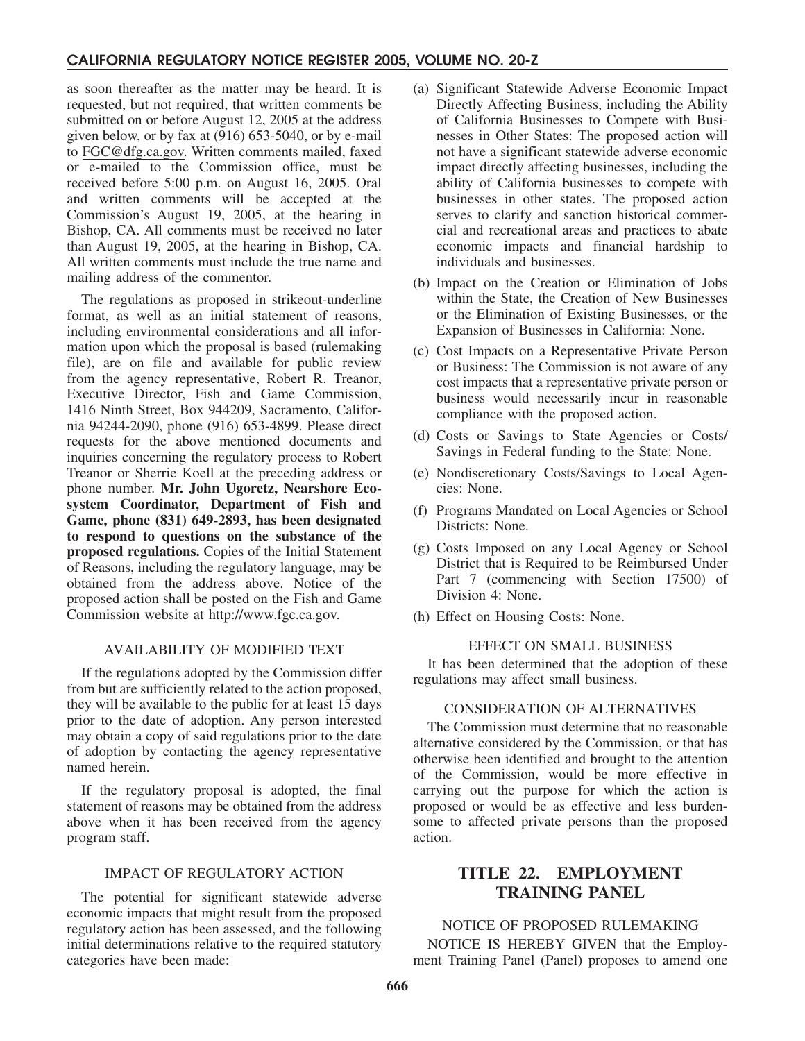as soon thereafter as the matter may be heard. It is requested, but not required, that written comments be submitted on or before August 12, 2005 at the address given below, or by fax at (916) 653-5040, or by e-mail to FGC@dfg.ca.gov. Written comments mailed, faxed or e-mailed to the Commission office, must be received before 5:00 p.m. on August 16, 2005. Oral and written comments will be accepted at the Commission's August 19, 2005, at the hearing in Bishop, CA. All comments must be received no later than August 19, 2005, at the hearing in Bishop, CA. All written comments must include the true name and mailing address of the commentor.

The regulations as proposed in strikeout-underline format, as well as an initial statement of reasons, including environmental considerations and all information upon which the proposal is based (rulemaking file), are on file and available for public review from the agency representative, Robert R. Treanor, Executive Director, Fish and Game Commission, 1416 Ninth Street, Box 944209, Sacramento, California 94244-2090, phone (916) 653-4899. Please direct requests for the above mentioned documents and inquiries concerning the regulatory process to Robert Treanor or Sherrie Koell at the preceding address or phone number. **Mr. John Ugoretz, Nearshore Ecosystem Coordinator, Department of Fish and Game, phone (831) 649-2893, has been designated to respond to questions on the substance of the proposed regulations.** Copies of the Initial Statement of Reasons, including the regulatory language, may be obtained from the address above. Notice of the proposed action shall be posted on the Fish and Game Commission website at http://www.fgc.ca.gov.

### AVAILABILITY OF MODIFIED TEXT

If the regulations adopted by the Commission differ from but are sufficiently related to the action proposed, they will be available to the public for at least 15 days prior to the date of adoption. Any person interested may obtain a copy of said regulations prior to the date of adoption by contacting the agency representative named herein.

If the regulatory proposal is adopted, the final statement of reasons may be obtained from the address above when it has been received from the agency program staff.

### IMPACT OF REGULATORY ACTION

The potential for significant statewide adverse economic impacts that might result from the proposed regulatory action has been assessed, and the following initial determinations relative to the required statutory categories have been made:

(a) Significant Statewide Adverse Economic Impact Directly Affecting Business, including the Ability of California Businesses to Compete with Businesses in Other States: The proposed action will not have a significant statewide adverse economic impact directly affecting businesses, including the ability of California businesses to compete with businesses in other states. The proposed action serves to clarify and sanction historical commercial and recreational areas and practices to abate economic impacts and financial hardship to individuals and businesses.

(b) Impact on the Creation or Elimination of Jobs within the State, the Creation of New Businesses or the Elimination of Existing Businesses, or the Expansion of Businesses in California: None.

(c) Cost Impacts on a Representative Private Person or Business: The Commission is not aware of any cost impacts that a representative private person or business would necessarily incur in reasonable compliance with the proposed action.

(d) Costs or Savings to State Agencies or Costs/Savings in Federal funding to the State: None.

(e) Nondiscretionary Costs/Savings to Local Agencies: None.

(f) Programs Mandated on Local Agencies or School Districts: None.

(g) Costs Imposed on any Local Agency or School District that is Required to be Reimbursed Under Part 7 (commencing with Section 17500) of Division 4: None.

(h) Effect on Housing Costs: None.

### EFFECT ON SMALL BUSINESS

It has been determined that the adoption of these regulations may affect small business.

### CONSIDERATION OF ALTERNATIVES

The Commission must determine that no reasonable alternative considered by the Commission, or that has otherwise been identified and brought to the attention of the Commission, would be more effective in carrying out the purpose for which the action is proposed or would be as effective and less burdensome to affected private persons than the proposed action.

## TITLE 22. EMPLOYMENT TRAINING PANEL

### NOTICE OF PROPOSED RULEMAKING

NOTICE IS HEREBY GIVEN that the Employment Training Panel (Panel) proposes to amend one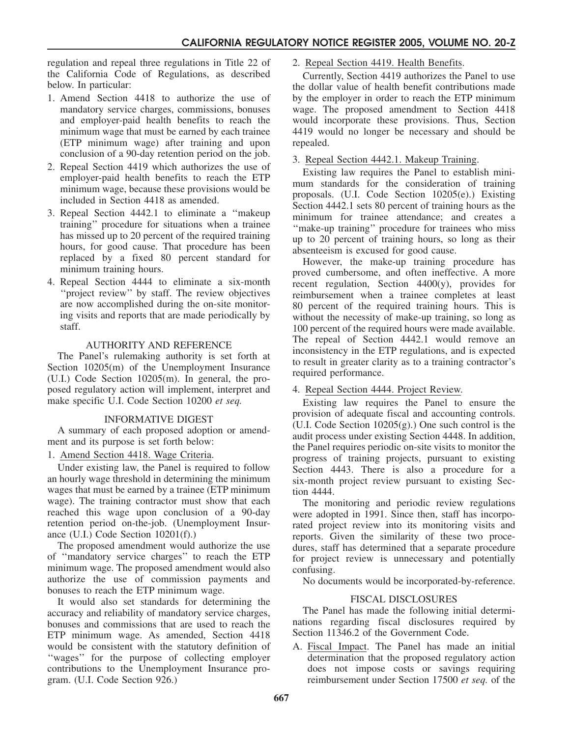regulation and repeal three regulations in Title 22 of the California Code of Regulations, as described below. In particular:

1. Amend Section 4418 to authorize the use of mandatory service charges, commissions, bonuses and employer-paid health benefits to reach the minimum wage that must be earned by each trainee (ETP minimum wage) after training and upon conclusion of a 90-day retention period on the job.
2. Repeal Section 4419 which authorizes the use of employer-paid health benefits to reach the ETP minimum wage, because these provisions would be included in Section 4418 as amended.
3. Repeal Section 4442.1 to eliminate a ''makeup training'' procedure for situations when a trainee has missed up to 20 percent of the required training hours, for good cause. That procedure has been replaced by a fixed 80 percent standard for minimum training hours.
4. Repeal Section 4444 to eliminate a six-month ''project review'' by staff. The review objectives are now accomplished during the on-site monitoring visits and reports that are made periodically by staff.

## AUTHORITY AND REFERENCE

The Panel's rulemaking authority is set forth at Section 10205(m) of the Unemployment Insurance (U.I.) Code Section 10205(m). In general, the proposed regulatory action will implement, interpret and make specific U.I. Code Section 10200 *et seq.*

## INFORMATIVE DIGEST

A summary of each proposed adoption or amendment and its purpose is set forth below:

1. Amend Section 4418. Wage Criteria.

Under existing law, the Panel is required to follow an hourly wage threshold in determining the minimum wages that must be earned by a trainee (ETP minimum wage). The training contractor must show that each reached this wage upon conclusion of a 90-day retention period on-the-job. (Unemployment Insurance (U.I.) Code Section 10201(f).)

The proposed amendment would authorize the use of ''mandatory service charges'' to reach the ETP minimum wage. The proposed amendment would also authorize the use of commission payments and bonuses to reach the ETP minimum wage.

It would also set standards for determining the accuracy and reliability of mandatory service charges, bonuses and commissions that are used to reach the ETP minimum wage. As amended, Section 4418 would be consistent with the statutory definition of ''wages'' for the purpose of collecting employer contributions to the Unemployment Insurance program. (U.I. Code Section 926.)

2. Repeal Section 4419. Health Benefits.

Currently, Section 4419 authorizes the Panel to use the dollar value of health benefit contributions made by the employer in order to reach the ETP minimum wage. The proposed amendment to Section 4418 would incorporate these provisions. Thus, Section 4419 would no longer be necessary and should be repealed.

3. Repeal Section 4442.1. Makeup Training.

Existing law requires the Panel to establish minimum standards for the consideration of training proposals. (U.I. Code Section 10205(e).) Existing Section 4442.1 sets 80 percent of training hours as the minimum for trainee attendance; and creates a ''make-up training'' procedure for trainees who miss up to 20 percent of training hours, so long as their absenteeism is excused for good cause.

However, the make-up training procedure has proved cumbersome, and often ineffective. A more recent regulation, Section 4400(y), provides for reimbursement when a trainee completes at least 80 percent of the required training hours. This is without the necessity of make-up training, so long as 100 percent of the required hours were made available. The repeal of Section 4442.1 would remove an inconsistency in the ETP regulations, and is expected to result in greater clarity as to a training contractor's required performance.

4. Repeal Section 4444. Project Review.

Existing law requires the Panel to ensure the provision of adequate fiscal and accounting controls. (U.I. Code Section 10205(g).) One such control is the audit process under existing Section 4448. In addition, the Panel requires periodic on-site visits to monitor the progress of training projects, pursuant to existing Section 4443. There is also a procedure for a six-month project review pursuant to existing Section 4444.

The monitoring and periodic review regulations were adopted in 1991. Since then, staff has incorporated project review into its monitoring visits and reports. Given the similarity of these two procedures, staff has determined that a separate procedure for project review is unnecessary and potentially confusing.

No documents would be incorporated-by-reference.

## FISCAL DISCLOSURES

The Panel has made the following initial determinations regarding fiscal disclosures required by Section 11346.2 of the Government Code.

A. Fiscal Impact. The Panel has made an initial determination that the proposed regulatory action does not impose costs or savings requiring reimbursement under Section 17500 *et seq.* of the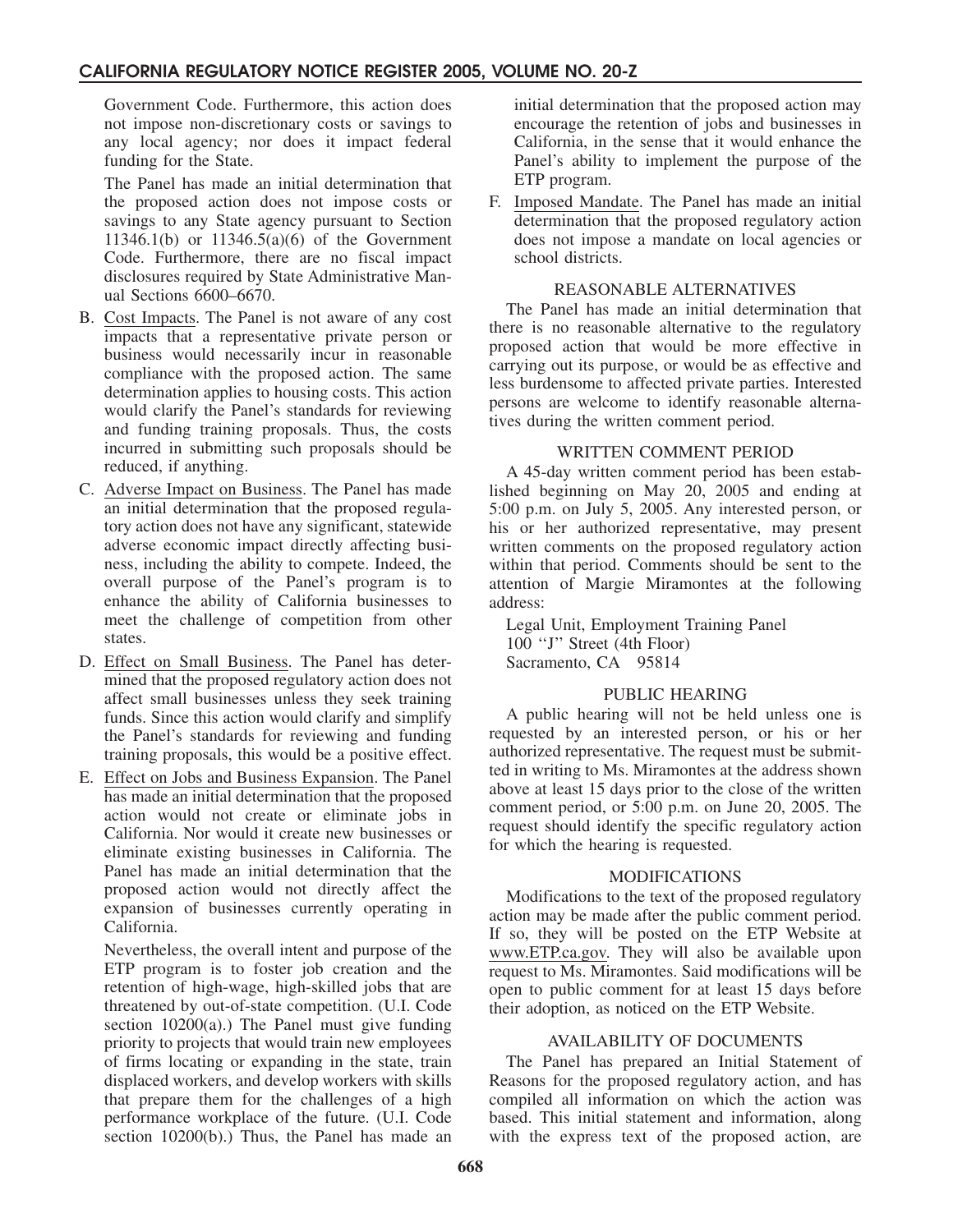Government Code. Furthermore, this action does not impose non-discretionary costs or savings to any local agency; nor does it impact federal funding for the State.

The Panel has made an initial determination that the proposed action does not impose costs or savings to any State agency pursuant to Section 11346.1(b) or 11346.5(a)(6) of the Government Code. Furthermore, there are no fiscal impact disclosures required by State Administrative Manual Sections 6600–6670.

B. Cost Impacts. The Panel is not aware of any cost impacts that a representative private person or business would necessarily incur in reasonable compliance with the proposed action. The same determination applies to housing costs. This action would clarify the Panel's standards for reviewing and funding training proposals. Thus, the costs incurred in submitting such proposals should be reduced, if anything.

C. Adverse Impact on Business. The Panel has made an initial determination that the proposed regulatory action does not have any significant, statewide adverse economic impact directly affecting business, including the ability to compete. Indeed, the overall purpose of the Panel's program is to enhance the ability of California businesses to meet the challenge of competition from other states.

D. Effect on Small Business. The Panel has determined that the proposed regulatory action does not affect small businesses unless they seek training funds. Since this action would clarify and simplify the Panel's standards for reviewing and funding training proposals, this would be a positive effect.

E. Effect on Jobs and Business Expansion. The Panel has made an initial determination that the proposed action would not create or eliminate jobs in California. Nor would it create new businesses or eliminate existing businesses in California. The Panel has made an initial determination that the proposed action would not directly affect the expansion of businesses currently operating in California.

Nevertheless, the overall intent and purpose of the ETP program is to foster job creation and the retention of high-wage, high-skilled jobs that are threatened by out-of-state competition. (U.I. Code section 10200(a).) The Panel must give funding priority to projects that would train new employees of firms locating or expanding in the state, train displaced workers, and develop workers with skills that prepare them for the challenges of a high performance workplace of the future. (U.I. Code section 10200(b).) Thus, the Panel has made an initial determination that the proposed action may encourage the retention of jobs and businesses in California, in the sense that it would enhance the Panel's ability to implement the purpose of the ETP program.

F. Imposed Mandate. The Panel has made an initial determination that the proposed regulatory action does not impose a mandate on local agencies or school districts.

## REASONABLE ALTERNATIVES

The Panel has made an initial determination that there is no reasonable alternative to the regulatory proposed action that would be more effective in carrying out its purpose, or would be as effective and less burdensome to affected private parties. Interested persons are welcome to identify reasonable alternatives during the written comment period.

## WRITTEN COMMENT PERIOD

A 45-day written comment period has been established beginning on May 20, 2005 and ending at 5:00 p.m. on July 5, 2005. Any interested person, or his or her authorized representative, may present written comments on the proposed regulatory action within that period. Comments should be sent to the attention of Margie Miramontes at the following address:

Legal Unit, Employment Training Panel
100 ''J'' Street (4th Floor)
Sacramento, CA 95814

## PUBLIC HEARING

A public hearing will not be held unless one is requested by an interested person, or his or her authorized representative. The request must be submitted in writing to Ms. Miramontes at the address shown above at least 15 days prior to the close of the written comment period, or 5:00 p.m. on June 20, 2005. The request should identify the specific regulatory action for which the hearing is requested.

## MODIFICATIONS

Modifications to the text of the proposed regulatory action may be made after the public comment period. If so, they will be posted on the ETP Website at www.ETP.ca.gov. They will also be available upon request to Ms. Miramontes. Said modifications will be open to public comment for at least 15 days before their adoption, as noticed on the ETP Website.

## AVAILABILITY OF DOCUMENTS

The Panel has prepared an Initial Statement of Reasons for the proposed regulatory action, and has compiled all information on which the action was based. This initial statement and information, along with the express text of the proposed action, are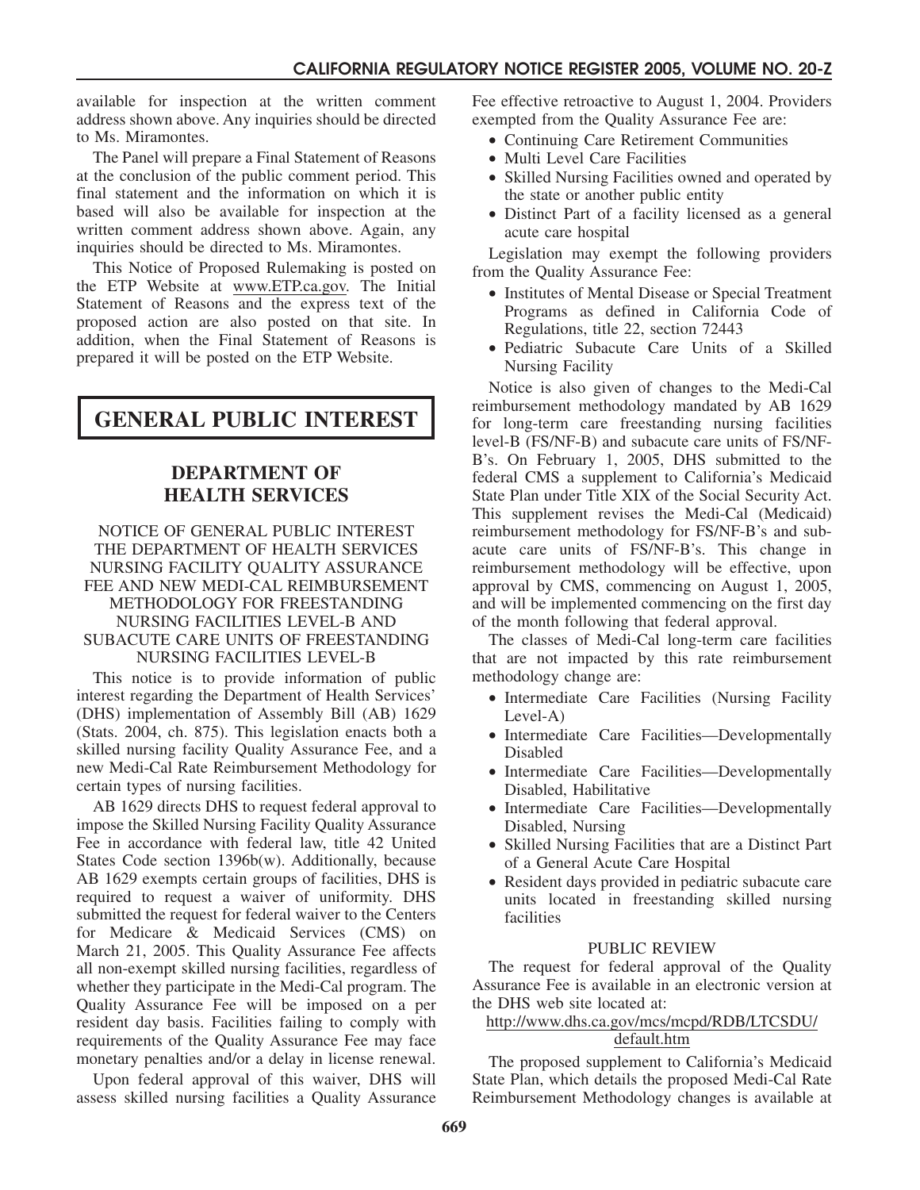available for inspection at the written comment address shown above. Any inquiries should be directed to Ms. Miramontes.

The Panel will prepare a Final Statement of Reasons at the conclusion of the public comment period. This final statement and the information on which it is based will also be available for inspection at the written comment address shown above. Again, any inquiries should be directed to Ms. Miramontes.

This Notice of Proposed Rulemaking is posted on the ETP Website at www.ETP.ca.gov. The Initial Statement of Reasons and the express text of the proposed action are also posted on that site. In addition, when the Final Statement of Reasons is prepared it will be posted on the ETP Website.

# GENERAL PUBLIC INTEREST

## DEPARTMENT OF HEALTH SERVICES

### NOTICE OF GENERAL PUBLIC INTEREST THE DEPARTMENT OF HEALTH SERVICES NURSING FACILITY QUALITY ASSURANCE FEE AND NEW MEDI-CAL REIMBURSEMENT METHODOLOGY FOR FREESTANDING NURSING FACILITIES LEVEL-B AND SUBACUTE CARE UNITS OF FREESTANDING NURSING FACILITIES LEVEL-B

This notice is to provide information of public interest regarding the Department of Health Services' (DHS) implementation of Assembly Bill (AB) 1629 (Stats. 2004, ch. 875). This legislation enacts both a skilled nursing facility Quality Assurance Fee, and a new Medi-Cal Rate Reimbursement Methodology for certain types of nursing facilities.

AB 1629 directs DHS to request federal approval to impose the Skilled Nursing Facility Quality Assurance Fee in accordance with federal law, title 42 United States Code section 1396b(w). Additionally, because AB 1629 exempts certain groups of facilities, DHS is required to request a waiver of uniformity. DHS submitted the request for federal waiver to the Centers for Medicare & Medicaid Services (CMS) on March 21, 2005. This Quality Assurance Fee affects all non-exempt skilled nursing facilities, regardless of whether they participate in the Medi-Cal program. The Quality Assurance Fee will be imposed on a per resident day basis. Facilities failing to comply with requirements of the Quality Assurance Fee may face monetary penalties and/or a delay in license renewal.

Upon federal approval of this waiver, DHS will assess skilled nursing facilities a Quality Assurance Fee effective retroactive to August 1, 2004. Providers exempted from the Quality Assurance Fee are:

- Continuing Care Retirement Communities
- Multi Level Care Facilities
- Skilled Nursing Facilities owned and operated by the state or another public entity
- Distinct Part of a facility licensed as a general acute care hospital

Legislation may exempt the following providers from the Quality Assurance Fee:

- Institutes of Mental Disease or Special Treatment Programs as defined in California Code of Regulations, title 22, section 72443
- Pediatric Subacute Care Units of a Skilled Nursing Facility

Notice is also given of changes to the Medi-Cal reimbursement methodology mandated by AB 1629 for long-term care freestanding nursing facilities level-B (FS/NF-B) and subacute care units of FS/NF-B's. On February 1, 2005, DHS submitted to the federal CMS a supplement to California's Medicaid State Plan under Title XIX of the Social Security Act. This supplement revises the Medi-Cal (Medicaid) reimbursement methodology for FS/NF-B's and subacute care units of FS/NF-B's. This change in reimbursement methodology will be effective, upon approval by CMS, commencing on August 1, 2005, and will be implemented commencing on the first day of the month following that federal approval.

The classes of Medi-Cal long-term care facilities that are not impacted by this rate reimbursement methodology change are:

- Intermediate Care Facilities (Nursing Facility Level-A)
- Intermediate Care Facilities—Developmentally Disabled
- Intermediate Care Facilities—Developmentally Disabled, Habilitative
- Intermediate Care Facilities—Developmentally Disabled, Nursing
- Skilled Nursing Facilities that are a Distinct Part of a General Acute Care Hospital
- Resident days provided in pediatric subacute care units located in freestanding skilled nursing facilities

#### PUBLIC REVIEW

The request for federal approval of the Quality Assurance Fee is available in an electronic version at the DHS web site located at:

http://www.dhs.ca.gov/mcs/mcpd/RDB/LTCSDU/default.htm

The proposed supplement to California's Medicaid State Plan, which details the proposed Medi-Cal Rate Reimbursement Methodology changes is available at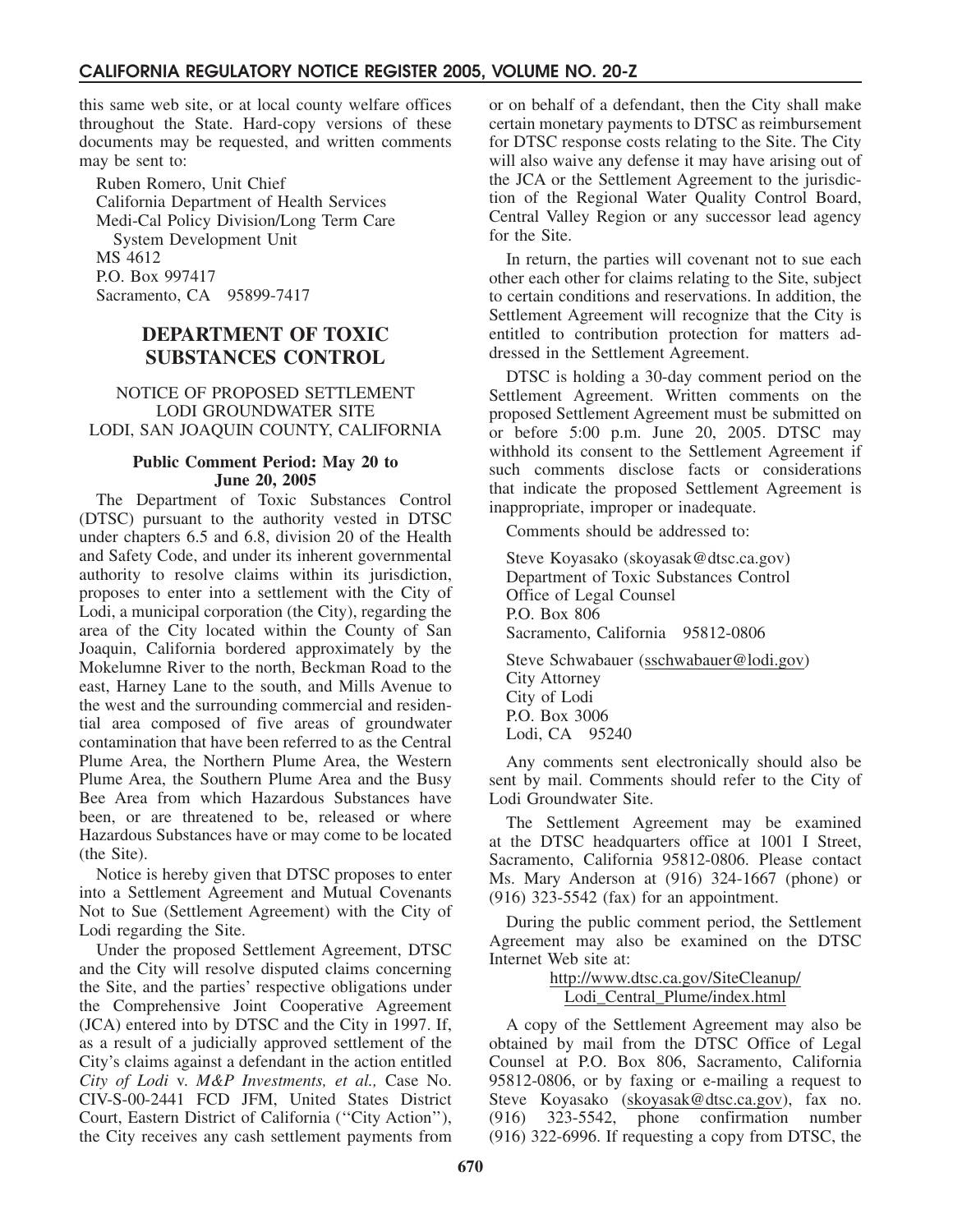this same web site, or at local county welfare offices throughout the State. Hard-copy versions of these documents may be requested, and written comments may be sent to:

Ruben Romero, Unit Chief
California Department of Health Services
Medi-Cal Policy Division/Long Term Care
System Development Unit
MS 4612
P.O. Box 997417
Sacramento, CA 95899-7417

## DEPARTMENT OF TOXIC SUBSTANCES CONTROL

NOTICE OF PROPOSED SETTLEMENT
LODI GROUNDWATER SITE
LODI, SAN JOAQUIN COUNTY, CALIFORNIA

**Public Comment Period: May 20 to June 20, 2005**

The Department of Toxic Substances Control (DTSC) pursuant to the authority vested in DTSC under chapters 6.5 and 6.8, division 20 of the Health and Safety Code, and under its inherent governmental authority to resolve claims within its jurisdiction, proposes to enter into a settlement with the City of Lodi, a municipal corporation (the City), regarding the area of the City located within the County of San Joaquin, California bordered approximately by the Mokelumne River to the north, Beckman Road to the east, Harney Lane to the south, and Mills Avenue to the west and the surrounding commercial and residential area composed of five areas of groundwater contamination that have been referred to as the Central Plume Area, the Northern Plume Area, the Western Plume Area, the Southern Plume Area and the Busy Bee Area from which Hazardous Substances have been, or are threatened to be, released or where Hazardous Substances have or may come to be located (the Site).

Notice is hereby given that DTSC proposes to enter into a Settlement Agreement and Mutual Covenants Not to Sue (Settlement Agreement) with the City of Lodi regarding the Site.

Under the proposed Settlement Agreement, DTSC and the City will resolve disputed claims concerning the Site, and the parties' respective obligations under the Comprehensive Joint Cooperative Agreement (JCA) entered into by DTSC and the City in 1997. If, as a result of a judicially approved settlement of the City's claims against a defendant in the action entitled *City of Lodi* v. *M&P Investments, et al.,* Case No. CIV-S-00-2441 FCD JFM, United States District Court, Eastern District of California (''City Action''), the City receives any cash settlement payments from or on behalf of a defendant, then the City shall make certain monetary payments to DTSC as reimbursement for DTSC response costs relating to the Site. The City will also waive any defense it may have arising out of the JCA or the Settlement Agreement to the jurisdiction of the Regional Water Quality Control Board, Central Valley Region or any successor lead agency for the Site.

In return, the parties will covenant not to sue each other each other for claims relating to the Site, subject to certain conditions and reservations. In addition, the Settlement Agreement will recognize that the City is entitled to contribution protection for matters addressed in the Settlement Agreement.

DTSC is holding a 30-day comment period on the Settlement Agreement. Written comments on the proposed Settlement Agreement must be submitted on or before 5:00 p.m. June 20, 2005. DTSC may withhold its consent to the Settlement Agreement if such comments disclose facts or considerations that indicate the proposed Settlement Agreement is inappropriate, improper or inadequate.

Comments should be addressed to:

Steve Koyasako (skoyasak@dtsc.ca.gov)
Department of Toxic Substances Control
Office of Legal Counsel
P.O. Box 806
Sacramento, California 95812-0806

Steve Schwabauer (sschwabauer@lodi.gov)
City Attorney
City of Lodi
P.O. Box 3006
Lodi, CA 95240

Any comments sent electronically should also be sent by mail. Comments should refer to the City of Lodi Groundwater Site.

The Settlement Agreement may be examined at the DTSC headquarters office at 1001 I Street, Sacramento, California 95812-0806. Please contact Ms. Mary Anderson at (916) 324-1667 (phone) or (916) 323-5542 (fax) for an appointment.

During the public comment period, the Settlement Agreement may also be examined on the DTSC Internet Web site at:

http://www.dtsc.ca.gov/SiteCleanup/Lodi_Central_Plume/index.html

A copy of the Settlement Agreement may also be obtained by mail from the DTSC Office of Legal Counsel at P.O. Box 806, Sacramento, California 95812-0806, or by faxing or e-mailing a request to Steve Koyasako (skoyasak@dtsc.ca.gov), fax no. (916) 323-5542, phone confirmation number (916) 322-6996. If requesting a copy from DTSC, the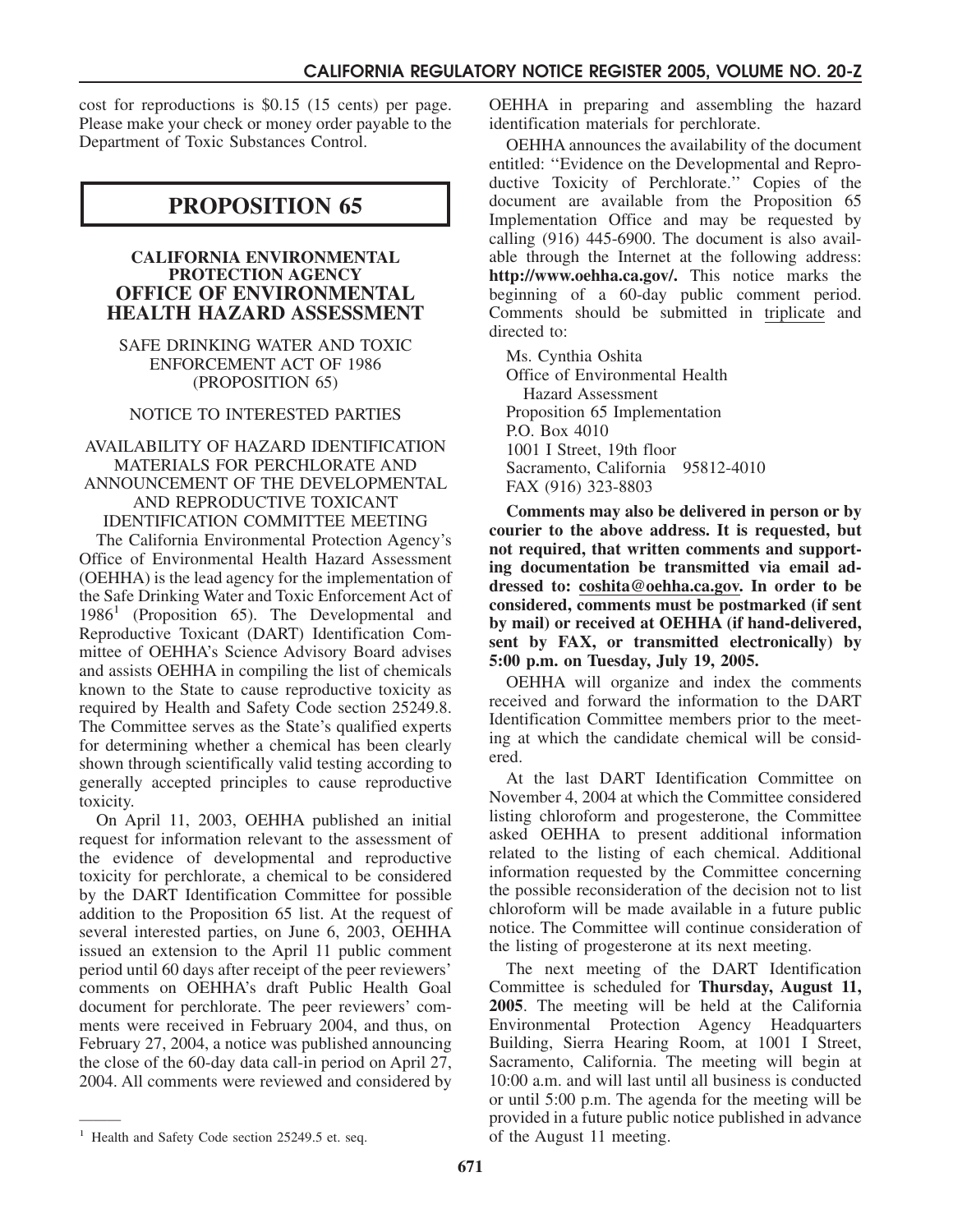cost for reproductions is $0.15 (15 cents) per page. Please make your check or money order payable to the Department of Toxic Substances Control.

# PROPOSITION 65

## CALIFORNIA ENVIRONMENTAL PROTECTION AGENCY OFFICE OF ENVIRONMENTAL HEALTH HAZARD ASSESSMENT

SAFE DRINKING WATER AND TOXIC ENFORCEMENT ACT OF 1986 (PROPOSITION 65)

NOTICE TO INTERESTED PARTIES

AVAILABILITY OF HAZARD IDENTIFICATION MATERIALS FOR PERCHLORATE AND ANNOUNCEMENT OF THE DEVELOPMENTAL AND REPRODUCTIVE TOXICANT IDENTIFICATION COMMITTEE MEETING

The California Environmental Protection Agency's Office of Environmental Health Hazard Assessment (OEHHA) is the lead agency for the implementation of the Safe Drinking Water and Toxic Enforcement Act of 1986[1] (Proposition 65). The Developmental and Reproductive Toxicant (DART) Identification Committee of OEHHA's Science Advisory Board advises and assists OEHHA in compiling the list of chemicals known to the State to cause reproductive toxicity as required by Health and Safety Code section 25249.8. The Committee serves as the State's qualified experts for determining whether a chemical has been clearly shown through scientifically valid testing according to generally accepted principles to cause reproductive toxicity.

On April 11, 2003, OEHHA published an initial request for information relevant to the assessment of the evidence of developmental and reproductive toxicity for perchlorate, a chemical to be considered by the DART Identification Committee for possible addition to the Proposition 65 list. At the request of several interested parties, on June 6, 2003, OEHHA issued an extension to the April 11 public comment period until 60 days after receipt of the peer reviewers' comments on OEHHA's draft Public Health Goal document for perchlorate. The peer reviewers' comments were received in February 2004, and thus, on February 27, 2004, a notice was published announcing the close of the 60-day data call-in period on April 27, 2004. All comments were reviewed and considered by OEHHA in preparing and assembling the hazard identification materials for perchlorate.

[1] Health and Safety Code section 25249.5 et. seq.

OEHHA announces the availability of the document entitled: "Evidence on the Developmental and Reproductive Toxicity of Perchlorate." Copies of the document are available from the Proposition 65 Implementation Office and may be requested by calling (916) 445-6900. The document is also available through the Internet at the following address: **http://www.oehha.ca.gov/.** This notice marks the beginning of a 60-day public comment period. Comments should be submitted in triplicate and directed to:

Ms. Cynthia Oshita
Office of Environmental Health Hazard Assessment
Proposition 65 Implementation
P.O. Box 4010
1001 I Street, 19th floor
Sacramento, California 95812-4010
FAX (916) 323-8803

**Comments may also be delivered in person or by courier to the above address. It is requested, but not required, that written comments and supporting documentation be transmitted via email addressed to: coshita@oehha.ca.gov. In order to be considered, comments must be postmarked (if sent by mail) or received at OEHHA (if hand-delivered, sent by FAX, or transmitted electronically) by 5:00 p.m. on Tuesday, July 19, 2005.**

OEHHA will organize and index the comments received and forward the information to the DART Identification Committee members prior to the meeting at which the candidate chemical will be considered.

At the last DART Identification Committee on November 4, 2004 at which the Committee considered listing chloroform and progesterone, the Committee asked OEHHA to present additional information related to the listing of each chemical. Additional information requested by the Committee concerning the possible reconsideration of the decision not to list chloroform will be made available in a future public notice. The Committee will continue consideration of the listing of progesterone at its next meeting.

The next meeting of the DART Identification Committee is scheduled for **Thursday, August 11, 2005**. The meeting will be held at the California Environmental Protection Agency Headquarters Building, Sierra Hearing Room, at 1001 I Street, Sacramento, California. The meeting will begin at 10:00 a.m. and will last until all business is conducted or until 5:00 p.m. The agenda for the meeting will be provided in a future public notice published in advance of the August 11 meeting.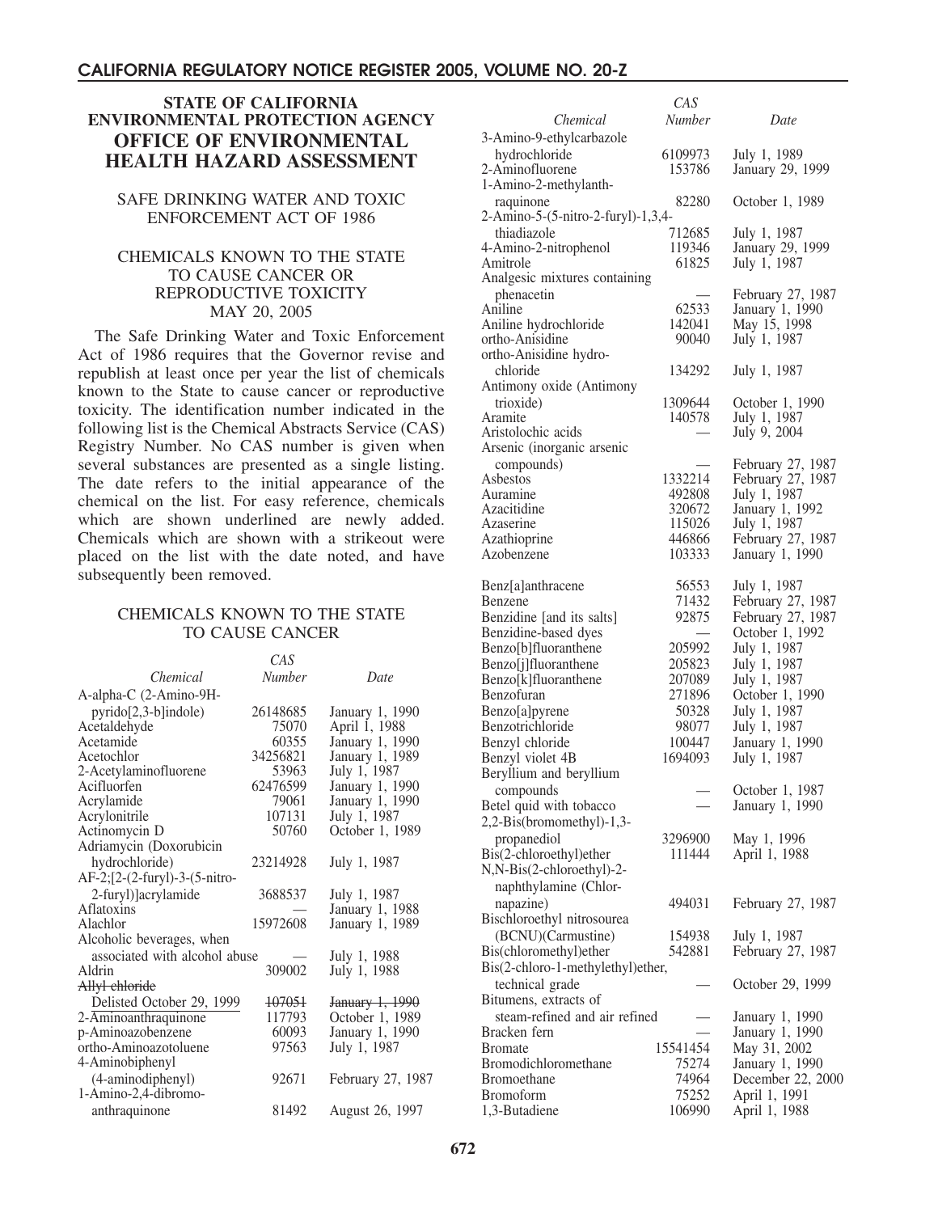# STATE OF CALIFORNIA ENVIRONMENTAL PROTECTION AGENCY

# OFFICE OF ENVIRONMENTAL HEALTH HAZARD ASSESSMENT

## SAFE DRINKING WATER AND TOXIC ENFORCEMENT ACT OF 1986

## CHEMICALS KNOWN TO THE STATE TO CAUSE CANCER OR REPRODUCTIVE TOXICITY MAY 20, 2005

The Safe Drinking Water and Toxic Enforcement Act of 1986 requires that the Governor revise and republish at least once per year the list of chemicals known to the State to cause cancer or reproductive toxicity. The identification number indicated in the following list is the Chemical Abstracts Service (CAS) Registry Number. No CAS number is given when several substances are presented as a single listing. The date refers to the initial appearance of the chemical on the list. For easy reference, chemicals which are shown underlined are newly added. Chemicals which are shown with a strikeout were placed on the list with the date noted, and have subsequently been removed.

## CHEMICALS KNOWN TO THE STATE TO CAUSE CANCER

| Chemical | CAS Number | Date |
|---|---|---|
| A-alpha-C (2-Amino-9H-pyrido[2,3-b]indole) | 26148685 | January 1, 1990 |
| Acetaldehyde | 75070 | April 1, 1988 |
| Acetamide | 60355 | January 1, 1990 |
| Acetochlor | 34256821 | January 1, 1989 |
| 2-Acetylaminofluorene | 53963 | July 1, 1987 |
| Acifluorfen | 62476599 | January 1, 1990 |
| Acrylamide | 79061 | January 1, 1990 |
| Acrylonitrile | 107131 | July 1, 1987 |
| Actinomycin D | 50760 | October 1, 1989 |
| Adriamycin (Doxorubicin hydrochloride) | 23214928 | July 1, 1987 |
| AF-2;[2-(2-furyl)-3-(5-nitro-2-furyl)]acrylamide | 3688537 | July 1, 1987 |
| Aflatoxins | — | January 1, 1988 |
| Alachlor | 15972608 | January 1, 1989 |
| Alcoholic beverages, when associated with alcohol abuse | — | July 1, 1988 |
| Aldrin | 309002 | July 1, 1988 |
| ~~Allyl chloride~~ Delisted October 29, 1999 | ~~107051~~ | ~~January 1, 1990~~ |
| 2-Aminoanthraquinone | 117793 | October 1, 1989 |
| p-Aminoazobenzene | 60093 | January 1, 1990 |
| ortho-Aminoazotoluene | 97563 | July 1, 1987 |
| 4-Aminobiphenyl (4-aminodiphenyl) | 92671 | February 27, 1987 |
| 1-Amino-2,4-dibromo-anthraquinone | 81492 | August 26, 1997 |
| 3-Amino-9-ethylcarbazole hydrochloride | 6109973 | July 1, 1989 |
| 2-Aminofluorene | 153786 | January 29, 1999 |
| 1-Amino-2-methylanthraquinone | 82280 | October 1, 1989 |
| 2-Amino-5-(5-nitro-2-furyl)-1,3,4-thiadiazole | 712685 | July 1, 1987 |
| 4-Amino-2-nitrophenol | 119346 | January 29, 1999 |
| Amitrole | 61825 | July 1, 1987 |
| Analgesic mixtures containing phenacetin | — | February 27, 1987 |
| Aniline | 62533 | January 1, 1990 |
| Aniline hydrochloride | 142041 | May 15, 1998 |
| ortho-Anisidine | 90040 | July 1, 1987 |
| ortho-Anisidine hydrochloride | 134292 | July 1, 1987 |
| Antimony oxide (Antimony trioxide) | 1309644 | October 1, 1990 |
| Aramite | 140578 | July 1, 1987 |
| Aristolochic acids | — | July 9, 2004 |
| Arsenic (inorganic arsenic compounds) | — | February 27, 1987 |
| Asbestos | 1332214 | February 27, 1987 |
| Auramine | 492808 | July 1, 1987 |
| Azacitidine | 320672 | January 1, 1992 |
| Azaserine | 115026 | July 1, 1987 |
| Azathioprine | 446866 | February 27, 1987 |
| Azobenzene | 103333 | January 1, 1990 |
| Benz[a]anthracene | 56553 | July 1, 1987 |
| Benzene | 71432 | February 27, 1987 |
| Benzidine [and its salts] | 92875 | February 27, 1987 |
| Benzidine-based dyes | — | October 1, 1992 |
| Benzo[b]fluoranthene | 205992 | July 1, 1987 |
| Benzo[j]fluoranthene | 205823 | July 1, 1987 |
| Benzo[k]fluoranthene | 207089 | July 1, 1987 |
| Benzofuran | 271896 | October 1, 1990 |
| Benzo[a]pyrene | 50328 | July 1, 1987 |
| Benzotrichloride | 98077 | July 1, 1987 |
| Benzyl chloride | 100447 | January 1, 1990 |
| Benzyl violet 4B | 1694093 | July 1, 1987 |
| Beryllium and beryllium compounds | — | October 1, 1987 |
| Betel quid with tobacco | — | January 1, 1990 |
| 2,2-Bis(bromomethyl)-1,3-propanediol | 3296900 | May 1, 1996 |
| Bis(2-chloroethyl)ether | 111444 | April 1, 1988 |
| N,N-Bis(2-chloroethyl)-2-naphthylamine (Chlornapazine) | 494031 | February 27, 1987 |
| Bischloroethyl nitrosourea (BCNU)(Carmustine) | 154938 | July 1, 1987 |
| Bis(chloromethyl)ether | 542881 | February 27, 1987 |
| Bis(2-chloro-1-methylethyl)ether, technical grade | — | October 29, 1999 |
| Bitumens, extracts of steam-refined and air refined | — | January 1, 1990 |
| Bracken fern | — | January 1, 1990 |
| Bromate | 15541454 | May 31, 2002 |
| Bromodichloromethane | 75274 | January 1, 1990 |
| Bromoethane | 74964 | December 22, 2000 |
| Bromoform | 75252 | April 1, 1991 |
| 1,3-Butadiene | 106990 | April 1, 1988 |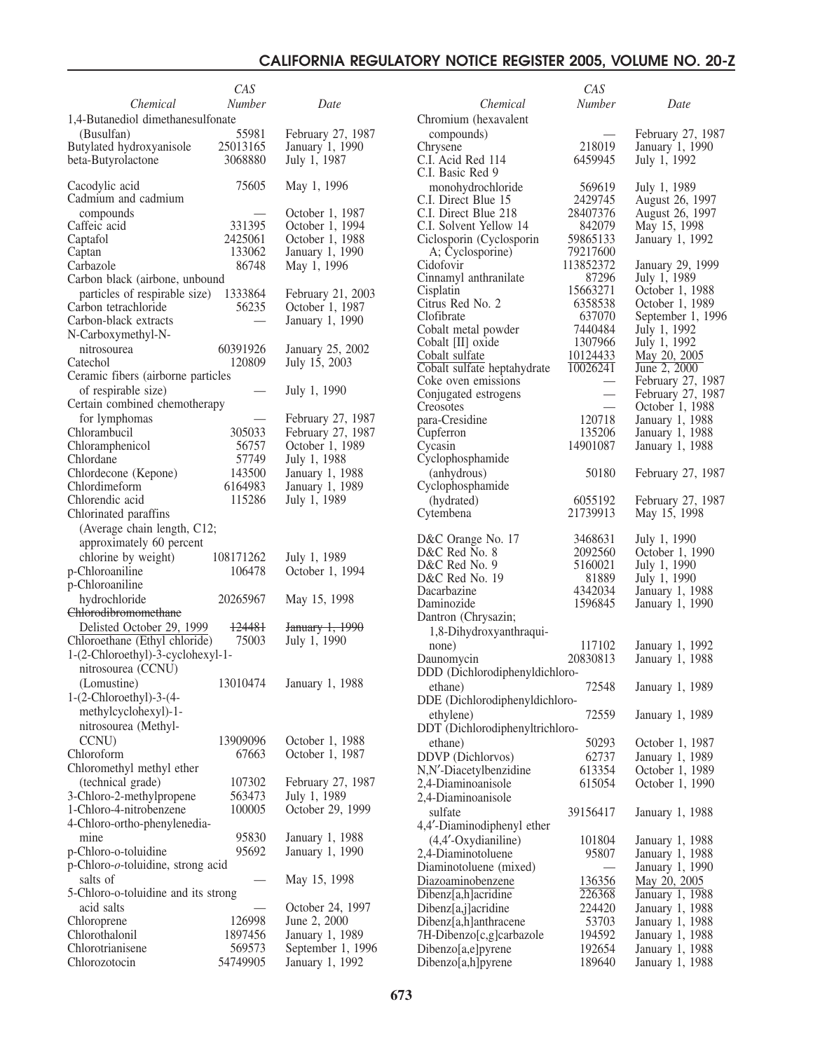| Chemical | CAS Number | Date |
|---|---|---|
| 1,4-Butanediol dimethanesulfonate (Busulfan) | 55981 | February 27, 1987 |
| Butylated hydroxyanisole | 25013165 | January 1, 1990 |
| beta-Butyrolactone | 3068880 | July 1, 1987 |
| Cacodylic acid | 75605 | May 1, 1996 |
| Cadmium and cadmium compounds | — | October 1, 1987 |
| Caffeic acid | 331395 | October 1, 1994 |
| Captafol | 2425061 | October 1, 1988 |
| Captan | 133062 | January 1, 1990 |
| Carbazole | 86748 | May 1, 1996 |
| Carbon black (airbone, unbound particles of respirable size) | 1333864 | February 21, 2003 |
| Carbon tetrachloride | 56235 | October 1, 1987 |
| Carbon-black extracts | — | January 1, 1990 |
| N-Carboxymethyl-N-nitrosourea | 60391926 | January 25, 2002 |
| Catechol | 120809 | July 15, 2003 |
| Ceramic fibers (airborne particles of respirable size) | — | July 1, 1990 |
| Certain combined chemotherapy for lymphomas | — | February 27, 1987 |
| Chlorambucil | 305033 | February 27, 1987 |
| Chloramphenicol | 56757 | October 1, 1989 |
| Chlordane | 57749 | July 1, 1988 |
| Chlordecone (Kepone) | 143500 | January 1, 1988 |
| Chlordimeform | 6164983 | January 1, 1989 |
| Chlorendic acid | 115286 | July 1, 1989 |
| Chlorinated paraffins (Average chain length, C12; approximately 60 percent chlorine by weight) | 108171262 | July 1, 1989 |
| p-Chloroaniline | 106478 | October 1, 1994 |
| p-Chloroaniline hydrochloride | 20265967 | May 15, 1998 |
| ~~Chlorodibromomethane~~ Delisted October 29, 1999 | ~~124481~~ | ~~January 1, 1990~~ |
| Chloroethane (Ethyl chloride) | 75003 | July 1, 1990 |
| 1-(2-Chloroethyl)-3-cyclohexyl-1-nitrosourea (CCNU) (Lomustine) | 13010474 | January 1, 1988 |
| 1-(2-Chloroethyl)-3-(4-methylcyclohexyl)-1-nitrosourea (Methyl-CCNU) | 13909096 | October 1, 1988 |
| Chloroform | 67663 | October 1, 1987 |
| Chloromethyl methyl ether (technical grade) | 107302 | February 27, 1987 |
| 3-Chloro-2-methylpropene | 563473 | July 1, 1989 |
| 1-Chloro-4-nitrobenzene | 100005 | October 29, 1999 |
| 4-Chloro-ortho-phenylenediamine | 95830 | January 1, 1988 |
| p-Chloro-o-toluidine | 95692 | January 1, 1990 |
| p-Chloro-*o*-toluidine, strong acid salts of | — | May 15, 1998 |
| 5-Chloro-o-toluidine and its strong acid salts | — | October 24, 1997 |
| Chloroprene | 126998 | June 2, 2000 |
| Chlorothalonil | 1897456 | January 1, 1989 |
| Chlorotrianisene | 569573 | September 1, 1996 |
| Chlorozotocin | 54749905 | January 1, 1992 |
| Chromium (hexavalent compounds) | — | February 27, 1987 |
| Chrysene | 218019 | January 1, 1990 |
| C.I. Acid Red 114 | 6459945 | July 1, 1992 |
| C.I. Basic Red 9 monohydrochloride | 569619 | July 1, 1989 |
| C.I. Direct Blue 15 | 2429745 | August 26, 1997 |
| C.I. Direct Blue 218 | 28407376 | August 26, 1997 |
| C.I. Solvent Yellow 14 | 842079 | May 15, 1998 |
| Ciclosporin (Cyclosporin A; Cyclosporine) | 59865133 79217600 | January 1, 1992 |
| Cidofovir | 113852372 | January 29, 1999 |
| Cinnamyl anthranilate | 87296 | July 1, 1989 |
| Cisplatin | 15663271 | October 1, 1988 |
| Citrus Red No. 2 | 6358538 | October 1, 1989 |
| Clofibrate | 637070 | September 1, 1996 |
| Cobalt metal powder | 7440484 | July 1, 1992 |
| Cobalt [II] oxide | 1307966 | July 1, 1992 |
| <u>Cobalt sulfate</u> | <u>10124433</u> | <u>May 20, 2005</u> |
| Cobalt sulfate heptahydrate | 10026241 | June 2, 2000 |
| Coke oven emissions | — | February 27, 1987 |
| Conjugated estrogens | — | February 27, 1987 |
| Creosotes | — | October 1, 1988 |
| para-Cresidine | 120718 | January 1, 1988 |
| Cupferron | 135206 | January 1, 1988 |
| Cycasin | 14901087 | January 1, 1988 |
| Cyclophosphamide (anhydrous) | 50180 | February 27, 1987 |
| Cyclophosphamide (hydrated) | 6055192 | February 27, 1987 |
| Cytembena | 21739913 | May 15, 1998 |
| D&C Orange No. 17 | 3468631 | July 1, 1990 |
| D&C Red No. 8 | 2092560 | October 1, 1990 |
| D&C Red No. 9 | 5160021 | July 1, 1990 |
| D&C Red No. 19 | 81889 | July 1, 1990 |
| Dacarbazine | 4342034 | January 1, 1988 |
| Daminozide | 1596845 | January 1, 1990 |
| Dantron (Chrysazin; 1,8-Dihydroxyanthraquinone) | 117102 | January 1, 1992 |
| Daunomycin | 20830813 | January 1, 1988 |
| DDD (Dichlorodiphenyldichloroethane) | 72548 | January 1, 1989 |
| DDE (Dichlorodiphenyldichloroethylene) | 72559 | January 1, 1989 |
| DDT (Dichlorodiphenyltrichloroethane) | 50293 | October 1, 1987 |
| DDVP (Dichlorvos) | 62737 | January 1, 1989 |
| N,N′-Diacetylbenzidine | 613354 | October 1, 1989 |
| 2,4-Diaminoanisole | 615054 | October 1, 1990 |
| 2,4-Diaminoanisole sulfate | 39156417 | January 1, 1988 |
| 4,4′-Diaminodiphenyl ether (4,4′-Oxydianiline) | 101804 | January 1, 1988 |
| 2,4-Diaminotoluene | 95807 | January 1, 1988 |
| Diaminotoluene (mixed) | — | January 1, 1990 |
| <u>Diazoaminobenzene</u> | <u>136356</u> | <u>May 20, 2005</u> |
| Dibenz[a,h]acridine | 226368 | January 1, 1988 |
| Dibenz[a,j]acridine | 224420 | January 1, 1988 |
| Dibenz[a,h]anthracene | 53703 | January 1, 1988 |
| 7H-Dibenzo[c,g]carbazole | 194592 | January 1, 1988 |
| Dibenzo[a,e]pyrene | 192654 | January 1, 1988 |
| Dibenzo[a,h]pyrene | 189640 | January 1, 1988 |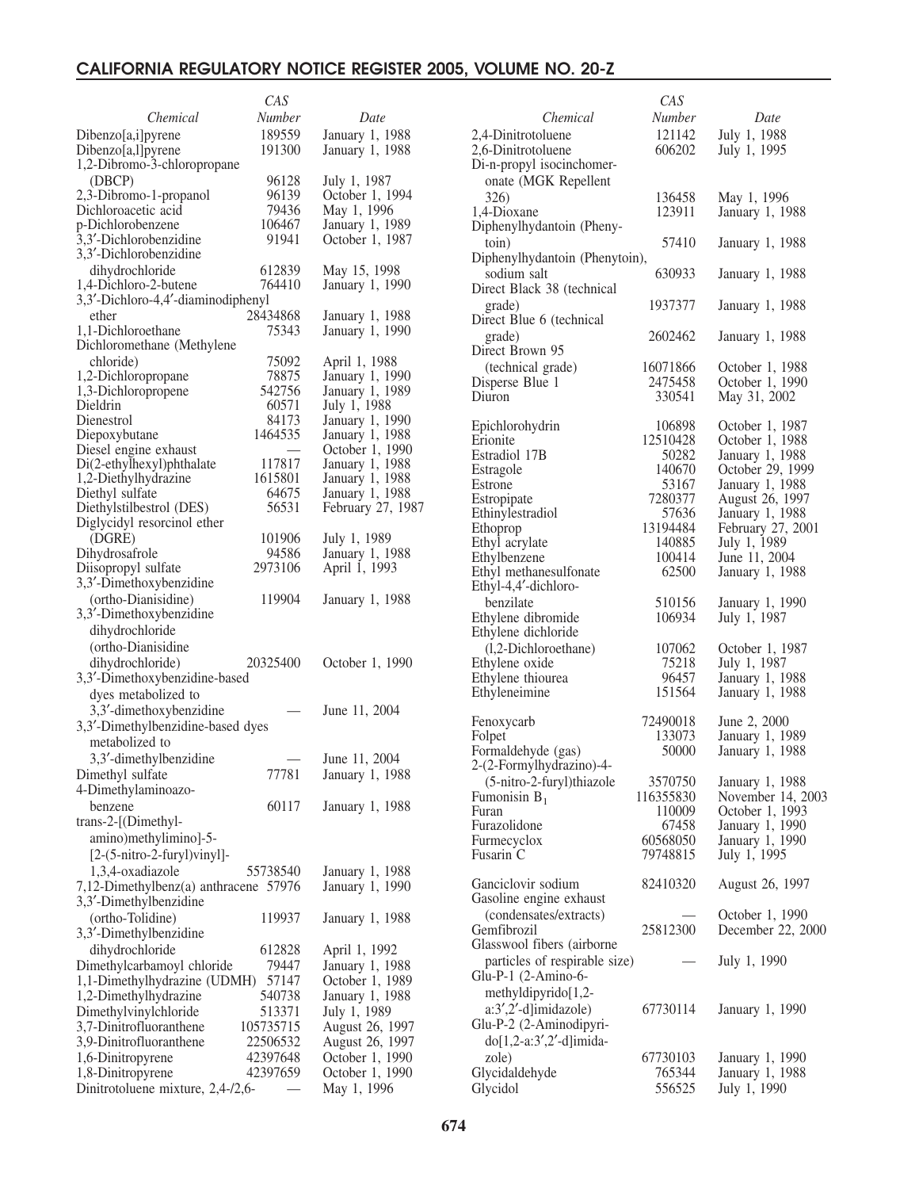| Chemical | CAS Number | Date |
|---|---|---|
| Dibenzo[a,i]pyrene | 189559 | January 1, 1988 |
| Dibenzo[a,l]pyrene | 191300 | January 1, 1988 |
| 1,2-Dibromo-3-chloropropane (DBCP) | 96128 | July 1, 1987 |
| 2,3-Dibromo-1-propanol | 96139 | October 1, 1994 |
| Dichloroacetic acid | 79436 | May 1, 1996 |
| p-Dichlorobenzene | 106467 | January 1, 1989 |
| 3,3′-Dichlorobenzidine | 91941 | October 1, 1987 |
| 3,3′-Dichlorobenzidine dihydrochloride | 612839 | May 15, 1998 |
| 1,4-Dichloro-2-butene | 764410 | January 1, 1990 |
| 3,3′-Dichloro-4,4′-diaminodiphenyl ether | 28434868 | January 1, 1988 |
| 1,1-Dichloroethane | 75343 | January 1, 1990 |
| Dichloromethane (Methylene chloride) | 75092 | April 1, 1988 |
| 1,2-Dichloropropane | 78875 | January 1, 1990 |
| 1,3-Dichloropropene | 542756 | January 1, 1989 |
| Dieldrin | 60571 | July 1, 1988 |
| Dienestrol | 84173 | January 1, 1990 |
| Diepoxybutane | 1464535 | January 1, 1988 |
| Diesel engine exhaust | — | October 1, 1990 |
| Di(2-ethylhexyl)phthalate | 117817 | January 1, 1988 |
| 1,2-Diethylhydrazine | 1615801 | January 1, 1988 |
| Diethyl sulfate | 64675 | January 1, 1988 |
| Diethylstilbestrol (DES) | 56531 | February 27, 1987 |
| Diglycidyl resorcinol ether (DGRE) | 101906 | July 1, 1989 |
| Dihydrosafrole | 94586 | January 1, 1988 |
| Diisopropyl sulfate | 2973106 | April 1, 1993 |
| 3,3′-Dimethoxybenzidine (ortho-Dianisidine) | 119904 | January 1, 1988 |
| 3,3′-Dimethoxybenzidine dihydrochloride (ortho-Dianisidine dihydrochloride) | 20325400 | October 1, 1990 |
| 3,3′-Dimethoxybenzidine-based dyes metabolized to 3,3′-dimethoxybenzidine | — | June 11, 2004 |
| 3,3′-Dimethylbenzidine-based dyes metabolized to 3,3′-dimethylbenzidine | — | June 11, 2004 |
| Dimethyl sulfate | 77781 | January 1, 1988 |
| 4-Dimethylaminoazobenzene | 60117 | January 1, 1988 |
| trans-2-[(Dimethylamino)methylimino]-5-[2-(5-nitro-2-furyl)vinyl]-1,3,4-oxadiazole | 55738540 | January 1, 1988 |
| 7,12-Dimethylbenz(a) anthracene | 57976 | January 1, 1990 |
| 3,3′-Dimethylbenzidine (ortho-Tolidine) | 119937 | January 1, 1988 |
| 3,3′-Dimethylbenzidine dihydrochloride | 612828 | April 1, 1992 |
| Dimethylcarbamoyl chloride | 79447 | January 1, 1988 |
| 1,1-Dimethylhydrazine (UDMH) | 57147 | October 1, 1989 |
| 1,2-Dimethylhydrazine | 540738 | January 1, 1988 |
| Dimethylvinylchloride | 513371 | July 1, 1989 |
| 3,7-Dinitrofluoranthene | 105735715 | August 26, 1997 |
| 3,9-Dinitrofluoranthene | 22506532 | August 26, 1997 |
| 1,6-Dinitropyrene | 42397648 | October 1, 1990 |
| 1,8-Dinitropyrene | 42397659 | October 1, 1990 |
| Dinitrotoluene mixture, 2,4-/2,6- | — | May 1, 1996 |
| 2,4-Dinitrotoluene | 121142 | July 1, 1988 |
| 2,6-Dinitrotoluene | 606202 | July 1, 1995 |
| Di-n-propyl isocinchomeronate (MGK Repellent 326) | 136458 | May 1, 1996 |
| 1,4-Dioxane | 123911 | January 1, 1988 |
| Diphenylhydantoin (Phenytoin) | 57410 | January 1, 1988 |
| Diphenylhydantoin (Phenytoin), sodium salt | 630933 | January 1, 1988 |
| Direct Black 38 (technical grade) | 1937377 | January 1, 1988 |
| Direct Blue 6 (technical grade) | 2602462 | January 1, 1988 |
| Direct Brown 95 (technical grade) | 16071866 | October 1, 1988 |
| Disperse Blue 1 | 2475458 | October 1, 1990 |
| Diuron | 330541 | May 31, 2002 |
| Epichlorohydrin | 106898 | October 1, 1987 |
| Erionite | 12510428 | October 1, 1988 |
| Estradiol 17B | 50282 | January 1, 1988 |
| Estragole | 140670 | October 29, 1999 |
| Estrone | 53167 | January 1, 1988 |
| Estropipate | 7280377 | August 26, 1997 |
| Ethinylestradiol | 57636 | January 1, 1988 |
| Ethoprop | 13194484 | February 27, 2001 |
| Ethyl acrylate | 140885 | July 1, 1989 |
| Ethylbenzene | 100414 | June 11, 2004 |
| Ethyl methanesulfonate | 62500 | January 1, 1988 |
| Ethyl-4,4′-dichlorobenzilate | 510156 | January 1, 1990 |
| Ethylene dibromide | 106934 | July 1, 1987 |
| Ethylene dichloride (l,2-Dichloroethane) | 107062 | October 1, 1987 |
| Ethylene oxide | 75218 | July 1, 1987 |
| Ethylene thiourea | 96457 | January 1, 1988 |
| Ethyleneimine | 151564 | January 1, 1988 |
| Fenoxycarb | 72490018 | June 2, 2000 |
| Folpet | 133073 | January 1, 1989 |
| Formaldehyde (gas) | 50000 | January 1, 1988 |
| 2-(2-Formylhydrazino)-4-(5-nitro-2-furyl)thiazole | 3570750 | January 1, 1988 |
| Fumonisin $B_1$ | 116355830 | November 14, 2003 |
| Furan | 110009 | October 1, 1993 |
| Furazolidone | 67458 | January 1, 1990 |
| Furmecyclox | 60568050 | January 1, 1990 |
| Fusarin C | 79748815 | July 1, 1995 |
| Ganciclovir sodium | 82410320 | August 26, 1997 |
| Gasoline engine exhaust (condensates/extracts) | — | October 1, 1990 |
| Gemfibrozil | 25812300 | December 22, 2000 |
| Glasswool fibers (airborne particles of respirable size) | — | July 1, 1990 |
| Glu-P-1 (2-Amino-6-methyldipyrido[1,2-a:3′,2′-d]imidazole) | 67730114 | January 1, 1990 |
| Glu-P-2 (2-Aminodipyrido[1,2-a:3′,2′-d]imidazole) | 67730103 | January 1, 1990 |
| Glycidaldehyde | 765344 | January 1, 1988 |
| Glycidol | 556525 | July 1, 1990 |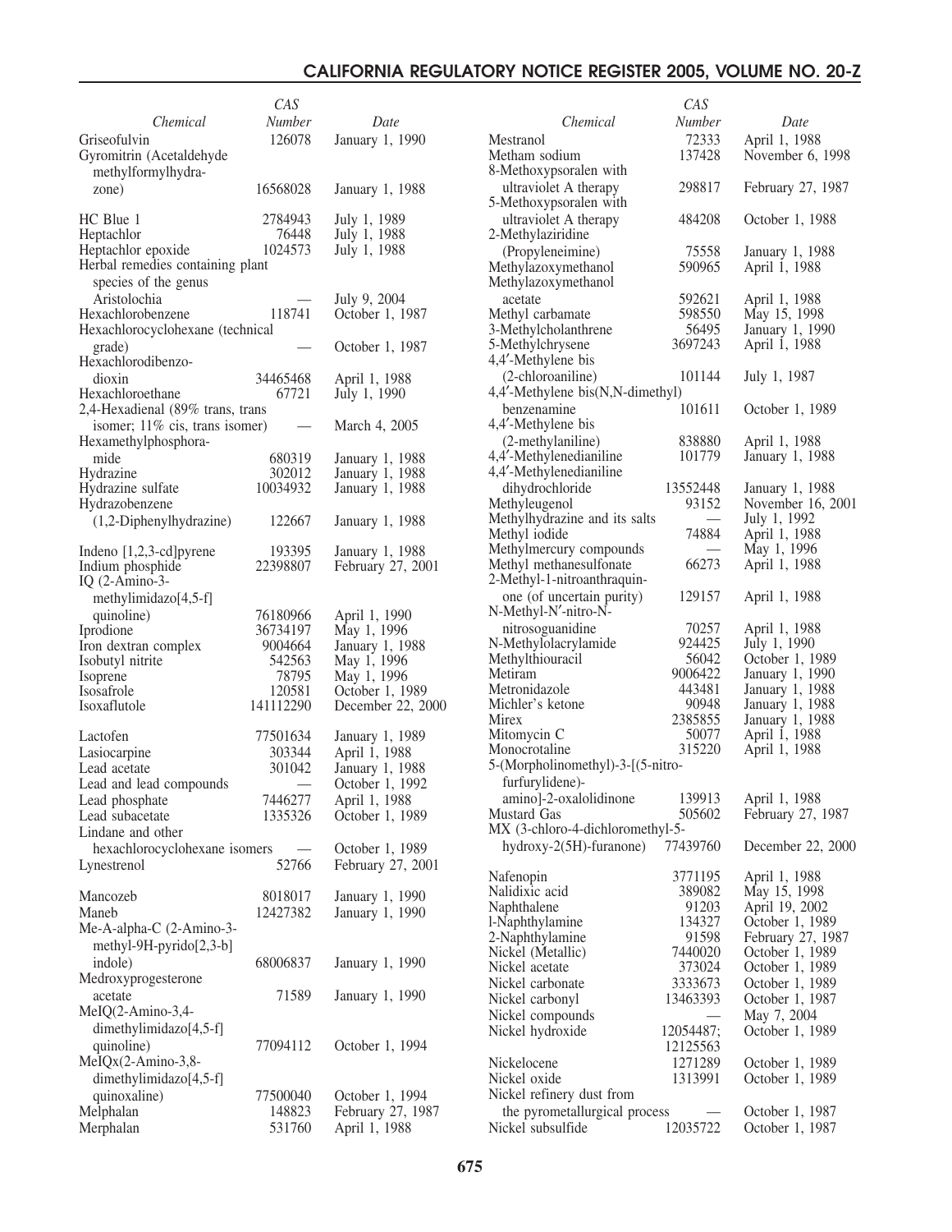| Chemical | CAS Number | Date |
|---|---|---|
| Griseofulvin | 126078 | January 1, 1990 |
| Gyromitrin (Acetaldehyde methylformylhydrazone) | 16568028 | January 1, 1988 |
| HC Blue 1 | 2784943 | July 1, 1989 |
| Heptachlor | 76448 | July 1, 1988 |
| Heptachlor epoxide | 1024573 | July 1, 1988 |
| Herbal remedies containing plant species of the genus Aristolochia | — | July 9, 2004 |
| Hexachlorobenzene | 118741 | October 1, 1987 |
| Hexachlorocyclohexane (technical grade) | — | October 1, 1987 |
| Hexachlorodibenzodioxin | 34465468 | April 1, 1988 |
| Hexachloroethane | 67721 | July 1, 1990 |
| 2,4-Hexadienal (89% trans, trans isomer; 11% cis, trans isomer) | — | March 4, 2005 |
| Hexamethylphosphoramide | 680319 | January 1, 1988 |
| Hydrazine | 302012 | January 1, 1988 |
| Hydrazine sulfate | 10034932 | January 1, 1988 |
| Hydrazobenzene (1,2-Diphenylhydrazine) | 122667 | January 1, 1988 |
| Indeno [1,2,3-cd]pyrene | 193395 | January 1, 1988 |
| Indium phosphide | 22398807 | February 27, 2001 |
| IQ (2-Amino-3-methylimidazo[4,5-f]quinoline) | 76180966 | April 1, 1990 |
| Iprodione | 36734197 | May 1, 1996 |
| Iron dextran complex | 9004664 | January 1, 1988 |
| Isobutyl nitrite | 542563 | May 1, 1996 |
| Isoprene | 78795 | May 1, 1996 |
| Isosafrole | 120581 | October 1, 1989 |
| Isoxaflutole | 141112290 | December 22, 2000 |
| Lactofen | 77501634 | January 1, 1989 |
| Lasiocarpine | 303344 | April 1, 1988 |
| Lead acetate | 301042 | January 1, 1988 |
| Lead and lead compounds | — | October 1, 1992 |
| Lead phosphate | 7446277 | April 1, 1988 |
| Lead subacetate | 1335326 | October 1, 1989 |
| Lindane and other hexachlorocyclohexane isomers | — | October 1, 1989 |
| Lynestrenol | 52766 | February 27, 2001 |
| Mancozeb | 8018017 | January 1, 1990 |
| Maneb | 12427382 | January 1, 1990 |
| Me-A-alpha-C (2-Amino-3-methyl-9H-pyrido[2,3-b]indole) | 68006837 | January 1, 1990 |
| Medroxyprogesterone acetate | 71589 | January 1, 1990 |
| MeIQ(2-Amino-3,4-dimethylimidazo[4,5-f]quinoline) | 77094112 | October 1, 1994 |
| MeIQx(2-Amino-3,8-dimethylimidazo[4,5-f]quinoxaline) | 77500040 | October 1, 1994 |
| Melphalan | 148823 | February 27, 1987 |
| Merphalan | 531760 | April 1, 1988 |
| Mestranol | 72333 | April 1, 1988 |
| Metham sodium | 137428 | November 6, 1998 |
| 8-Methoxypsoralen with ultraviolet A therapy | 298817 | February 27, 1987 |
| 5-Methoxypsoralen with ultraviolet A therapy | 484208 | October 1, 1988 |
| 2-Methylaziridine (Propyleneimine) | 75558 | January 1, 1988 |
| Methylazoxymethanol | 590965 | April 1, 1988 |
| Methylazoxymethanol acetate | 592621 | April 1, 1988 |
| Methyl carbamate | 598550 | May 15, 1998 |
| 3-Methylcholanthrene | 56495 | January 1, 1990 |
| 5-Methylchrysene | 3697243 | April 1, 1988 |
| 4,4′-Methylene bis (2-chloroaniline) | 101144 | July 1, 1987 |
| 4,4′-Methylene bis(N,N-dimethyl) benzenamine | 101611 | October 1, 1989 |
| 4,4′-Methylene bis (2-methylaniline) | 838880 | April 1, 1988 |
| 4,4′-Methylenedianiline | 101779 | January 1, 1988 |
| 4,4′-Methylenedianiline dihydrochloride | 13552448 | January 1, 1988 |
| Methyleugenol | 93152 | November 16, 2001 |
| Methylhydrazine and its salts | — | July 1, 1992 |
| Methyl iodide | 74884 | April 1, 1988 |
| Methylmercury compounds | — | May 1, 1996 |
| Methyl methanesulfonate | 66273 | April 1, 1988 |
| 2-Methyl-1-nitroanthraquinone (of uncertain purity) | 129157 | April 1, 1988 |
| N-Methyl-N′-nitro-N-nitrosoguanidine | 70257 | April 1, 1988 |
| N-Methylolacrylamide | 924425 | July 1, 1990 |
| Methylthiouracil | 56042 | October 1, 1989 |
| Metiram | 9006422 | January 1, 1990 |
| Metronidazole | 443481 | January 1, 1988 |
| Michler's ketone | 90948 | January 1, 1988 |
| Mirex | 2385855 | January 1, 1988 |
| Mitomycin C | 50077 | April 1, 1988 |
| Monocrotaline | 315220 | April 1, 1988 |
| 5-(Morpholinomethyl)-3-[(5-nitro-furfurylidene)-amino]-2-oxalolidinone | 139913 | April 1, 1988 |
| Mustard Gas | 505602 | February 27, 1987 |
| MX (3-chloro-4-dichloromethyl-5-hydroxy-2(5H)-furanone) | 77439760 | December 22, 2000 |
| Nafenopin | 3771195 | April 1, 1988 |
| Nalidixic acid | 389082 | May 15, 1998 |
| Naphthalene | 91203 | April 19, 2002 |
| l-Naphthylamine | 134327 | October 1, 1989 |
| 2-Naphthylamine | 91598 | February 27, 1987 |
| Nickel (Metallic) | 7440020 | October 1, 1989 |
| Nickel acetate | 373024 | October 1, 1989 |
| Nickel carbonate | 3333673 | October 1, 1989 |
| Nickel carbonyl | 13463393 | October 1, 1987 |
| Nickel compounds | — | May 7, 2004 |
| Nickel hydroxide | 12054487; 12125563 | October 1, 1989 |
| Nickelocene | 1271289 | October 1, 1989 |
| Nickel oxide | 1313991 | October 1, 1989 |
| Nickel refinery dust from the pyrometallurgical process | — | October 1, 1987 |
| Nickel subsulfide | 12035722 | October 1, 1987 |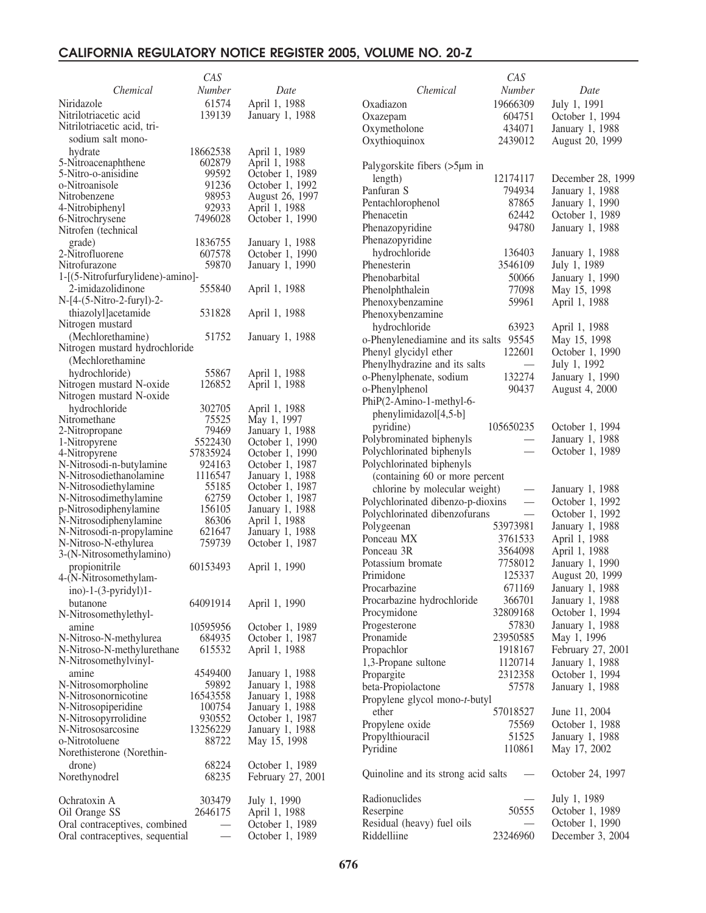| Chemical | CAS Number | Date |
|---|---|---|
| Niridazole | 61574 | April 1, 1988 |
| Nitrilotriacetic acid | 139139 | January 1, 1988 |
| Nitrilotriacetic acid, trisodium salt monohydrate | 18662538 | April 1, 1989 |
| 5-Nitroacenaphthene | 602879 | April 1, 1988 |
| 5-Nitro-o-anisidine | 99592 | October 1, 1989 |
| o-Nitroanisole | 91236 | October 1, 1992 |
| Nitrobenzene | 98953 | August 26, 1997 |
| 4-Nitrobiphenyl | 92933 | April 1, 1988 |
| 6-Nitrochrysene | 7496028 | October 1, 1990 |
| Nitrofen (technical grade) | 1836755 | January 1, 1988 |
| 2-Nitrofluorene | 607578 | October 1, 1990 |
| Nitrofurazone | 59870 | January 1, 1990 |
| 1-[(5-Nitrofurfurylidene)-amino]-2-imidazolidinone | 555840 | April 1, 1988 |
| N-[4-(5-Nitro-2-furyl)-2-thiazolyl]acetamide | 531828 | April 1, 1988 |
| Nitrogen mustard (Mechlorethamine) | 51752 | January 1, 1988 |
| Nitrogen mustard hydrochloride (Mechlorethamine hydrochloride) | 55867 | April 1, 1988 |
| Nitrogen mustard N-oxide | 126852 | April 1, 1988 |
| Nitrogen mustard N-oxide hydrochloride | 302705 | April 1, 1988 |
| Nitromethane | 75525 | May 1, 1997 |
| 2-Nitropropane | 79469 | January 1, 1988 |
| 1-Nitropyrene | 5522430 | October 1, 1990 |
| 4-Nitropyrene | 57835924 | October 1, 1990 |
| N-Nitrosodi-n-butylamine | 924163 | October 1, 1987 |
| N-Nitrosodiethanolamine | 1116547 | January 1, 1988 |
| N-Nitrosodiethylamine | 55185 | October 1, 1987 |
| N-Nitrosodimethylamine | 62759 | October 1, 1987 |
| p-Nitrosodiphenylamine | 156105 | January 1, 1988 |
| N-Nitrosodiphenylamine | 86306 | April 1, 1988 |
| N-Nitrosodi-n-propylamine | 621647 | January 1, 1988 |
| N-Nitroso-N-ethylurea | 759739 | October 1, 1987 |
| 3-(N-Nitrosomethylamino) propionitrile | 60153493 | April 1, 1990 |
| 4-(N-Nitrosomethylamino)-1-(3-pyridyl)1-butanone | 64091914 | April 1, 1990 |
| N-Nitrosomethylethylamine | 10595956 | October 1, 1989 |
| N-Nitroso-N-methylurea | 684935 | October 1, 1987 |
| N-Nitroso-N-methylurethane | 615532 | April 1, 1988 |
| N-Nitrosomethylvinylamine | 4549400 | January 1, 1988 |
| N-Nitrosomorpholine | 59892 | January 1, 1988 |
| N-Nitrosonornicotine | 16543558 | January 1, 1988 |
| N-Nitrosopiperidine | 100754 | January 1, 1988 |
| N-Nitrosopyrrolidine | 930552 | October 1, 1987 |
| N-Nitrososarcosine | 13256229 | January 1, 1988 |
| o-Nitrotoluene | 88722 | May 15, 1998 |
| Norethisterone (Norethindrone) | 68224 | October 1, 1989 |
| Norethynodrel | 68235 | February 27, 2001 |
| Ochratoxin A | 303479 | July 1, 1990 |
| Oil Orange SS | 2646175 | April 1, 1988 |
| Oral contraceptives, combined | — | October 1, 1989 |
| Oral contraceptives, sequential | — | October 1, 1989 |
| Oxadiazon | 19666309 | July 1, 1991 |
| Oxazepam | 604751 | October 1, 1994 |
| Oxymetholone | 434071 | January 1, 1988 |
| Oxythioquinox | 2439012 | August 20, 1999 |
| Palygorskite fibers (>5µm in length) | 12174117 | December 28, 1999 |
| Panfuran S | 794934 | January 1, 1988 |
| Pentachlorophenol | 87865 | January 1, 1990 |
| Phenacetin | 62442 | October 1, 1989 |
| Phenazopyridine | 94780 | January 1, 1988 |
| Phenazopyridine hydrochloride | 136403 | January 1, 1988 |
| Phenesterin | 3546109 | July 1, 1989 |
| Phenobarbital | 50066 | January 1, 1990 |
| Phenolphthalein | 77098 | May 15, 1998 |
| Phenoxybenzamine | 59961 | April 1, 1988 |
| Phenoxybenzamine hydrochloride | 63923 | April 1, 1988 |
| o-Phenylenediamine and its salts | 95545 | May 15, 1998 |
| Phenyl glycidyl ether | 122601 | October 1, 1990 |
| Phenylhydrazine and its salts | — | July 1, 1992 |
| o-Phenylphenate, sodium | 132274 | January 1, 1990 |
| o-Phenylphenol | 90437 | August 4, 2000 |
| PhiP(2-Amino-1-methyl-6-phenylimidazol[4,5-b] pyridine) | 105650235 | October 1, 1994 |
| Polybrominated biphenyls | — | January 1, 1988 |
| Polychlorinated biphenyls | — | October 1, 1989 |
| Polychlorinated biphenyls (containing 60 or more percent chlorine by molecular weight) | — | January 1, 1988 |
| Polychlorinated dibenzo-p-dioxins | — | October 1, 1992 |
| Polychlorinated dibenzofurans | — | October 1, 1992 |
| Polygeenan | 53973981 | January 1, 1988 |
| Ponceau MX | 3761533 | April 1, 1988 |
| Ponceau 3R | 3564098 | April 1, 1988 |
| Potassium bromate | 7758012 | January 1, 1990 |
| Primidone | 125337 | August 20, 1999 |
| Procarbazine | 671169 | January 1, 1988 |
| Procarbazine hydrochloride | 366701 | January 1, 1988 |
| Procymidone | 32809168 | October 1, 1994 |
| Progesterone | 57830 | January 1, 1988 |
| Pronamide | 23950585 | May 1, 1996 |
| Propachlor | 1918167 | February 27, 2001 |
| 1,3-Propane sultone | 1120714 | January 1, 1988 |
| Propargite | 2312358 | October 1, 1994 |
| beta-Propiolactone | 57578 | January 1, 1988 |
| Propylene glycol mono-*t*-butyl ether | 57018527 | June 11, 2004 |
| Propylene oxide | 75569 | October 1, 1988 |
| Propylthiouracil | 51525 | January 1, 1988 |
| Pyridine | 110861 | May 17, 2002 |
| Quinoline and its strong acid salts | — | October 24, 1997 |
| Radionuclides | — | July 1, 1989 |
| Reserpine | 50555 | October 1, 1989 |
| Residual (heavy) fuel oils | — | October 1, 1990 |
| Riddelliine | 23246960 | December 3, 2004 |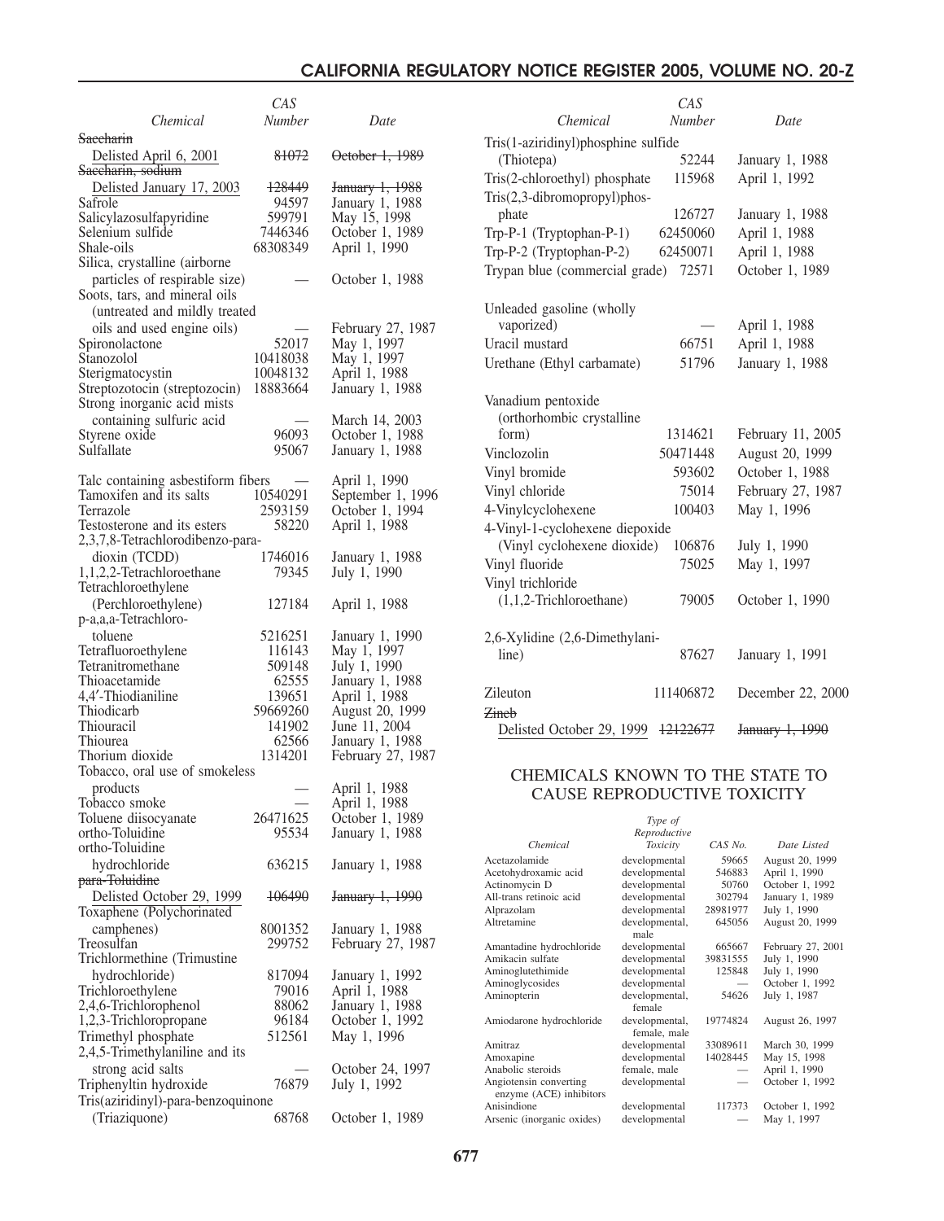| Chemical | CAS Number | Date |
|---|---|---|
| ~~Saccharin~~ | | |
| Delisted April 6, 2001 | ~~81072~~ | ~~October 1, 1989~~ |
| ~~Saccharin, sodium~~ | | |
| Delisted January 17, 2003 | ~~128449~~ | ~~January 1, 1988~~ |
| Safrole | 94597 | January 1, 1988 |
| Salicylazosulfapyridine | 599791 | May 15, 1998 |
| Selenium sulfide | 7446346 | October 1, 1989 |
| Shale-oils | 68308349 | April 1, 1990 |
| Silica, crystalline (airborne particles of respirable size) | — | October 1, 1988 |
| Soots, tars, and mineral oils (untreated and mildly treated oils and used engine oils) | — | February 27, 1987 |
| Spironolactone | 52017 | May 1, 1997 |
| Stanozolol | 10418038 | May 1, 1997 |
| Sterigmatocystin | 10048132 | April 1, 1988 |
| Streptozotocin (streptozocin) | 18883664 | January 1, 1988 |
| Strong inorganic acid mists containing sulfuric acid | — | March 14, 2003 |
| Styrene oxide | 96093 | October 1, 1988 |
| Sulfallate | 95067 | January 1, 1988 |
| Talc containing asbestiform fibers | — | April 1, 1990 |
| Tamoxifen and its salts | 10540291 | September 1, 1996 |
| Terrazole | 2593159 | October 1, 1994 |
| Testosterone and its esters | 58220 | April 1, 1988 |
| 2,3,7,8-Tetrachlorodibenzo-para-dioxin (TCDD) | 1746016 | January 1, 1988 |
| 1,1,2,2-Tetrachloroethane | 79345 | July 1, 1990 |
| Tetrachloroethylene (Perchloroethylene) | 127184 | April 1, 1988 |
| p-a,a,a-Tetrachloro-toluene | 5216251 | January 1, 1990 |
| Tetrafluoroethylene | 116143 | May 1, 1997 |
| Tetranitromethane | 509148 | July 1, 1990 |
| Thioacetamide | 62555 | January 1, 1988 |
| 4,4′-Thiodianiline | 139651 | April 1, 1988 |
| Thiodicarb | 59669260 | August 20, 1999 |
| Thiouracil | 141902 | June 11, 2004 |
| Thiourea | 62566 | January 1, 1988 |
| Thorium dioxide | 1314201 | February 27, 1987 |
| Tobacco, oral use of smokeless products | — | April 1, 1988 |
| Tobacco smoke | — | April 1, 1988 |
| Toluene diisocyanate | 26471625 | October 1, 1989 |
| ortho-Toluidine | 95534 | January 1, 1988 |
| ortho-Toluidine hydrochloride | 636215 | January 1, 1988 |
| ~~para-Toluidine~~ | | |
| Delisted October 29, 1999 | ~~106490~~ | ~~January 1, 1990~~ |
| Toxaphene (Polychorinated camphenes) | 8001352 | January 1, 1988 |
| Treosulfan | 299752 | February 27, 1987 |
| Trichlormethine (Trimustine hydrochloride) | 817094 | January 1, 1992 |
| Trichloroethylene | 79016 | April 1, 1988 |
| 2,4,6-Trichlorophenol | 88062 | January 1, 1988 |
| 1,2,3-Trichloropropane | 96184 | October 1, 1992 |
| Trimethyl phosphate | 512561 | May 1, 1996 |
| 2,4,5-Trimethylaniline and its strong acid salts | — | October 24, 1997 |
| Triphenyltin hydroxide | 76879 | July 1, 1992 |
| Tris(aziridinyl)-para-benzoquinone (Triaziquone) | 68768 | October 1, 1989 |
| Tris(1-aziridinyl)phosphine sulfide (Thiotepa) | 52244 | January 1, 1988 |
| Tris(2-chloroethyl) phosphate | 115968 | April 1, 1992 |
| Tris(2,3-dibromopropyl)phosphate | 126727 | January 1, 1988 |
| Trp-P-1 (Tryptophan-P-1) | 62450060 | April 1, 1988 |
| Trp-P-2 (Tryptophan-P-2) | 62450071 | April 1, 1988 |
| Trypan blue (commercial grade) | 72571 | October 1, 1989 |
| Unleaded gasoline (wholly vaporized) | — | April 1, 1988 |
| Uracil mustard | 66751 | April 1, 1988 |
| Urethane (Ethyl carbamate) | 51796 | January 1, 1988 |
| Vanadium pentoxide (orthorhombic crystalline form) | 1314621 | February 11, 2005 |
| Vinclozolin | 50471448 | August 20, 1999 |
| Vinyl bromide | 593602 | October 1, 1988 |
| Vinyl chloride | 75014 | February 27, 1987 |
| 4-Vinylcyclohexene | 100403 | May 1, 1996 |
| 4-Vinyl-1-cyclohexene diepoxide (Vinyl cyclohexene dioxide) | 106876 | July 1, 1990 |
| Vinyl fluoride | 75025 | May 1, 1997 |
| Vinyl trichloride (1,1,2-Trichloroethane) | 79005 | October 1, 1990 |
| 2,6-Xylidine (2,6-Dimethylaniline) | 87627 | January 1, 1991 |
| Zileuton | 111406872 | December 22, 2000 |
| ~~Zineb~~ | | |
| Delisted October 29, 1999 | ~~12122677~~ | ~~January 1, 1990~~ |

## CHEMICALS KNOWN TO THE STATE TO CAUSE REPRODUCTIVE TOXICITY

| Chemical | Type of Reproductive Toxicity | CAS No. | Date Listed |
|---|---|---|---|
| Acetazolamide | developmental | 59665 | August 20, 1999 |
| Acetohydroxamic acid | developmental | 546883 | April 1, 1990 |
| Actinomycin D | developmental | 50760 | October 1, 1992 |
| All-trans retinoic acid | developmental | 302794 | January 1, 1989 |
| Alprazolam | developmental | 28981977 | July 1, 1990 |
| Altretamine | developmental, male | 645056 | August 20, 1999 |
| Amantadine hydrochloride | developmental | 665667 | February 27, 2001 |
| Amikacin sulfate | developmental | 39831555 | July 1, 1990 |
| Aminoglutethimide | developmental | 125848 | July 1, 1990 |
| Aminoglycosides | developmental | — | October 1, 1992 |
| Aminopterin | developmental, female | 54626 | July 1, 1987 |
| Amiodarone hydrochloride | developmental, female, male | 19774824 | August 26, 1997 |
| Amitraz | developmental | 33089611 | March 30, 1999 |
| Amoxapine | developmental | 14028445 | May 15, 1998 |
| Anabolic steroids | female, male | — | April 1, 1990 |
| Angiotensin converting enzyme (ACE) inhibitors | developmental | — | October 1, 1992 |
| Anisindione | developmental | 117373 | October 1, 1992 |
| Arsenic (inorganic oxides) | developmental | — | May 1, 1997 |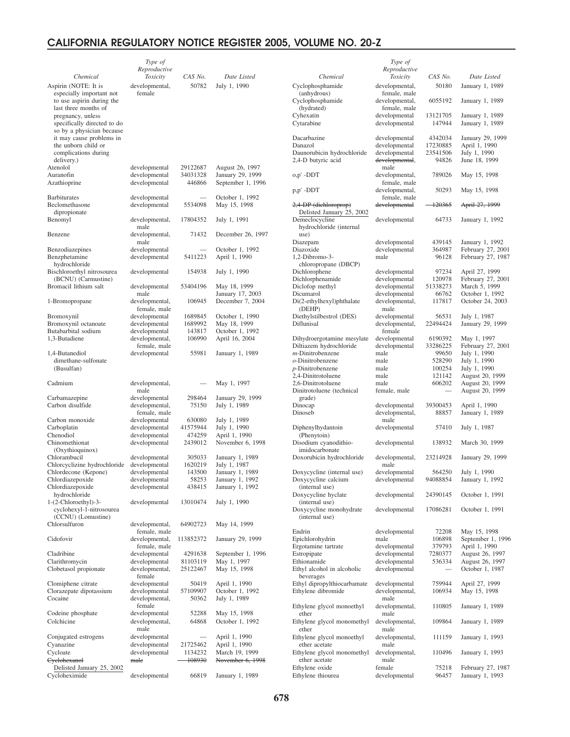| Chemical | Type of Reproductive Toxicity | CAS No. | Date Listed |
|---|---|---|---|
| Aspirin (NOTE: It is especially important not to use aspirin during the last three months of pregnancy, unless specifically directed to do so by a physician because it may cause problems in the unborn child or complications during delivery.) | developmental, female | 50782 | July 1, 1990 |
| Atenolol | developmental | 29122687 | August 26, 1997 |
| Auranofin | developmental | 34031328 | January 29, 1999 |
| Azathioprine | developmental | 446866 | September 1, 1996 |
| Barbiturates | developmental | — | October 1, 1992 |
| Beclomethasone dipropionate | developmental | 5534098 | May 15, 1998 |
| Benomyl | developmental, male | 17804352 | July 1, 1991 |
| Benzene | developmental, male | 71432 | December 26, 1997 |
| Benzodiazepines | developmental | — | October 1, 1992 |
| Benzphetamine hydrochloride | developmental | 5411223 | April 1, 1990 |
| Bischloroethyl nitrosourea (BCNU) (Carmustine) | developmental | 154938 | July 1, 1990 |
| Bromacil lithium salt | developmental<br>male | 53404196 | May 18, 1999<br>January 17, 2003 |
| 1-Bromopropane | developmental, female, male | 106945 | December 7, 2004 |
| Bromoxynil | developmental | 1689845 | October 1, 1990 |
| Bromoxynil octanoate | developmental | 1689992 | May 18, 1999 |
| Butabarbital sodium | developmental | 143817 | October 1, 1992 |
| 1,3-Butadiene | developmental, female, male | 106990 | April 16, 2004 |
| 1,4-Butanediol dimethane-sulfonate (Busulfan) | developmental | 55981 | January 1, 1989 |
| Cadmium | developmental, male | — | May 1, 1997 |
| Carbamazepine | developmental | 298464 | January 29, 1999 |
| Carbon disulfide | developmental, female, male | 75150 | July 1, 1989 |
| Carbon monoxide | developmental | 630080 | July 1, 1989 |
| Carboplatin | developmental | 41575944 | July 1, 1990 |
| Chenodiol | developmental | 474259 | April 1, 1990 |
| Chinomethionat (Oxythioquinox) | developmental | 2439012 | November 6, 1998 |
| Chlorambucil | developmental | 305033 | January 1, 1989 |
| Chlorcyclizine hydrochloride | developmental | 1620219 | July 1, 1987 |
| Chlordecone (Kepone) | developmental | 143500 | January 1, 1989 |
| Chlordiazepoxide | developmental | 58253 | January 1, 1992 |
| Chlordiazepoxide hydrochloride | developmental | 438415 | January 1, 1992 |
| 1-(2-Chloroethyl)-3-cyclohexyl-1-nitrosourea (CCNU) (Lomustine) | developmental | 13010474 | July 1, 1990 |
| Chlorsulfuron | developmental, female, male | 64902723 | May 14, 1999 |
| Cidofovir | developmental, female, male | 113852372 | January 29, 1999 |
| Cladribine | developmental | 4291638 | September 1, 1996 |
| Clarithromycin | developmental | 81103119 | May 1, 1997 |
| Clobetasol propionate | developmental, female | 25122467 | May 15, 1998 |
| Clomiphene citrate | developmental | 50419 | April 1, 1990 |
| Clorazepate dipotassium | developmental | 57109907 | October 1, 1992 |
| Cocaine | developmental, female | 50362 | July 1, 1989 |
| Codeine phosphate | developmental | 52288 | May 15, 1998 |
| Colchicine | developmental, male | 64868 | October 1, 1992 |
| Conjugated estrogens | developmental | — | April 1, 1990 |
| Cyanazine | developmental | 21725462 | April 1, 1990 |
| Cycloate | developmental | 1134232 | March 19, 1999 |
| ~~Cyclohexanol~~<br>Delisted January 25, 2002 | ~~male~~ | ~~108930~~ | ~~November 6, 1998~~ |
| Cycloheximide | developmental | 66819 | January 1, 1989 |
| Cyclophosphamide (anhydrous) | developmental, female, male | 50180 | January 1, 1989 |
| Cyclophosphamide (hydrated) | developmental, female, male | 6055192 | January 1, 1989 |
| Cyhexatin | developmental | 13121705 | January 1, 1989 |
| Cytarabine | developmental | 147944 | January 1, 1989 |
| Dacarbazine | developmental | 4342034 | January 29, 1999 |
| Danazol | developmental | 17230885 | April 1, 1990 |
| Daunorubicin hydrochloride | developmental | 23541506 | July 1, 1990 |
| 2,4-D butyric acid | ~~developmental,~~ male | 94826 | June 18, 1999 |
| o,p' -DDT | developmental, female, male | 789026 | May 15, 1998 |
| p,p' -DDT | developmental, female, male | 50293 | May 15, 1998 |
| ~~2,4-DP (dichloroprop)~~<br>Delisted January 25, 2002 | ~~developmental~~ | ~~120365~~ | ~~April 27, 1999~~ |
| Demeclocycline hydrochloride (internal use) | developmental | 64733 | January 1, 1992 |
| Diazepam | developmental | 439145 | January 1, 1992 |
| Diazoxide | developmental | 364987 | February 27, 2001 |
| 1,2-Dibromo-3-chloropropane (DBCP) | male | 96128 | February 27, 1987 |
| Dichlorophene | developmental | 97234 | April 27, 1999 |
| Dichlorphenamide | developmental | 120978 | February 27, 2001 |
| Diclofop methyl | developmental | 51338273 | March 5, 1999 |
| Dicumarol | developmental | 66762 | October 1, 1992 |
| Di(2-ethylhexyl)phthalate (DEHP) | developmental, male | 117817 | October 24, 2003 |
| Diethylstilbestrol (DES) | developmental | 56531 | July 1, 1987 |
| Diflunisal | developmental, female | 22494424 | January 29, 1999 |
| Dihydroergotamine mesylate | developmental | 6190392 | May 1, 1997 |
| Diltiazem hydrochloride | developmental | 33286225 | February 27, 2001 |
| *m*-Dinitrobenzene | male | 99650 | July 1, 1990 |
| *o*-Dinitrobenzene | male | 528290 | July 1, 1990 |
| *p*-Dinitrobenzene | male | 100254 | July 1, 1990 |
| 2,4-Dinitrotoluene | male | 121142 | August 20, 1999 |
| 2,6-Dinitrotoluene | male | 606202 | August 20, 1999 |
| Dinitrotoluene (technical grade) | female, male | — | August 20, 1999 |
| Dinocap | developmental | 39300453 | April 1, 1990 |
| Dinoseb | developmental, male | 88857 | January 1, 1989 |
| Diphenylhydantoin (Phenytoin) | developmental | 57410 | July 1, 1987 |
| Disodium cyanodithio-imidocarbonate | developmental | 138932 | March 30, 1999 |
| Doxorubicin hydrochloride | developmental, male | 23214928 | January 29, 1999 |
| Doxycycline (internal use) | developmental | 564250 | July 1, 1990 |
| Doxycycline calcium (internal use) | developmental | 94088854 | January 1, 1992 |
| Doxycycline hyclate (internal use) | developmental | 24390145 | October 1, 1991 |
| Doxycycline monohydrate (internal use) | developmental | 17086281 | October 1, 1991 |
| Endrin | developmental | 72208 | May 15, 1998 |
| Epichlorohydrin | male | 106898 | September 1, 1996 |
| Ergotamine tartrate | developmental | 379793 | April 1, 1990 |
| Estropipate | developmental | 7280377 | August 26, 1997 |
| Ethionamide | developmental | 536334 | August 26, 1997 |
| Ethyl alcohol in alcoholic beverages | developmental | — | October 1, 1987 |
| Ethyl dipropylthiocarbamate | developmental | 759944 | April 27, 1999 |
| Ethylene dibromide | developmental, male | 106934 | May 15, 1998 |
| Ethylene glycol monoethyl ether | developmental, male | 110805 | January 1, 1989 |
| Ethylene glycol monomethyl ether | developmental, male | 109864 | January 1, 1989 |
| Ethylene glycol monoethyl ether acetate | developmental, male | 111159 | January 1, 1993 |
| Ethylene glycol monomethyl ether acetate | developmental, male | 110496 | January 1, 1993 |
| Ethylene oxide | female | 75218 | February 27, 1987 |
| Ethylene thiourea | developmental | 96457 | January 1, 1993 |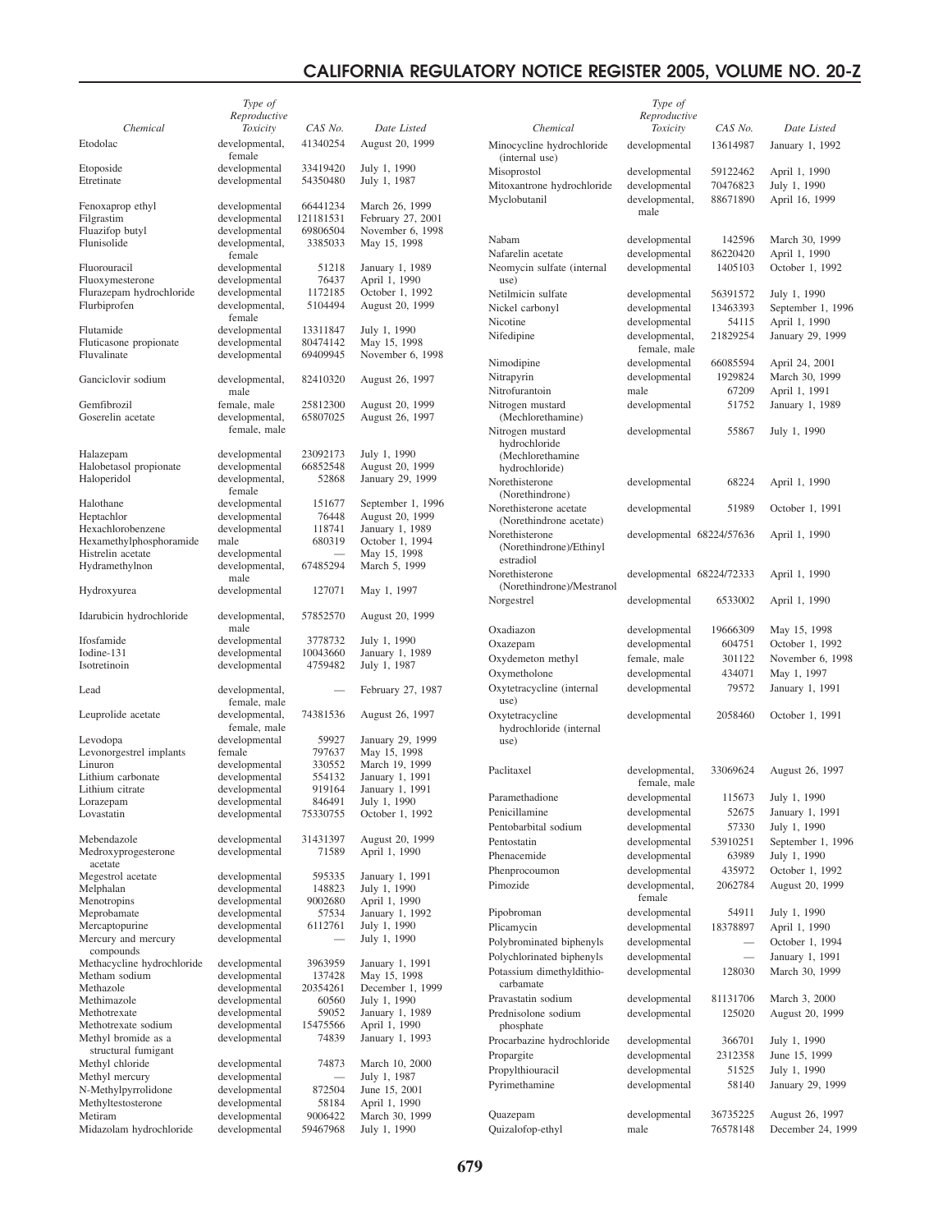| Chemical | Type of Reproductive Toxicity | CAS No. | Date Listed |
|---|---|---|---|
| Etodolac | developmental, female | 41340254 | August 20, 1999 |
| Etoposide | developmental | 33419420 | July 1, 1990 |
| Etretinate | developmental | 54350480 | July 1, 1987 |
| Fenoxaprop ethyl | developmental | 66441234 | March 26, 1999 |
| Filgrastim | developmental | 121181531 | February 27, 2001 |
| Fluazifop butyl | developmental | 69806504 | November 6, 1998 |
| Flunisolide | developmental, female | 3385033 | May 15, 1998 |
| Fluorouracil | developmental | 51218 | January 1, 1989 |
| Fluoxymesterone | developmental | 76437 | April 1, 1990 |
| Flurazepam hydrochloride | developmental | 1172185 | October 1, 1992 |
| Flurbiprofen | developmental, female | 5104494 | August 20, 1999 |
| Flutamide | developmental | 13311847 | July 1, 1990 |
| Fluticasone propionate | developmental | 80474142 | May 15, 1998 |
| Fluvalinate | developmental | 69409945 | November 6, 1998 |
| Ganciclovir sodium | developmental, male | 82410320 | August 26, 1997 |
| Gemfibrozil | female, male | 25812300 | August 20, 1999 |
| Goserelin acetate | developmental, female, male | 65807025 | August 26, 1997 |
| Halazepam | developmental | 23092173 | July 1, 1990 |
| Halobetasol propionate | developmental | 66852548 | August 20, 1999 |
| Haloperidol | developmental, female | 52868 | January 29, 1999 |
| Halothane | developmental | 151677 | September 1, 1996 |
| Heptachlor | developmental | 76448 | August 20, 1999 |
| Hexachlorobenzene | developmental | 118741 | January 1, 1989 |
| Hexamethylphosphoramide | male | 680319 | October 1, 1994 |
| Histrelin acetate | developmental | — | May 15, 1998 |
| Hydramethylnon | developmental, male | 67485294 | March 5, 1999 |
| Hydroxyurea | developmental | 127071 | May 1, 1997 |
| Idarubicin hydrochloride | developmental, male | 57852570 | August 20, 1999 |
| Ifosfamide | developmental | 3778732 | July 1, 1990 |
| Iodine-131 | developmental | 10043660 | January 1, 1989 |
| Isotretinoin | developmental | 4759482 | July 1, 1987 |
| Lead | developmental, female, male | — | February 27, 1987 |
| Leuprolide acetate | developmental, female, male | 74381536 | August 26, 1997 |
| Levodopa | developmental | 59927 | January 29, 1999 |
| Levonorgestrel implants | female | 797637 | May 15, 1998 |
| Linuron | developmental | 330552 | March 19, 1999 |
| Lithium carbonate | developmental | 554132 | January 1, 1991 |
| Lithium citrate | developmental | 919164 | January 1, 1991 |
| Lorazepam | developmental | 846491 | July 1, 1990 |
| Lovastatin | developmental | 75330755 | October 1, 1992 |
| Mebendazole | developmental | 31431397 | August 20, 1999 |
| Medroxyprogesterone acetate | developmental | 71589 | April 1, 1990 |
| Megestrol acetate | developmental | 595335 | January 1, 1991 |
| Melphalan | developmental | 148823 | July 1, 1990 |
| Menotropins | developmental | 9002680 | April 1, 1990 |
| Meprobamate | developmental | 57534 | January 1, 1992 |
| Mercaptopurine | developmental | 6112761 | July 1, 1990 |
| Mercury and mercury compounds | developmental | — | July 1, 1990 |
| Methacycline hydrochloride | developmental | 3963959 | January 1, 1991 |
| Metham sodium | developmental | 137428 | May 15, 1998 |
| Methazole | developmental | 20354261 | December 1, 1999 |
| Methimazole | developmental | 60560 | July 1, 1990 |
| Methotrexate | developmental | 59052 | January 1, 1989 |
| Methotrexate sodium | developmental | 15475566 | April 1, 1990 |
| Methyl bromide as a structural fumigant | developmental | 74839 | January 1, 1993 |
| Methyl chloride | developmental | 74873 | March 10, 2000 |
| Methyl mercury | developmental | — | July 1, 1987 |
| N-Methylpyrrolidone | developmental | 872504 | June 15, 2001 |
| Methyltestosterone | developmental | 58184 | April 1, 1990 |
| Metiram | developmental | 9006422 | March 30, 1999 |
| Midazolam hydrochloride | developmental | 59467968 | July 1, 1990 |
| Minocycline hydrochloride (internal use) | developmental | 13614987 | January 1, 1992 |
| Misoprostol | developmental | 59122462 | April 1, 1990 |
| Mitoxantrone hydrochloride | developmental | 70476823 | July 1, 1990 |
| Myclobutanil | developmental, male | 88671890 | April 16, 1999 |
| Nabam | developmental | 142596 | March 30, 1999 |
| Nafarelin acetate | developmental | 86220420 | April 1, 1990 |
| Neomycin sulfate (internal use) | developmental | 1405103 | October 1, 1992 |
| Netilmicin sulfate | developmental | 56391572 | July 1, 1990 |
| Nickel carbonyl | developmental | 13463393 | September 1, 1996 |
| Nicotine | developmental | 54115 | April 1, 1990 |
| Nifedipine | developmental, female, male | 21829254 | January 29, 1999 |
| Nimodipine | developmental | 66085594 | April 24, 2001 |
| Nitrapyrin | developmental | 1929824 | March 30, 1999 |
| Nitrofurantoin | male | 67209 | April 1, 1991 |
| Nitrogen mustard (Mechlorethamine) | developmental | 51752 | January 1, 1989 |
| Nitrogen mustard hydrochloride (Mechlorethamine hydrochloride) | developmental | 55867 | July 1, 1990 |
| Norethisterone (Norethindrone) | developmental | 68224 | April 1, 1990 |
| Norethisterone acetate (Norethindrone acetate) | developmental | 51989 | October 1, 1991 |
| Norethisterone (Norethindrone)/Ethinyl estradiol | developmental | 68224/57636 | April 1, 1990 |
| Norethisterone (Norethindrone)/Mestranol | developmental | 68224/72333 | April 1, 1990 |
| Norgestrel | developmental | 6533002 | April 1, 1990 |
| Oxadiazon | developmental | 19666309 | May 15, 1998 |
| Oxazepam | developmental | 604751 | October 1, 1992 |
| Oxydemeton methyl | female, male | 301122 | November 6, 1998 |
| Oxymetholone | developmental | 434071 | May 1, 1997 |
| Oxytetracycline (internal use) | developmental | 79572 | January 1, 1991 |
| Oxytetracycline hydrochloride (internal use) | developmental | 2058460 | October 1, 1991 |
| Paclitaxel | developmental, female, male | 33069624 | August 26, 1997 |
| Paramethadione | developmental | 115673 | July 1, 1990 |
| Penicillamine | developmental | 52675 | January 1, 1991 |
| Pentobarbital sodium | developmental | 57330 | July 1, 1990 |
| Pentostatin | developmental | 53910251 | September 1, 1996 |
| Phenacemide | developmental | 63989 | July 1, 1990 |
| Phenprocoumon | developmental | 435972 | October 1, 1992 |
| Pimozide | developmental, female | 2062784 | August 20, 1999 |
| Pipobroman | developmental | 54911 | July 1, 1990 |
| Plicamycin | developmental | 18378897 | April 1, 1990 |
| Polybrominated biphenyls | developmental | — | October 1, 1994 |
| Polychlorinated biphenyls | developmental | — | January 1, 1991 |
| Potassium dimethyldithiocarbamate | developmental | 128030 | March 30, 1999 |
| Pravastatin sodium | developmental | 81131706 | March 3, 2000 |
| Prednisolone sodium phosphate | developmental | 125020 | August 20, 1999 |
| Procarbazine hydrochloride | developmental | 366701 | July 1, 1990 |
| Propargite | developmental | 2312358 | June 15, 1999 |
| Propylthiouracil | developmental | 51525 | July 1, 1990 |
| Pyrimethamine | developmental | 58140 | January 29, 1999 |
| Quazepam | developmental | 36735225 | August 26, 1997 |
| Quizalofop-ethyl | male | 76578148 | December 24, 1999 |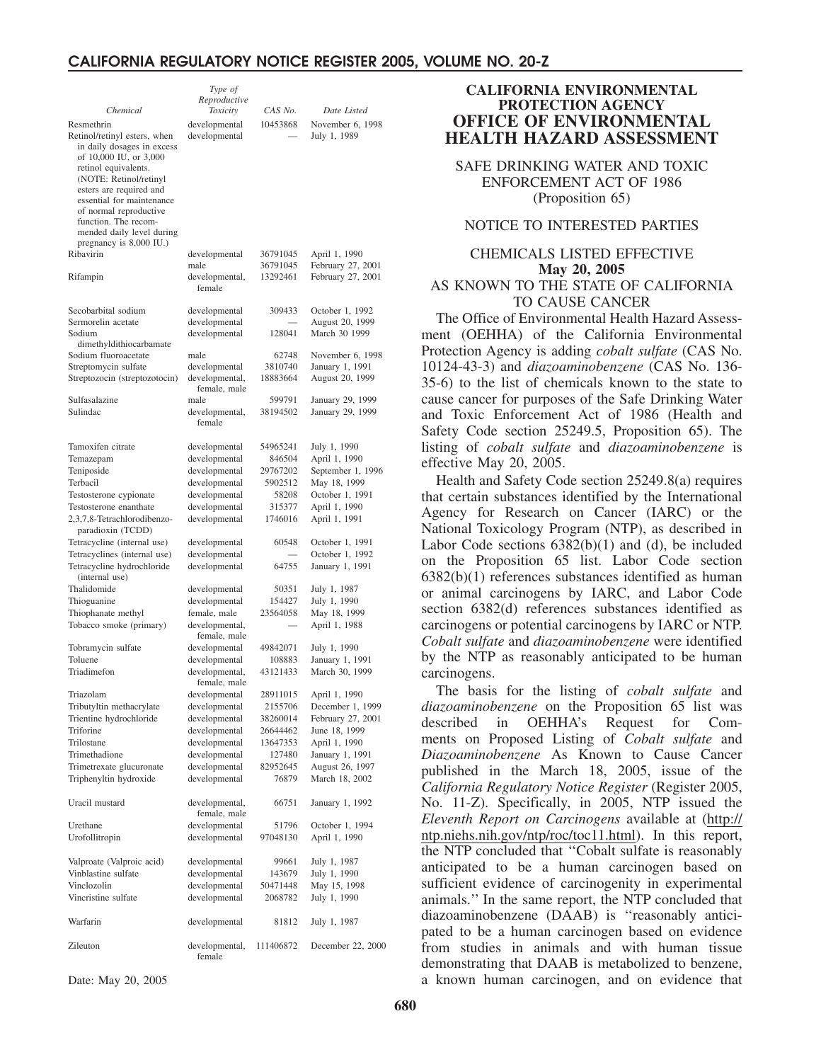| Chemical | Type of Reproductive Toxicity | CAS No. | Date Listed |
|---|---|---|---|
| Resmethrin | developmental | 10453868 | November 6, 1998 |
| Retinol/retinyl esters, when in daily dosages in excess of 10,000 IU, or 3,000 retinol equivalents. (NOTE: Retinol/retinyl esters are required and essential for maintenance of normal reproductive function. The recommended daily level during pregnancy is 8,000 IU.) | developmental | — | July 1, 1989 |
| Ribavirin | developmental | 36791045 | April 1, 1990 |
| | male | 36791045 | February 27, 2001 |
| Rifampin | developmental, female | 13292461 | February 27, 2001 |
| Secobarbital sodium | developmental | 309433 | October 1, 1992 |
| Sermorelin acetate | developmental | — | August 20, 1999 |
| Sodium dimethyldithiocarbamate | developmental | 128041 | March 30 1999 |
| Sodium fluoroacetate | male | 62748 | November 6, 1998 |
| Streptomycin sulfate | developmental | 3810740 | January 1, 1991 |
| Streptozocin (streptozotocin) | developmental, female, male | 18883664 | August 20, 1999 |
| Sulfasalazine | male | 599791 | January 29, 1999 |
| Sulindac | developmental, female | 38194502 | January 29, 1999 |
| Tamoxifen citrate | developmental | 54965241 | July 1, 1990 |
| Temazepam | developmental | 846504 | April 1, 1990 |
| Teniposide | developmental | 29767202 | September 1, 1996 |
| Terbacil | developmental | 5902512 | May 18, 1999 |
| Testosterone cypionate | developmental | 58208 | October 1, 1991 |
| Testosterone enanthate | developmental | 315377 | April 1, 1990 |
| 2,3,7,8-Tetrachlorodibenzo-paradioxin (TCDD) | developmental | 1746016 | April 1, 1991 |
| Tetracycline (internal use) | developmental | 60548 | October 1, 1991 |
| Tetracyclines (internal use) | developmental | — | October 1, 1992 |
| Tetracycline hydrochloride (internal use) | developmental | 64755 | January 1, 1991 |
| Thalidomide | developmental | 50351 | July 1, 1987 |
| Thioguanine | developmental | 154427 | July 1, 1990 |
| Thiophanate methyl | female, male | 23564058 | May 18, 1999 |
| Tobacco smoke (primary) | developmental, female, male | — | April 1, 1988 |
| Tobramycin sulfate | developmental | 49842071 | July 1, 1990 |
| Toluene | developmental | 108883 | January 1, 1991 |
| Triadimefon | developmental, female, male | 43121433 | March 30, 1999 |
| Triazolam | developmental | 28911015 | April 1, 1990 |
| Tributyltin methacrylate | developmental | 2155706 | December 1, 1999 |
| Trientine hydrochloride | developmental | 38260014 | February 27, 2001 |
| Triforine | developmental | 26644462 | June 18, 1999 |
| Trilostane | developmental | 13647353 | April 1, 1990 |
| Trimethadione | developmental | 127480 | January 1, 1991 |
| Trimetrexate glucuronate | developmental | 82952645 | August 26, 1997 |
| Triphenyltin hydroxide | developmental | 76879 | March 18, 2002 |
| Uracil mustard | developmental, female, male | 66751 | January 1, 1992 |
| Urethane | developmental | 51796 | October 1, 1994 |
| Urofollitropin | developmental | 97048130 | April 1, 1990 |
| Valproate (Valproic acid) | developmental | 99661 | July 1, 1987 |
| Vinblastine sulfate | developmental | 143679 | July 1, 1990 |
| Vinclozolin | developmental | 50471448 | May 15, 1998 |
| Vincristine sulfate | developmental | 2068782 | July 1, 1990 |
| Warfarin | developmental | 81812 | July 1, 1987 |
| Zileuton | developmental, female | 111406872 | December 22, 2000 |

Date: May 20, 2005

# CALIFORNIA ENVIRONMENTAL PROTECTION AGENCY
# OFFICE OF ENVIRONMENTAL HEALTH HAZARD ASSESSMENT

SAFE DRINKING WATER AND TOXIC ENFORCEMENT ACT OF 1986 (Proposition 65)

NOTICE TO INTERESTED PARTIES

CHEMICALS LISTED EFFECTIVE
**May 20, 2005**
AS KNOWN TO THE STATE OF CALIFORNIA TO CAUSE CANCER

The Office of Environmental Health Hazard Assessment (OEHHA) of the California Environmental Protection Agency is adding *cobalt sulfate* (CAS No. 10124-43-3) and *diazoaminobenzene* (CAS No. 136-35-6) to the list of chemicals known to the state to cause cancer for purposes of the Safe Drinking Water and Toxic Enforcement Act of 1986 (Health and Safety Code section 25249.5, Proposition 65). The listing of *cobalt sulfate* and *diazoaminobenzene* is effective May 20, 2005.

Health and Safety Code section 25249.8(a) requires that certain substances identified by the International Agency for Research on Cancer (IARC) or the National Toxicology Program (NTP), as described in Labor Code sections 6382(b)(1) and (d), be included on the Proposition 65 list. Labor Code section 6382(b)(1) references substances identified as human or animal carcinogens by IARC, and Labor Code section 6382(d) references substances identified as carcinogens or potential carcinogens by IARC or NTP. *Cobalt sulfate* and *diazoaminobenzene* were identified by the NTP as reasonably anticipated to be human carcinogens.

The basis for the listing of *cobalt sulfate* and *diazoaminobenzene* on the Proposition 65 list was described in OEHHA's Request for Comments on Proposed Listing of *Cobalt sulfate* and *Diazoaminobenzene* As Known to Cause Cancer published in the March 18, 2005, issue of the *California Regulatory Notice Register* (Register 2005, No. 11-Z). Specifically, in 2005, NTP issued the *Eleventh Report on Carcinogens* available at (http://ntp.niehs.nih.gov/ntp/roc/toc11.html). In this report, the NTP concluded that "Cobalt sulfate is reasonably anticipated to be a human carcinogen based on sufficient evidence of carcinogenity in experimental animals." In the same report, the NTP concluded that diazoaminobenzene (DAAB) is "reasonably anticipated to be a human carcinogen based on evidence from studies in animals and with human tissue demonstrating that DAAB is metabolized to benzene, a known human carcinogen, and on evidence that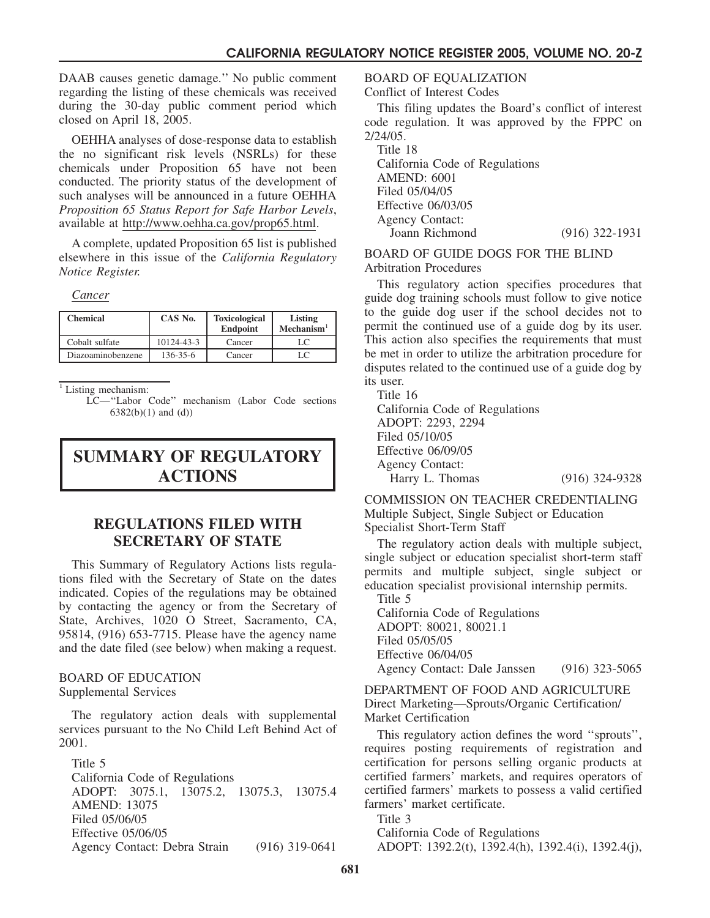DAAB causes genetic damage.'' No public comment regarding the listing of these chemicals was received during the 30-day public comment period which closed on April 18, 2005.

OEHHA analyses of dose-response data to establish the no significant risk levels (NSRLs) for these chemicals under Proposition 65 have not been conducted. The priority status of the development of such analyses will be announced in a future OEHHA *Proposition 65 Status Report for Safe Harbor Levels*, available at http://www.oehha.ca.gov/prop65.html.

A complete, updated Proposition 65 list is published elsewhere in this issue of the *California Regulatory Notice Register.*

*Cancer*

| Chemical | CAS No. | Toxicological Endpoint | Listing Mechanism[1] |
|---|---|---|---|
| Cobalt sulfate | 10124-43-3 | Cancer | LC |
| Diazoaminobenzene | 136-35-6 | Cancer | LC |

[1] Listing mechanism:
LC—''Labor Code'' mechanism (Labor Code sections 6382(b)(1) and (d))

# SUMMARY OF REGULATORY ACTIONS

## REGULATIONS FILED WITH SECRETARY OF STATE

This Summary of Regulatory Actions lists regulations filed with the Secretary of State on the dates indicated. Copies of the regulations may be obtained by contacting the agency or from the Secretary of State, Archives, 1020 O Street, Sacramento, CA, 95814, (916) 653-7715. Please have the agency name and the date filed (see below) when making a request.

BOARD OF EDUCATION
Supplemental Services

The regulatory action deals with supplemental services pursuant to the No Child Left Behind Act of 2001.

Title 5
California Code of Regulations
ADOPT: 3075.1, 13075.2, 13075.3, 13075.4
AMEND: 13075
Filed 05/06/05
Effective 05/06/05
Agency Contact: Debra Strain (916) 319-0641

BOARD OF EQUALIZATION
Conflict of Interest Codes

This filing updates the Board's conflict of interest code regulation. It was approved by the FPPC on 2/24/05.

Title 18
California Code of Regulations
AMEND: 6001
Filed 05/04/05
Effective 06/03/05
Agency Contact:
Joann Richmond (916) 322-1931

BOARD OF GUIDE DOGS FOR THE BLIND
Arbitration Procedures

This regulatory action specifies procedures that guide dog training schools must follow to give notice to the guide dog user if the school decides not to permit the continued use of a guide dog by its user. This action also specifies the requirements that must be met in order to utilize the arbitration procedure for disputes related to the continued use of a guide dog by its user.

Title 16
California Code of Regulations
ADOPT: 2293, 2294
Filed 05/10/05
Effective 06/09/05
Agency Contact:
Harry L. Thomas (916) 324-9328

COMMISSION ON TEACHER CREDENTIALING
Multiple Subject, Single Subject or Education Specialist Short-Term Staff

The regulatory action deals with multiple subject, single subject or education specialist short-term staff permits and multiple subject, single subject or education specialist provisional internship permits.

Title 5
California Code of Regulations
ADOPT: 80021, 80021.1
Filed 05/05/05
Effective 06/04/05
Agency Contact: Dale Janssen (916) 323-5065

DEPARTMENT OF FOOD AND AGRICULTURE
Direct Marketing—Sprouts/Organic Certification/ Market Certification

This regulatory action defines the word ''sprouts'', requires posting requirements of registration and certification for persons selling organic products at certified farmers' markets, and requires operators of certified farmers' markets to possess a valid certified farmers' market certificate.

Title 3
California Code of Regulations
ADOPT: 1392.2(t), 1392.4(h), 1392.4(i), 1392.4(j),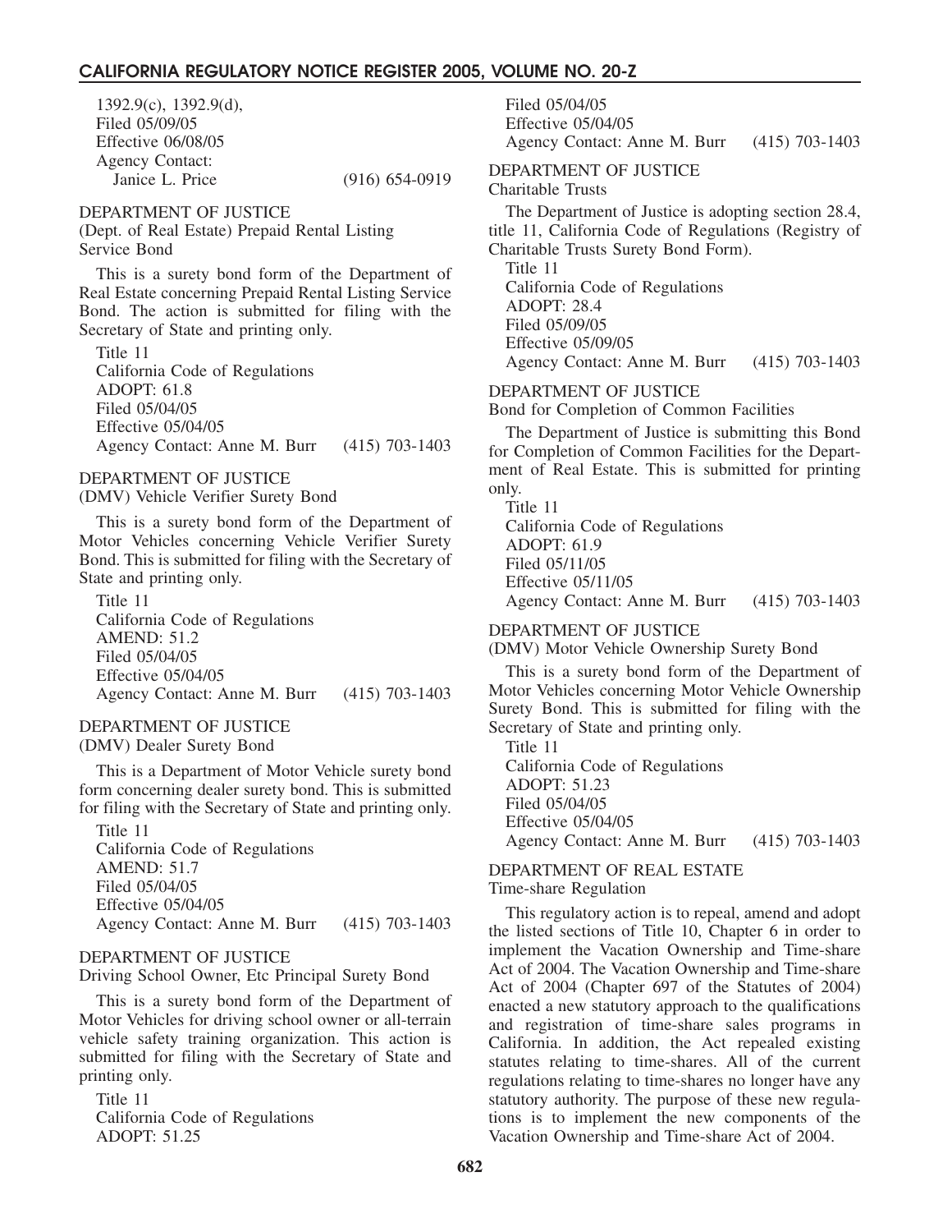1392.9(c), 1392.9(d),
Filed 05/09/05
Effective 06/08/05
Agency Contact:
Janice L. Price (916) 654-0919

DEPARTMENT OF JUSTICE
(Dept. of Real Estate) Prepaid Rental Listing Service Bond

This is a surety bond form of the Department of Real Estate concerning Prepaid Rental Listing Service Bond. The action is submitted for filing with the Secretary of State and printing only.

Title 11
California Code of Regulations
ADOPT: 61.8
Filed 05/04/05
Effective 05/04/05
Agency Contact: Anne M. Burr (415) 703-1403

DEPARTMENT OF JUSTICE
(DMV) Vehicle Verifier Surety Bond

This is a surety bond form of the Department of Motor Vehicles concerning Vehicle Verifier Surety Bond. This is submitted for filing with the Secretary of State and printing only.

Title 11
California Code of Regulations
AMEND: 51.2
Filed 05/04/05
Effective 05/04/05
Agency Contact: Anne M. Burr (415) 703-1403

DEPARTMENT OF JUSTICE
(DMV) Dealer Surety Bond

This is a Department of Motor Vehicle surety bond form concerning dealer surety bond. This is submitted for filing with the Secretary of State and printing only.

Title 11
California Code of Regulations
AMEND: 51.7
Filed 05/04/05
Effective 05/04/05
Agency Contact: Anne M. Burr (415) 703-1403

DEPARTMENT OF JUSTICE
Driving School Owner, Etc Principal Surety Bond

This is a surety bond form of the Department of Motor Vehicles for driving school owner or all-terrain vehicle safety training organization. This action is submitted for filing with the Secretary of State and printing only.

Title 11
California Code of Regulations
ADOPT: 51.25
Filed 05/04/05
Effective 05/04/05
Agency Contact: Anne M. Burr (415) 703-1403

DEPARTMENT OF JUSTICE
Charitable Trusts

The Department of Justice is adopting section 28.4, title 11, California Code of Regulations (Registry of Charitable Trusts Surety Bond Form).

Title 11
California Code of Regulations
ADOPT: 28.4
Filed 05/09/05
Effective 05/09/05
Agency Contact: Anne M. Burr (415) 703-1403

DEPARTMENT OF JUSTICE
Bond for Completion of Common Facilities

The Department of Justice is submitting this Bond for Completion of Common Facilities for the Department of Real Estate. This is submitted for printing only.

Title 11
California Code of Regulations
ADOPT: 61.9
Filed 05/11/05
Effective 05/11/05
Agency Contact: Anne M. Burr (415) 703-1403

DEPARTMENT OF JUSTICE
(DMV) Motor Vehicle Ownership Surety Bond

This is a surety bond form of the Department of Motor Vehicles concerning Motor Vehicle Ownership Surety Bond. This is submitted for filing with the Secretary of State and printing only.

Title 11
California Code of Regulations
ADOPT: 51.23
Filed 05/04/05
Effective 05/04/05
Agency Contact: Anne M. Burr (415) 703-1403

DEPARTMENT OF REAL ESTATE
Time-share Regulation

This regulatory action is to repeal, amend and adopt the listed sections of Title 10, Chapter 6 in order to implement the Vacation Ownership and Time-share Act of 2004. The Vacation Ownership and Time-share Act of 2004 (Chapter 697 of the Statutes of 2004) enacted a new statutory approach to the qualifications and registration of time-share sales programs in California. In addition, the Act repealed existing statutes relating to time-shares. All of the current regulations relating to time-shares no longer have any statutory authority. The purpose of these new regulations is to implement the new components of the Vacation Ownership and Time-share Act of 2004.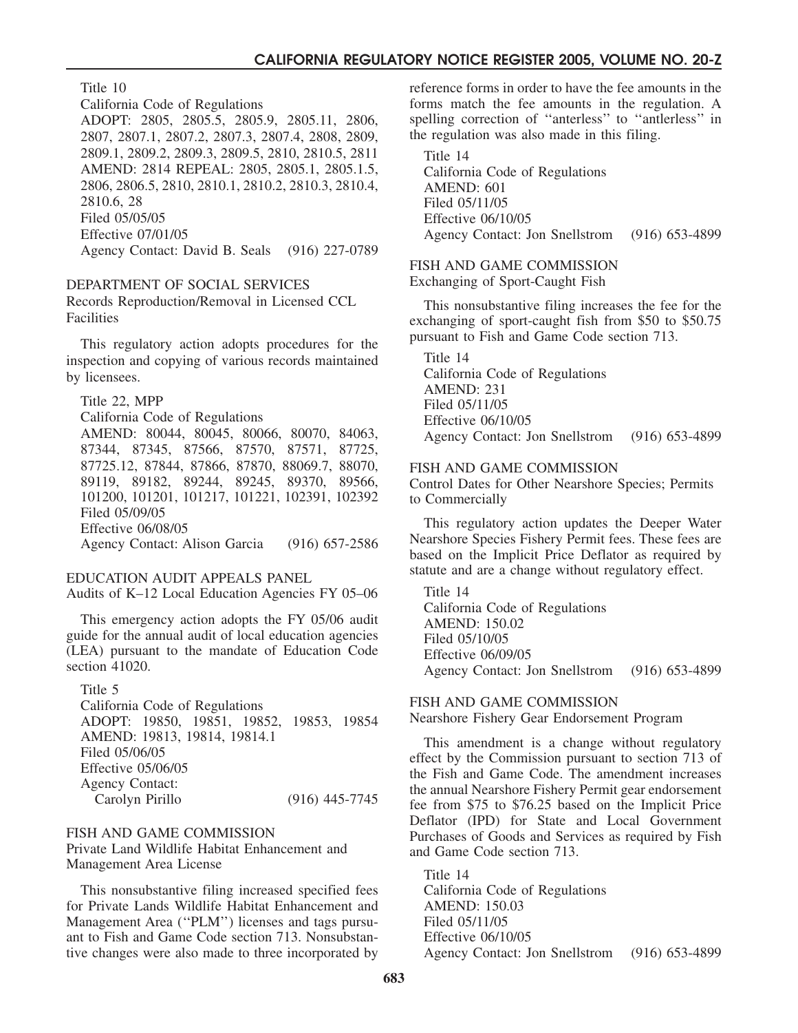Title 10
California Code of Regulations
ADOPT: 2805, 2805.5, 2805.9, 2805.11, 2806, 2807, 2807.1, 2807.2, 2807.3, 2807.4, 2808, 2809, 2809.1, 2809.2, 2809.3, 2809.5, 2810, 2810.5, 2811
AMEND: 2814 REPEAL: 2805, 2805.1, 2805.1.5, 2806, 2806.5, 2810, 2810.1, 2810.2, 2810.3, 2810.4, 2810.6, 28
Filed 05/05/05
Effective 07/01/05
Agency Contact: David B. Seals (916) 227-0789

DEPARTMENT OF SOCIAL SERVICES
Records Reproduction/Removal in Licensed CCL Facilities

This regulatory action adopts procedures for the inspection and copying of various records maintained by licensees.

Title 22, MPP
California Code of Regulations
AMEND: 80044, 80045, 80066, 80070, 84063, 87344, 87345, 87566, 87570, 87571, 87725, 87725.12, 87844, 87866, 87870, 88069.7, 88070, 89119, 89182, 89244, 89245, 89370, 89566, 101200, 101201, 101217, 101221, 102391, 102392
Filed 05/09/05
Effective 06/08/05
Agency Contact: Alison Garcia (916) 657-2586

EDUCATION AUDIT APPEALS PANEL
Audits of K–12 Local Education Agencies FY 05–06

This emergency action adopts the FY 05/06 audit guide for the annual audit of local education agencies (LEA) pursuant to the mandate of Education Code section 41020.

Title 5
California Code of Regulations
ADOPT: 19850, 19851, 19852, 19853, 19854
AMEND: 19813, 19814, 19814.1
Filed 05/06/05
Effective 05/06/05
Agency Contact:
Carolyn Pirillo (916) 445-7745

FISH AND GAME COMMISSION
Private Land Wildlife Habitat Enhancement and Management Area License

This nonsubstantive filing increased specified fees for Private Lands Wildlife Habitat Enhancement and Management Area (''PLM'') licenses and tags pursuant to Fish and Game Code section 713. Nonsubstantive changes were also made to three incorporated by reference forms in order to have the fee amounts in the forms match the fee amounts in the regulation. A spelling correction of ''anterless'' to ''antlerless'' in the regulation was also made in this filing.

Title 14
California Code of Regulations
AMEND: 601
Filed 05/11/05
Effective 06/10/05
Agency Contact: Jon Snellstrom (916) 653-4899

FISH AND GAME COMMISSION
Exchanging of Sport-Caught Fish

This nonsubstantive filing increases the fee for the exchanging of sport-caught fish from $50 to $50.75 pursuant to Fish and Game Code section 713.

Title 14
California Code of Regulations
AMEND: 231
Filed 05/11/05
Effective 06/10/05
Agency Contact: Jon Snellstrom (916) 653-4899

FISH AND GAME COMMISSION
Control Dates for Other Nearshore Species; Permits to Commercially

This regulatory action updates the Deeper Water Nearshore Species Fishery Permit fees. These fees are based on the Implicit Price Deflator as required by statute and are a change without regulatory effect.

Title 14
California Code of Regulations
AMEND: 150.02
Filed 05/10/05
Effective 06/09/05
Agency Contact: Jon Snellstrom (916) 653-4899

FISH AND GAME COMMISSION
Nearshore Fishery Gear Endorsement Program

This amendment is a change without regulatory effect by the Commission pursuant to section 713 of the Fish and Game Code. The amendment increases the annual Nearshore Fishery Permit gear endorsement fee from $75 to $76.25 based on the Implicit Price Deflator (IPD) for State and Local Government Purchases of Goods and Services as required by Fish and Game Code section 713.

Title 14
California Code of Regulations
AMEND: 150.03
Filed 05/11/05
Effective 06/10/05
Agency Contact: Jon Snellstrom (916) 653-4899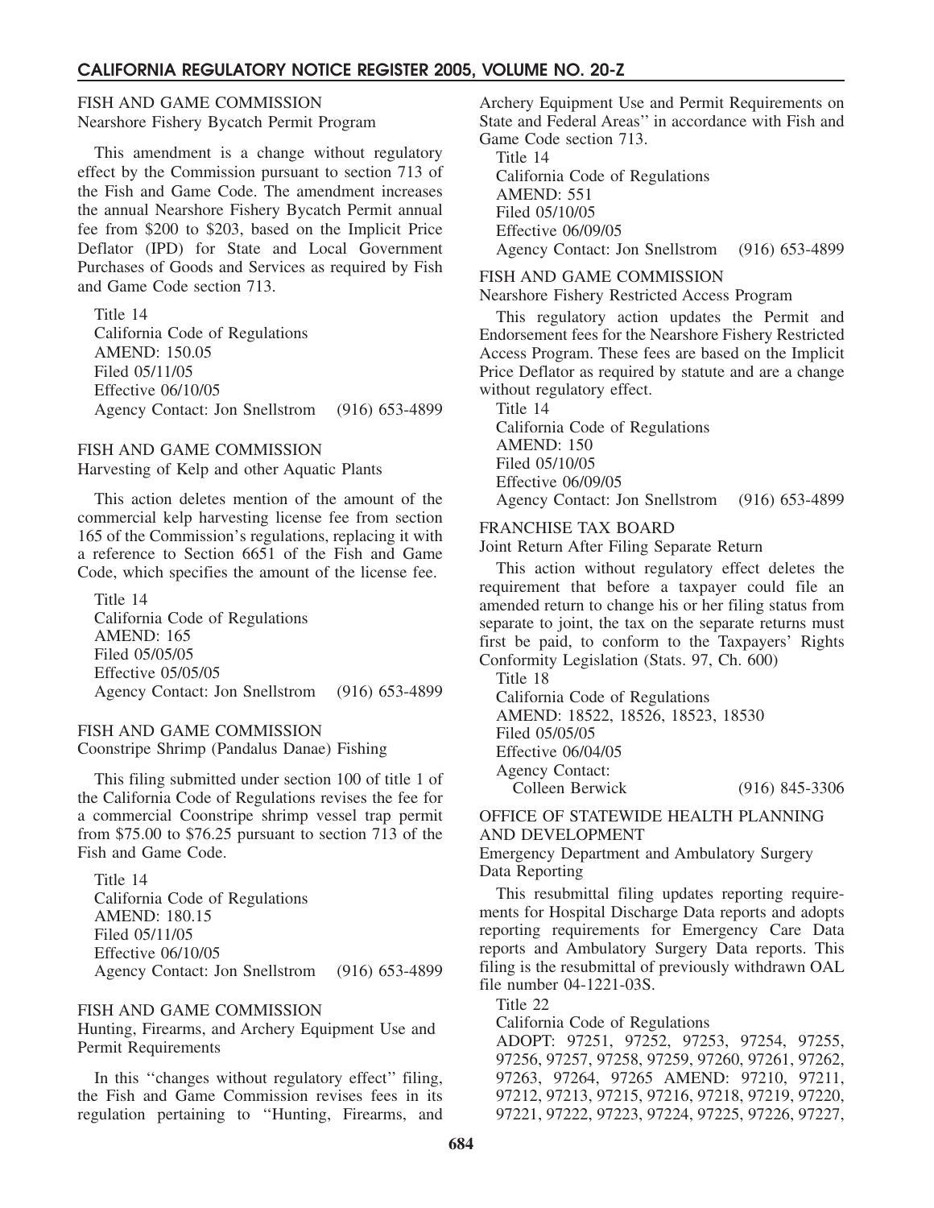FISH AND GAME COMMISSION
Nearshore Fishery Bycatch Permit Program

This amendment is a change without regulatory effect by the Commission pursuant to section 713 of the Fish and Game Code. The amendment increases the annual Nearshore Fishery Bycatch Permit annual fee from $200 to $203, based on the Implicit Price Deflator (IPD) for State and Local Government Purchases of Goods and Services as required by Fish and Game Code section 713.

Title 14
California Code of Regulations
AMEND: 150.05
Filed 05/11/05
Effective 06/10/05
Agency Contact: Jon Snellstrom (916) 653-4899

FISH AND GAME COMMISSION
Harvesting of Kelp and other Aquatic Plants

This action deletes mention of the amount of the commercial kelp harvesting license fee from section 165 of the Commission's regulations, replacing it with a reference to Section 6651 of the Fish and Game Code, which specifies the amount of the license fee.

Title 14
California Code of Regulations
AMEND: 165
Filed 05/05/05
Effective 05/05/05
Agency Contact: Jon Snellstrom (916) 653-4899

FISH AND GAME COMMISSION
Coonstripe Shrimp (Pandalus Danae) Fishing

This filing submitted under section 100 of title 1 of the California Code of Regulations revises the fee for a commercial Coonstripe shrimp vessel trap permit from $75.00 to $76.25 pursuant to section 713 of the Fish and Game Code.

Title 14
California Code of Regulations
AMEND: 180.15
Filed 05/11/05
Effective 06/10/05
Agency Contact: Jon Snellstrom (916) 653-4899

FISH AND GAME COMMISSION
Hunting, Firearms, and Archery Equipment Use and Permit Requirements

In this ''changes without regulatory effect'' filing, the Fish and Game Commission revises fees in its regulation pertaining to ''Hunting, Firearms, and Archery Equipment Use and Permit Requirements on State and Federal Areas'' in accordance with Fish and Game Code section 713.

Title 14
California Code of Regulations
AMEND: 551
Filed 05/10/05
Effective 06/09/05
Agency Contact: Jon Snellstrom (916) 653-4899

FISH AND GAME COMMISSION
Nearshore Fishery Restricted Access Program

This regulatory action updates the Permit and Endorsement fees for the Nearshore Fishery Restricted Access Program. These fees are based on the Implicit Price Deflator as required by statute and are a change without regulatory effect.

Title 14
California Code of Regulations
AMEND: 150
Filed 05/10/05
Effective 06/09/05
Agency Contact: Jon Snellstrom (916) 653-4899

FRANCHISE TAX BOARD
Joint Return After Filing Separate Return

This action without regulatory effect deletes the requirement that before a taxpayer could file an amended return to change his or her filing status from separate to joint, the tax on the separate returns must first be paid, to conform to the Taxpayers' Rights Conformity Legislation (Stats. 97, Ch. 600)

Title 18
California Code of Regulations
AMEND: 18522, 18526, 18523, 18530
Filed 05/05/05
Effective 06/04/05
Agency Contact:
Colleen Berwick (916) 845-3306

OFFICE OF STATEWIDE HEALTH PLANNING AND DEVELOPMENT
Emergency Department and Ambulatory Surgery Data Reporting

This resubmittal filing updates reporting requirements for Hospital Discharge Data reports and adopts reporting requirements for Emergency Care Data reports and Ambulatory Surgery Data reports. This filing is the resubmittal of previously withdrawn OAL file number 04-1221-03S.

Title 22
California Code of Regulations
ADOPT: 97251, 97252, 97253, 97254, 97255, 97256, 97257, 97258, 97259, 97260, 97261, 97262, 97263, 97264, 97265 AMEND: 97210, 97211, 97212, 97213, 97215, 97216, 97218, 97219, 97220, 97221, 97222, 97223, 97224, 97225, 97226, 97227,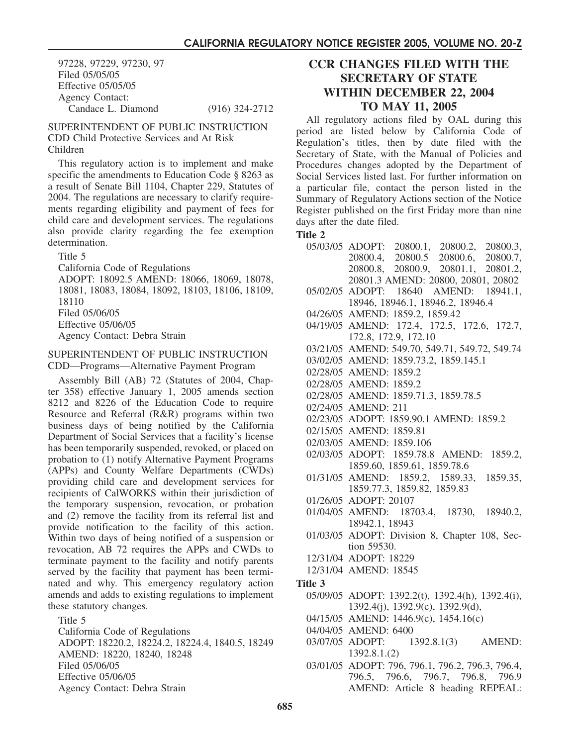97228, 97229, 97230, 97
Filed 05/05/05
Effective 05/05/05
Agency Contact:
Candace L. Diamond (916) 324-2712

SUPERINTENDENT OF PUBLIC INSTRUCTION
CDD Child Protective Services and At Risk Children

This regulatory action is to implement and make specific the amendments to Education Code § 8263 as a result of Senate Bill 1104, Chapter 229, Statutes of 2004. The regulations are necessary to clarify requirements regarding eligibility and payment of fees for child care and development services. The regulations also provide clarity regarding the fee exemption determination.

Title 5
California Code of Regulations
ADOPT: 18092.5 AMEND: 18066, 18069, 18078, 18081, 18083, 18084, 18092, 18103, 18106, 18109, 18110
Filed 05/06/05
Effective 05/06/05
Agency Contact: Debra Strain

SUPERINTENDENT OF PUBLIC INSTRUCTION
CDD—Programs—Alternative Payment Program

Assembly Bill (AB) 72 (Statutes of 2004, Chapter 358) effective January 1, 2005 amends section 8212 and 8226 of the Education Code to require Resource and Referral (R&R) programs within two business days of being notified by the California Department of Social Services that a facility's license has been temporarily suspended, revoked, or placed on probation to (1) notify Alternative Payment Programs (APPs) and County Welfare Departments (CWDs) providing child care and development services for recipients of CalWORKS within their jurisdiction of the temporary suspension, revocation, or probation and (2) remove the facility from its referral list and provide notification to the facility of this action. Within two days of being notified of a suspension or revocation, AB 72 requires the APPs and CWDs to terminate payment to the facility and notify parents served by the facility that payment has been terminated and why. This emergency regulatory action amends and adds to existing regulations to implement these statutory changes.

Title 5
California Code of Regulations
ADOPT: 18220.2, 18224.2, 18224.4, 1840.5, 18249
AMEND: 18220, 18240, 18248
Filed 05/06/05
Effective 05/06/05
Agency Contact: Debra Strain

## CCR CHANGES FILED WITH THE SECRETARY OF STATE WITHIN DECEMBER 22, 2004 TO MAY 11, 2005

All regulatory actions filed by OAL during this period are listed below by California Code of Regulation's titles, then by date filed with the Secretary of State, with the Manual of Policies and Procedures changes adopted by the Department of Social Services listed last. For further information on a particular file, contact the person listed in the Summary of Regulatory Actions section of the Notice Register published on the first Friday more than nine days after the date filed.

**Title 2**

05/03/05 ADOPT: 20800.1, 20800.2, 20800.3, 20800.4, 20800.5 20800.6, 20800.7, 20800.8, 20800.9, 20801.1, 20801.2, 20801.3 AMEND: 20800, 20801, 20802
05/02/05 ADOPT: 18640 AMEND: 18941.1, 18946, 18946.1, 18946.2, 18946.4
04/26/05 AMEND: 1859.2, 1859.42
04/19/05 AMEND: 172.4, 172.5, 172.6, 172.7, 172.8, 172.9, 172.10
03/21/05 AMEND: 549.70, 549.71, 549.72, 549.74
03/02/05 AMEND: 1859.73.2, 1859.145.1
02/28/05 AMEND: 1859.2
02/28/05 AMEND: 1859.2
02/28/05 AMEND: 1859.71.3, 1859.78.5
02/24/05 AMEND: 211
02/23/05 ADOPT: 1859.90.1 AMEND: 1859.2
02/15/05 AMEND: 1859.81
02/03/05 AMEND: 1859.106
02/03/05 ADOPT: 1859.78.8 AMEND: 1859.2, 1859.60, 1859.61, 1859.78.6
01/31/05 AMEND: 1859.2, 1589.33, 1859.35, 1859.77.3, 1859.82, 1859.83
01/26/05 ADOPT: 20107
01/04/05 AMEND: 18703.4, 18730, 18940.2, 18942.1, 18943
01/03/05 ADOPT: Division 8, Chapter 108, Section 59530.
12/31/04 ADOPT: 18229
12/31/04 AMEND: 18545

**Title 3**

05/09/05 ADOPT: 1392.2(t), 1392.4(h), 1392.4(i), 1392.4(j), 1392.9(c), 1392.9(d),
04/15/05 AMEND: 1446.9(c), 1454.16(c)
04/04/05 AMEND: 6400
03/07/05 ADOPT: 1392.8.1(3) AMEND: 1392.8.1.(2)
03/01/05 ADOPT: 796, 796.1, 796.2, 796.3, 796.4, 796.5, 796.6, 796.7, 796.8, 796.9 AMEND: Article 8 heading REPEAL: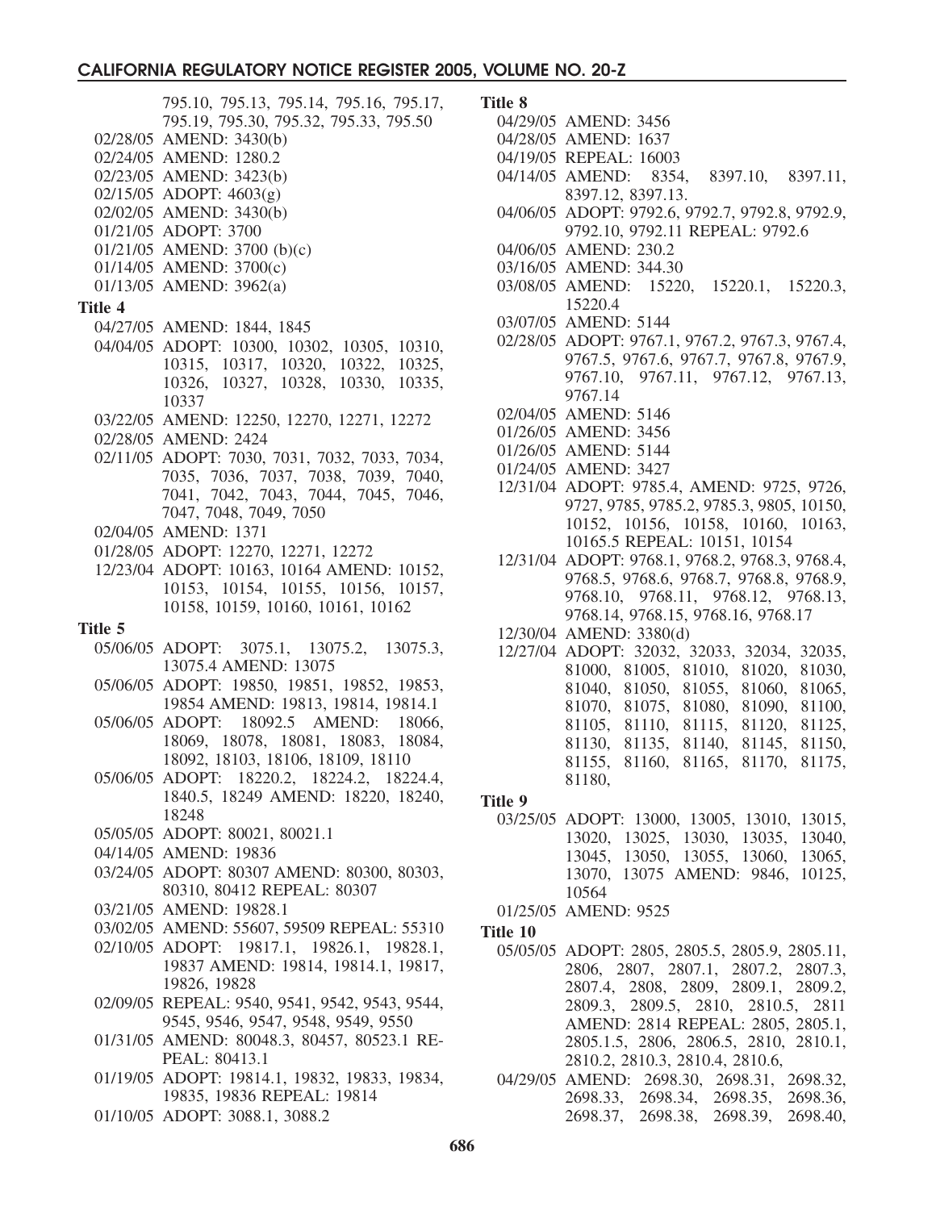795.10, 795.13, 795.14, 795.16, 795.17, 795.19, 795.30, 795.32, 795.33, 795.50

02/28/05 AMEND: 3430(b)
02/24/05 AMEND: 1280.2
02/23/05 AMEND: 3423(b)
02/15/05 ADOPT: 4603(g)
02/02/05 AMEND: 3430(b)
01/21/05 ADOPT: 3700
01/21/05 AMEND: 3700 (b)(c)
01/14/05 AMEND: 3700(c)
01/13/05 AMEND: 3962(a)

**Title 4**

04/27/05 AMEND: 1844, 1845
04/04/05 ADOPT: 10300, 10302, 10305, 10310, 10315, 10317, 10320, 10322, 10325, 10326, 10327, 10328, 10330, 10335, 10337
03/22/05 AMEND: 12250, 12270, 12271, 12272
02/28/05 AMEND: 2424
02/11/05 ADOPT: 7030, 7031, 7032, 7033, 7034, 7035, 7036, 7037, 7038, 7039, 7040, 7041, 7042, 7043, 7044, 7045, 7046, 7047, 7048, 7049, 7050
02/04/05 AMEND: 1371
01/28/05 ADOPT: 12270, 12271, 12272
12/23/04 ADOPT: 10163, 10164 AMEND: 10152, 10153, 10154, 10155, 10156, 10157, 10158, 10159, 10160, 10161, 10162

**Title 5**

05/06/05 ADOPT: 3075.1, 13075.2, 13075.3, 13075.4 AMEND: 13075
05/06/05 ADOPT: 19850, 19851, 19852, 19853, 19854 AMEND: 19813, 19814, 19814.1
05/06/05 ADOPT: 18092.5 AMEND: 18066, 18069, 18078, 18081, 18083, 18084, 18092, 18103, 18106, 18109, 18110
05/06/05 ADOPT: 18220.2, 18224.2, 18224.4, 1840.5, 18249 AMEND: 18220, 18240, 18248
05/05/05 ADOPT: 80021, 80021.1
04/14/05 AMEND: 19836
03/24/05 ADOPT: 80307 AMEND: 80300, 80303, 80310, 80412 REPEAL: 80307
03/21/05 AMEND: 19828.1
03/02/05 AMEND: 55607, 59509 REPEAL: 55310
02/10/05 ADOPT: 19817.1, 19826.1, 19828.1, 19837 AMEND: 19814, 19814.1, 19817, 19826, 19828
02/09/05 REPEAL: 9540, 9541, 9542, 9543, 9544, 9545, 9546, 9547, 9548, 9549, 9550
01/31/05 AMEND: 80048.3, 80457, 80523.1 REPEAL: 80413.1
01/19/05 ADOPT: 19814.1, 19832, 19833, 19834, 19835, 19836 REPEAL: 19814
01/10/05 ADOPT: 3088.1, 3088.2

**Title 8**

04/29/05 AMEND: 3456
04/28/05 AMEND: 1637
04/19/05 REPEAL: 16003
04/14/05 AMEND: 8354, 8397.10, 8397.11, 8397.12, 8397.13.
04/06/05 ADOPT: 9792.6, 9792.7, 9792.8, 9792.9, 9792.10, 9792.11 REPEAL: 9792.6
04/06/05 AMEND: 230.2
03/16/05 AMEND: 344.30
03/08/05 AMEND: 15220, 15220.1, 15220.3, 15220.4
03/07/05 AMEND: 5144
02/28/05 ADOPT: 9767.1, 9767.2, 9767.3, 9767.4, 9767.5, 9767.6, 9767.7, 9767.8, 9767.9, 9767.10, 9767.11, 9767.12, 9767.13, 9767.14
02/04/05 AMEND: 5146
01/26/05 AMEND: 3456
01/26/05 AMEND: 5144
01/24/05 AMEND: 3427
12/31/04 ADOPT: 9785.4, AMEND: 9725, 9726, 9727, 9785, 9785.2, 9785.3, 9805, 10150, 10152, 10156, 10158, 10160, 10163, 10165.5 REPEAL: 10151, 10154
12/31/04 ADOPT: 9768.1, 9768.2, 9768.3, 9768.4, 9768.5, 9768.6, 9768.7, 9768.8, 9768.9, 9768.10, 9768.11, 9768.12, 9768.13, 9768.14, 9768.15, 9768.16, 9768.17
12/30/04 AMEND: 3380(d)
12/27/04 ADOPT: 32032, 32033, 32034, 32035, 81000, 81005, 81010, 81020, 81030, 81040, 81050, 81055, 81060, 81065, 81070, 81075, 81080, 81090, 81100, 81105, 81110, 81115, 81120, 81125, 81130, 81135, 81140, 81145, 81150, 81155, 81160, 81165, 81170, 81175, 81180,

**Title 9**

03/25/05 ADOPT: 13000, 13005, 13010, 13015, 13020, 13025, 13030, 13035, 13040, 13045, 13050, 13055, 13060, 13065, 13070, 13075 AMEND: 9846, 10125, 10564
01/25/05 AMEND: 9525

**Title 10**

05/05/05 ADOPT: 2805, 2805.5, 2805.9, 2805.11, 2806, 2807, 2807.1, 2807.2, 2807.3, 2807.4, 2808, 2809, 2809.1, 2809.2, 2809.3, 2809.5, 2810, 2810.5, 2811 AMEND: 2814 REPEAL: 2805, 2805.1, 2805.1.5, 2806, 2806.5, 2810, 2810.1, 2810.2, 2810.3, 2810.4, 2810.6,
04/29/05 AMEND: 2698.30, 2698.31, 2698.32, 2698.33, 2698.34, 2698.35, 2698.36, 2698.37, 2698.38, 2698.39, 2698.40,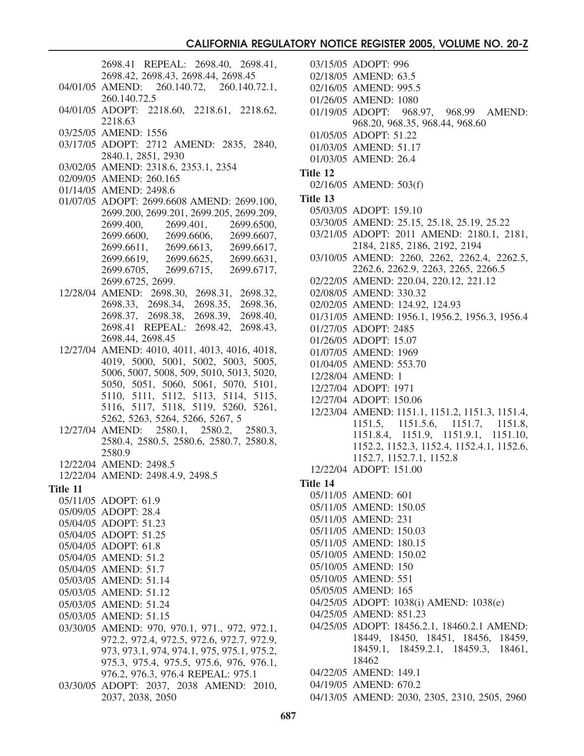2698.41 REPEAL: 2698.40, 2698.41, 2698.42, 2698.43, 2698.44, 2698.45

04/01/05 AMEND: 260.140.72, 260.140.72.1, 260.140.72.5

04/01/05 ADOPT: 2218.60, 2218.61, 2218.62, 2218.63

03/25/05 AMEND: 1556

03/17/05 ADOPT: 2712 AMEND: 2835, 2840, 2840.1, 2851, 2930

03/02/05 AMEND: 2318.6, 2353.1, 2354

02/09/05 AMEND: 260.165

01/14/05 AMEND: 2498.6

01/07/05 ADOPT: 2699.6608 AMEND: 2699.100, 2699.200, 2699.201, 2699.205, 2699.209, 2699.400, 2699.401, 2699.6500, 2699.6600, 2699.6606, 2699.6607, 2699.6611, 2699.6613, 2699.6617, 2699.6619, 2699.6625, 2699.6631, 2699.6705, 2699.6715, 2699.6717, 2699.6725, 2699.

12/28/04 AMEND: 2698.30, 2698.31, 2698.32, 2698.33, 2698.34, 2698.35, 2698.36, 2698.37, 2698.38, 2698.39, 2698.40, 2698.41 REPEAL: 2698.42, 2698.43, 2698.44, 2698.45

12/27/04 AMEND: 4010, 4011, 4013, 4016, 4018, 4019, 5000, 5001, 5002, 5003, 5005, 5006, 5007, 5008, 509, 5010, 5013, 5020, 5050, 5051, 5060, 5061, 5070, 5101, 5110, 5111, 5112, 5113, 5114, 5115, 5116, 5117, 5118, 5119, 5260, 5261, 5262, 5263, 5264, 5266, 5267, 5

12/27/04 AMEND: 2580.1, 2580.2, 2580.3, 2580.4, 2580.5, 2580.6, 2580.7, 2580.8, 2580.9

12/22/04 AMEND: 2498.5

12/22/04 AMEND: 2498.4.9, 2498.5

**Title 11**

05/11/05 ADOPT: 61.9

05/09/05 ADOPT: 28.4

05/04/05 ADOPT: 51.23

05/04/05 ADOPT: 51.25

05/04/05 ADOPT: 61.8

05/04/05 AMEND: 51.2

05/04/05 AMEND: 51.7

05/03/05 AMEND: 51.14

05/03/05 AMEND: 51.12

05/03/05 AMEND: 51.24

05/03/05 AMEND: 51.15

03/30/05 AMEND: 970, 970.1, 971., 972, 972.1, 972.2, 972.4, 972.5, 972.6, 972.7, 972.9, 973, 973.1, 974, 974.1, 975, 975.1, 975.2, 975.3, 975.4, 975.5, 975.6, 976, 976.1, 976.2, 976.3, 976.4 REPEAL: 975.1

03/30/05 ADOPT: 2037, 2038 AMEND: 2010, 2037, 2038, 2050

03/15/05 ADOPT: 996

02/18/05 AMEND: 63.5

02/16/05 AMEND: 995.5

01/26/05 AMEND: 1080

01/19/05 ADOPT: 968.97, 968.99 AMEND: 968.20, 968.35, 968.44, 968.60

01/05/05 ADOPT: 51.22

01/03/05 AMEND: 51.17

01/03/05 AMEND: 26.4

**Title 12**

02/16/05 AMEND: 503(f)

**Title 13**

05/03/05 ADOPT: 159.10

03/30/05 AMEND: 25.15, 25.18, 25.19, 25.22

03/21/05 ADOPT: 2011 AMEND: 2180.1, 2181, 2184, 2185, 2186, 2192, 2194

03/10/05 AMEND: 2260, 2262, 2262.4, 2262.5, 2262.6, 2262.9, 2263, 2265, 2266.5

02/22/05 AMEND: 220.04, 220.12, 221.12

02/08/05 AMEND: 330.32

02/02/05 AMEND: 124.92, 124.93

01/31/05 AMEND: 1956.1, 1956.2, 1956.3, 1956.4

01/27/05 ADOPT: 2485

01/26/05 ADOPT: 15.07

01/07/05 AMEND: 1969

01/04/05 AMEND: 553.70

12/28/04 AMEND: 1

12/27/04 ADOPT: 1971

12/27/04 ADOPT: 150.06

12/23/04 AMEND: 1151.1, 1151.2, 1151.3, 1151.4, 1151.5, 1151.5.6, 1151.7, 1151.8, 1151.8.4, 1151.9, 1151.9.1, 1151.10, 1152.2, 1152.3, 1152.4, 1152.4.1, 1152.6, 1152.7, 1152.7.1, 1152.8

12/22/04 ADOPT: 151.00

**Title 14**

05/11/05 AMEND: 601

05/11/05 AMEND: 150.05

05/11/05 AMEND: 231

05/11/05 AMEND: 150.03

05/11/05 AMEND: 180.15

05/10/05 AMEND: 150.02

05/10/05 AMEND: 150

05/10/05 AMEND: 551

05/05/05 AMEND: 165

04/25/05 ADOPT: 1038(i) AMEND: 1038(e)

04/25/05 AMEND: 851.23

04/25/05 ADOPT: 18456.2.1, 18460.2.1 AMEND: 18449, 18450, 18451, 18456, 18459, 18459.1, 18459.2.1, 18459.3, 18461, 18462

04/22/05 AMEND: 149.1

04/19/05 AMEND: 670.2

04/13/05 AMEND: 2030, 2305, 2310, 2505, 2960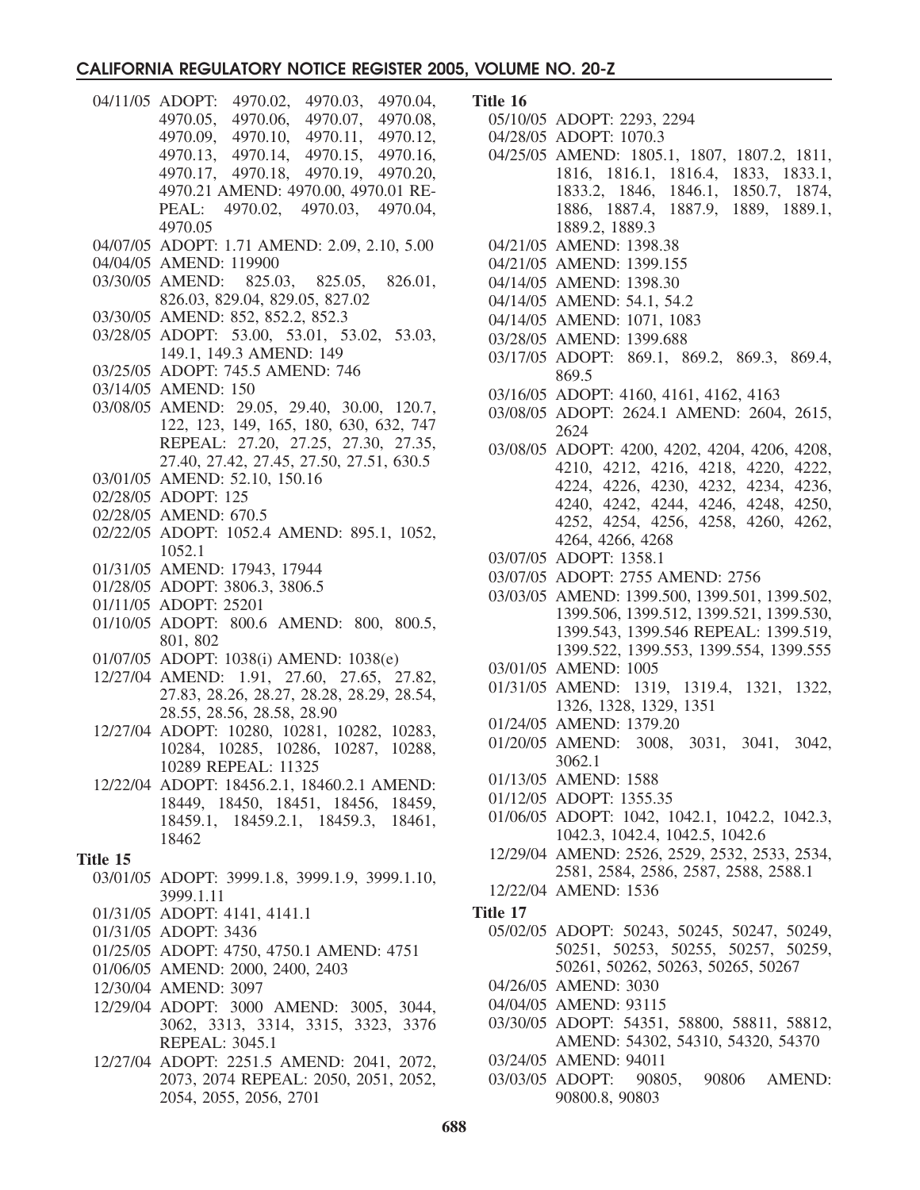04/11/05 ADOPT: 4970.02, 4970.03, 4970.04, 4970.05, 4970.06, 4970.07, 4970.08, 4970.09, 4970.10, 4970.11, 4970.12, 4970.13, 4970.14, 4970.15, 4970.16, 4970.17, 4970.18, 4970.19, 4970.20, 4970.21 AMEND: 4970.00, 4970.01 REPEAL: 4970.02, 4970.03, 4970.04, 4970.05
04/07/05 ADOPT: 1.71 AMEND: 2.09, 2.10, 5.00
04/04/05 AMEND: 119900
03/30/05 AMEND: 825.03, 825.05, 826.01, 826.03, 829.04, 829.05, 827.02
03/30/05 AMEND: 852, 852.2, 852.3
03/28/05 ADOPT: 53.00, 53.01, 53.02, 53.03, 149.1, 149.3 AMEND: 149
03/25/05 ADOPT: 745.5 AMEND: 746
03/14/05 AMEND: 150
03/08/05 AMEND: 29.05, 29.40, 30.00, 120.7, 122, 123, 149, 165, 180, 630, 632, 747 REPEAL: 27.20, 27.25, 27.30, 27.35, 27.40, 27.42, 27.45, 27.50, 27.51, 630.5
03/01/05 AMEND: 52.10, 150.16
02/28/05 ADOPT: 125
02/28/05 AMEND: 670.5
02/22/05 ADOPT: 1052.4 AMEND: 895.1, 1052, 1052.1
01/31/05 AMEND: 17943, 17944
01/28/05 ADOPT: 3806.3, 3806.5
01/11/05 ADOPT: 25201
01/10/05 ADOPT: 800.6 AMEND: 800, 800.5, 801, 802
01/07/05 ADOPT: 1038(i) AMEND: 1038(e)
12/27/04 AMEND: 1.91, 27.60, 27.65, 27.82, 27.83, 28.26, 28.27, 28.28, 28.29, 28.54, 28.55, 28.56, 28.58, 28.90
12/27/04 ADOPT: 10280, 10281, 10282, 10283, 10284, 10285, 10286, 10287, 10288, 10289 REPEAL: 11325
12/22/04 ADOPT: 18456.2.1, 18460.2.1 AMEND: 18449, 18450, 18451, 18456, 18459, 18459.1, 18459.2.1, 18459.3, 18461, 18462

**Title 15**

03/01/05 ADOPT: 3999.1.8, 3999.1.9, 3999.1.10, 3999.1.11
01/31/05 ADOPT: 4141, 4141.1
01/31/05 ADOPT: 3436
01/25/05 ADOPT: 4750, 4750.1 AMEND: 4751
01/06/05 AMEND: 2000, 2400, 2403
12/30/04 AMEND: 3097
12/29/04 ADOPT: 3000 AMEND: 3005, 3044, 3062, 3313, 3314, 3315, 3323, 3376 REPEAL: 3045.1
12/27/04 ADOPT: 2251.5 AMEND: 2041, 2072, 2073, 2074 REPEAL: 2050, 2051, 2052, 2054, 2055, 2056, 2701

**Title 16**

05/10/05 ADOPT: 2293, 2294
04/28/05 ADOPT: 1070.3
04/25/05 AMEND: 1805.1, 1807, 1807.2, 1811, 1816, 1816.1, 1816.4, 1833, 1833.1, 1833.2, 1846, 1846.1, 1850.7, 1874, 1886, 1887.4, 1887.9, 1889, 1889.1, 1889.2, 1889.3
04/21/05 AMEND: 1398.38
04/21/05 AMEND: 1399.155
04/14/05 AMEND: 1398.30
04/14/05 AMEND: 54.1, 54.2
04/14/05 AMEND: 1071, 1083
03/28/05 AMEND: 1399.688
03/17/05 ADOPT: 869.1, 869.2, 869.3, 869.4, 869.5
03/16/05 ADOPT: 4160, 4161, 4162, 4163
03/08/05 ADOPT: 2624.1 AMEND: 2604, 2615, 2624
03/08/05 ADOPT: 4200, 4202, 4204, 4206, 4208, 4210, 4212, 4216, 4218, 4220, 4222, 4224, 4226, 4230, 4232, 4234, 4236, 4240, 4242, 4244, 4246, 4248, 4250, 4252, 4254, 4256, 4258, 4260, 4262, 4264, 4266, 4268
03/07/05 ADOPT: 1358.1
03/07/05 ADOPT: 2755 AMEND: 2756
03/03/05 AMEND: 1399.500, 1399.501, 1399.502, 1399.506, 1399.512, 1399.521, 1399.530, 1399.543, 1399.546 REPEAL: 1399.519, 1399.522, 1399.553, 1399.554, 1399.555
03/01/05 AMEND: 1005
01/31/05 AMEND: 1319, 1319.4, 1321, 1322, 1326, 1328, 1329, 1351
01/24/05 AMEND: 1379.20
01/20/05 AMEND: 3008, 3031, 3041, 3042, 3062.1
01/13/05 AMEND: 1588
01/12/05 ADOPT: 1355.35
01/06/05 ADOPT: 1042, 1042.1, 1042.2, 1042.3, 1042.3, 1042.4, 1042.5, 1042.6
12/29/04 AMEND: 2526, 2529, 2532, 2533, 2534, 2581, 2584, 2586, 2587, 2588, 2588.1
12/22/04 AMEND: 1536

**Title 17**

05/02/05 ADOPT: 50243, 50245, 50247, 50249, 50251, 50253, 50255, 50257, 50259, 50261, 50262, 50263, 50265, 50267
04/26/05 AMEND: 3030
04/04/05 AMEND: 93115
03/30/05 ADOPT: 54351, 58800, 58811, 58812, AMEND: 54302, 54310, 54320, 54370
03/24/05 AMEND: 94011
03/03/05 ADOPT: 90805, 90806 AMEND: 90800.8, 90803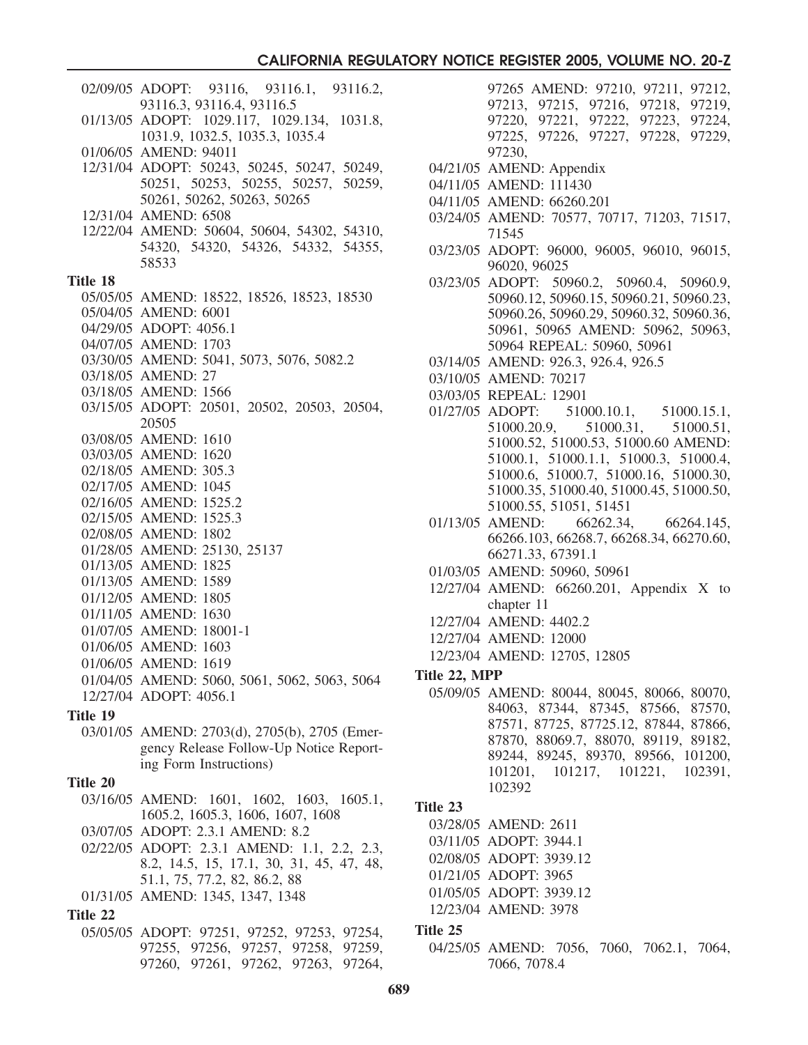02/09/05 ADOPT: 93116, 93116.1, 93116.2, 93116.3, 93116.4, 93116.5
01/13/05 ADOPT: 1029.117, 1029.134, 1031.8, 1031.9, 1032.5, 1035.3, 1035.4
01/06/05 AMEND: 94011
12/31/04 ADOPT: 50243, 50245, 50247, 50249, 50251, 50253, 50255, 50257, 50259, 50261, 50262, 50263, 50265
12/31/04 AMEND: 6508
12/22/04 AMEND: 50604, 50604, 54302, 54310, 54320, 54320, 54326, 54332, 54355, 58533

**Title 18**

05/05/05 AMEND: 18522, 18526, 18523, 18530
05/04/05 AMEND: 6001
04/29/05 ADOPT: 4056.1
04/07/05 AMEND: 1703
03/30/05 AMEND: 5041, 5073, 5076, 5082.2
03/18/05 AMEND: 27
03/18/05 AMEND: 1566
03/15/05 ADOPT: 20501, 20502, 20503, 20504, 20505
03/08/05 AMEND: 1610
03/03/05 AMEND: 1620
02/18/05 AMEND: 305.3
02/17/05 AMEND: 1045
02/16/05 AMEND: 1525.2
02/15/05 AMEND: 1525.3
02/08/05 AMEND: 1802
01/28/05 AMEND: 25130, 25137
01/13/05 AMEND: 1825
01/13/05 AMEND: 1589
01/12/05 AMEND: 1805
01/11/05 AMEND: 1630
01/07/05 AMEND: 18001-1
01/06/05 AMEND: 1603
01/06/05 AMEND: 1619
01/04/05 AMEND: 5060, 5061, 5062, 5063, 5064
12/27/04 ADOPT: 4056.1

**Title 19**

03/01/05 AMEND: 2703(d), 2705(b), 2705 (Emergency Release Follow-Up Notice Reporting Form Instructions)

**Title 20**

03/16/05 AMEND: 1601, 1602, 1603, 1605.1, 1605.2, 1605.3, 1606, 1607, 1608
03/07/05 ADOPT: 2.3.1 AMEND: 8.2
02/22/05 ADOPT: 2.3.1 AMEND: 1.1, 2.2, 2.3, 8.2, 14.5, 15, 17.1, 30, 31, 45, 47, 48, 51.1, 75, 77.2, 82, 86.2, 88
01/31/05 AMEND: 1345, 1347, 1348

**Title 22**

05/05/05 ADOPT: 97251, 97252, 97253, 97254, 97255, 97256, 97257, 97258, 97259, 97260, 97261, 97262, 97263, 97264, 97265 AMEND: 97210, 97211, 97212, 97213, 97215, 97216, 97218, 97219, 97220, 97221, 97222, 97223, 97224, 97225, 97226, 97227, 97228, 97229, 97230,
04/21/05 AMEND: Appendix
04/11/05 AMEND: 111430
04/11/05 AMEND: 66260.201
03/24/05 AMEND: 70577, 70717, 71203, 71517, 71545
03/23/05 ADOPT: 96000, 96005, 96010, 96015, 96020, 96025
03/23/05 ADOPT: 50960.2, 50960.4, 50960.9, 50960.12, 50960.15, 50960.21, 50960.23, 50960.26, 50960.29, 50960.32, 50960.36, 50961, 50965 AMEND: 50962, 50963, 50964 REPEAL: 50960, 50961
03/14/05 AMEND: 926.3, 926.4, 926.5
03/10/05 AMEND: 70217
03/03/05 REPEAL: 12901
01/27/05 ADOPT: 51000.10.1, 51000.15.1, 51000.20.9, 51000.31, 51000.51, 51000.52, 51000.53, 51000.60 AMEND: 51000.1, 51000.1.1, 51000.3, 51000.4, 51000.6, 51000.7, 51000.16, 51000.30, 51000.35, 51000.40, 51000.45, 51000.50, 51000.55, 51051, 51451
01/13/05 AMEND: 66262.34, 66264.145, 66266.103, 66268.7, 66268.34, 66270.60, 66271.33, 67391.1
01/03/05 AMEND: 50960, 50961
12/27/04 AMEND: 66260.201, Appendix X to chapter 11
12/27/04 AMEND: 4402.2
12/27/04 AMEND: 12000
12/23/04 AMEND: 12705, 12805

**Title 22, MPP**

05/09/05 AMEND: 80044, 80045, 80066, 80070, 84063, 87344, 87345, 87566, 87570, 87571, 87725, 87725.12, 87844, 87866, 87870, 88069.7, 88070, 89119, 89182, 89244, 89245, 89370, 89566, 101200, 101201, 101217, 101221, 102391, 102392

**Title 23**

03/28/05 AMEND: 2611
03/11/05 ADOPT: 3944.1
02/08/05 ADOPT: 3939.12
01/21/05 ADOPT: 3965
01/05/05 ADOPT: 3939.12
12/23/04 AMEND: 3978

**Title 25**

04/25/05 AMEND: 7056, 7060, 7062.1, 7064, 7066, 7078.4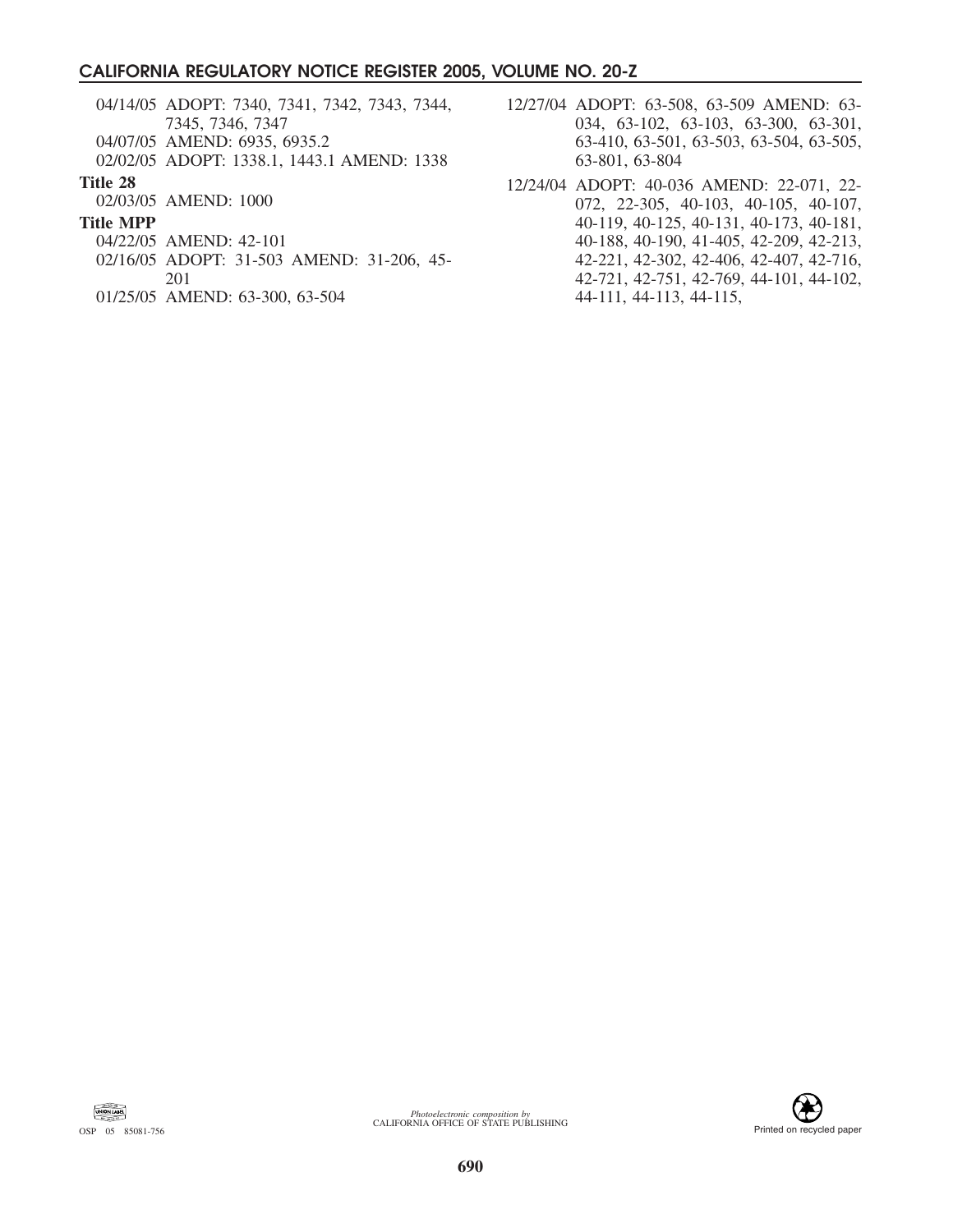04/14/05 ADOPT: 7340, 7341, 7342, 7343, 7344, 7345, 7346, 7347

04/07/05 AMEND: 6935, 6935.2

02/02/05 ADOPT: 1338.1, 1443.1 AMEND: 1338

**Title 28**

02/03/05 AMEND: 1000

**Title MPP**

04/22/05 AMEND: 42-101

02/16/05 ADOPT: 31-503 AMEND: 31-206, 45-201

01/25/05 AMEND: 63-300, 63-504

12/27/04 ADOPT: 63-508, 63-509 AMEND: 63-034, 63-102, 63-103, 63-300, 63-301, 63-410, 63-501, 63-503, 63-504, 63-505, 63-801, 63-804

12/24/04 ADOPT: 40-036 AMEND: 22-071, 22-072, 22-305, 40-103, 40-105, 40-107, 40-119, 40-125, 40-131, 40-173, 40-181, 40-188, 40-190, 41-405, 42-209, 42-213, 42-221, 42-302, 42-406, 42-407, 42-716, 42-721, 42-751, 42-769, 44-101, 44-102, 44-111, 44-113, 44-115,

OSP 05 85081-756

*Photoelectronic composition by*
CALIFORNIA OFFICE OF STATE PUBLISHING

Printed on recycled paper